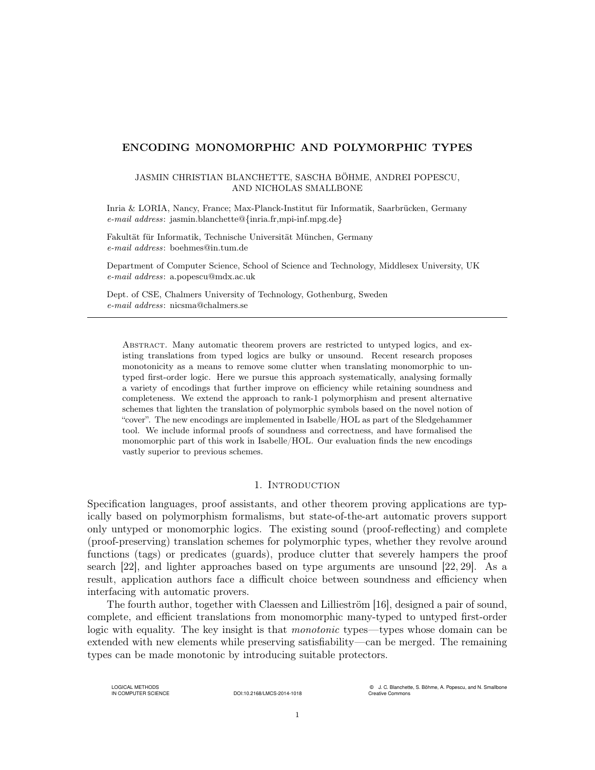# ENCODING MONOMORPHIC AND POLYMORPHIC TYPES

JASMIN CHRISTIAN BLANCHETTE, SASCHA BÖHME, ANDREI POPESCU, AND NICHOLAS SMALLBONE

Inria & LORIA, Nancy, France; Max-Planck-Institut für Informatik, Saarbrücken, Germany
*e-mail address*: jasmin.blanchette@{inria.fr,mpi-inf.mpg.de}

Fakultät für Informatik, Technische Universität München, Germany
*e-mail address*: boehmes@in.tum.de

Department of Computer Science, School of Science and Technology, Middlesex University, UK
*e-mail address*: a.popescu@mdx.ac.uk

Dept. of CSE, Chalmers University of Technology, Gothenburg, Sweden
*e-mail address*: nicsma@chalmers.se

---

Abstract. Many automatic theorem provers are restricted to untyped logics, and existing translations from typed logics are bulky or unsound. Recent research proposes monotonicity as a means to remove some clutter when translating monomorphic to untyped first-order logic. Here we pursue this approach systematically, analysing formally a variety of encodings that further improve on efficiency while retaining soundness and completeness. We extend the approach to rank-1 polymorphism and present alternative schemes that lighten the translation of polymorphic symbols based on the novel notion of "cover". The new encodings are implemented in Isabelle/HOL as part of the Sledgehammer tool. We include informal proofs of soundness and correctness, and have formalised the monomorphic part of this work in Isabelle/HOL. Our evaluation finds the new encodings vastly superior to previous schemes.

## 1. Introduction

Specification languages, proof assistants, and other theorem proving applications are typically based on polymorphism formalisms, but state-of-the-art automatic provers support only untyped or monomorphic logics. The existing sound (proof-reflecting) and complete (proof-preserving) translation schemes for polymorphic types, whether they revolve around functions (tags) or predicates (guards), produce clutter that severely hampers the proof search [22], and lighter approaches based on type arguments are unsound [22, 29]. As a result, application authors face a difficult choice between soundness and efficiency when interfacing with automatic provers.

The fourth author, together with Claessen and Lillieström [16], designed a pair of sound, complete, and efficient translations from monomorphic many-typed to untyped first-order logic with equality. The key insight is that *monotonic* types—types whose domain can be extended with new elements while preserving satisfiability—can be merged. The remaining types can be made monotonic by introducing suitable protectors.

LOGICAL METHODS IN COMPUTER SCIENCE — DOI:10.2168/LMCS-2014-1018 — © J. C. Blanchette, S. Böhme, A. Popescu, and N. Smallbone, Creative Commons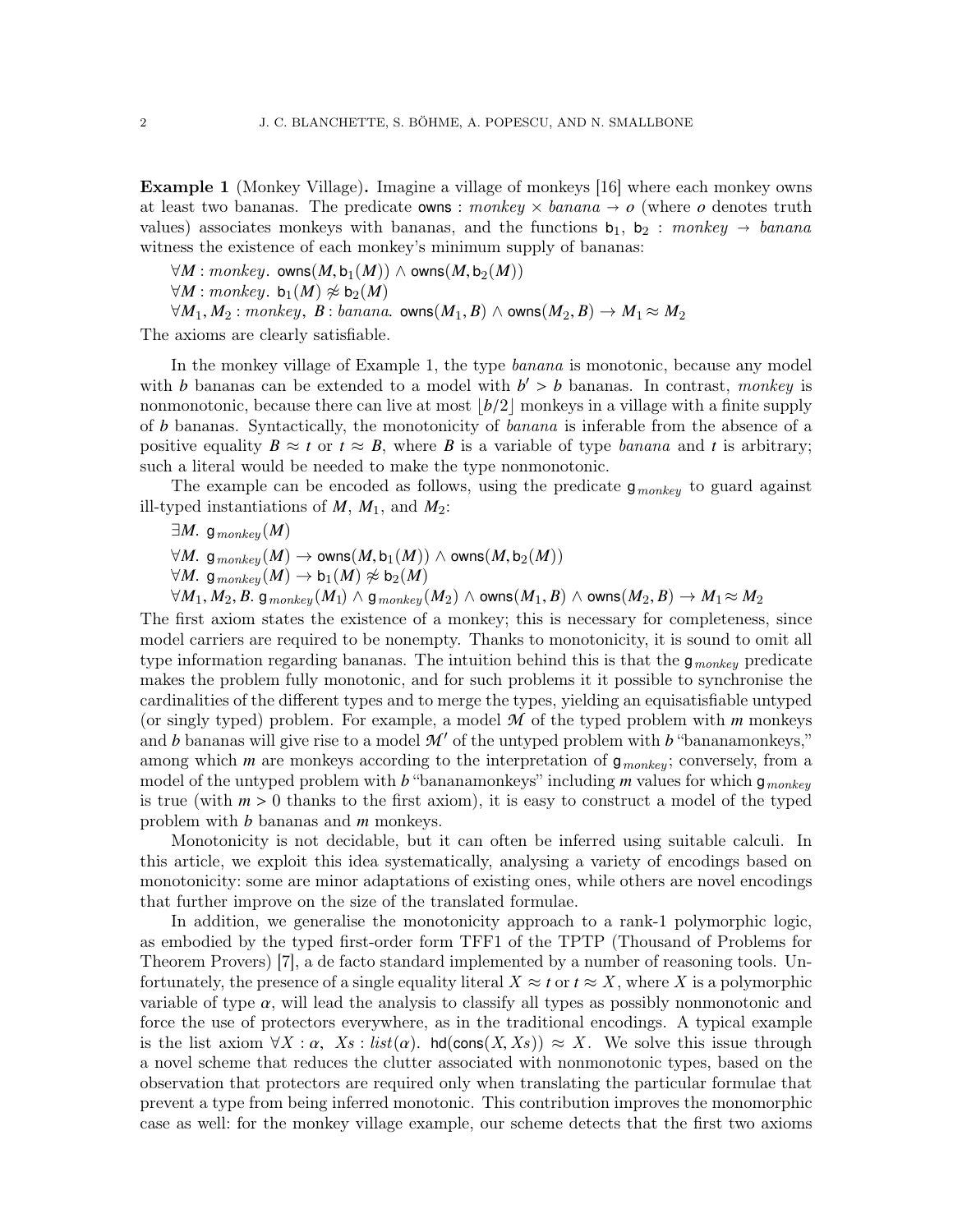**Example 1** (Monkey Village)**.** Imagine a village of monkeys [16] where each monkey owns at least two bananas. The predicate $\mathsf{owns} : \mathit{monkey} \times \mathit{banana} \to \mathit{o}$ (where $\mathit{o}$ denotes truth values) associates monkeys with bananas, and the functions $\mathsf{b}_1,\ \mathsf{b}_2 : \mathit{monkey} \to \mathit{banana}$ witness the existence of each monkey's minimum supply of bananas:

$\forall M : \mathit{monkey}.\ \mathsf{owns}(M, \mathsf{b}_1(M)) \land \mathsf{owns}(M, \mathsf{b}_2(M))$

$\forall M : \mathit{monkey}.\ \mathsf{b}_1(M) \not\approx \mathsf{b}_2(M)$

$\forall M_1, M_2 : \mathit{monkey},\ B : \mathit{banana}.\ \mathsf{owns}(M_1, B) \land \mathsf{owns}(M_2, B) \to M_1 \approx M_2$

The axioms are clearly satisfiable.

In the monkey village of Example 1, the type *banana* is monotonic, because any model with $b$ bananas can be extended to a model with $b' > b$ bananas. In contrast, *monkey* is nonmonotonic, because there can live at most $\lfloor b/2 \rfloor$ monkeys in a village with a finite supply of $b$ bananas. Syntactically, the monotonicity of *banana* is inferable from the absence of a positive equality $B \approx t$ or $t \approx B$, where $B$ is a variable of type *banana* and $t$ is arbitrary; such a literal would be needed to make the type nonmonotonic.

The example can be encoded as follows, using the predicate $\mathsf{g}_{\mathit{monkey}}$ to guard against ill-typed instantiations of $M$, $M_1$, and $M_2$:

$\exists M.\ \mathsf{g}_{\mathit{monkey}}(M)$

$\forall M.\ \mathsf{g}_{\mathit{monkey}}(M) \to \mathsf{owns}(M, \mathsf{b}_1(M)) \land \mathsf{owns}(M, \mathsf{b}_2(M))$

$\forall M.\ \mathsf{g}_{\mathit{monkey}}(M) \to \mathsf{b}_1(M) \not\approx \mathsf{b}_2(M)$

$\forall M_1, M_2, B.\ \mathsf{g}_{\mathit{monkey}}(M_1) \land \mathsf{g}_{\mathit{monkey}}(M_2) \land \mathsf{owns}(M_1, B) \land \mathsf{owns}(M_2, B) \to M_1 \approx M_2$

The first axiom states the existence of a monkey; this is necessary for completeness, since model carriers are required to be nonempty. Thanks to monotonicity, it is sound to omit all type information regarding bananas. The intuition behind this is that the $\mathsf{g}_{\mathit{monkey}}$ predicate makes the problem fully monotonic, and for such problems it it possible to synchronise the cardinalities of the different types and to merge the types, yielding an equisatisfiable untyped (or singly typed) problem. For example, a model $\mathcal{M}$ of the typed problem with $m$ monkeys and $b$ bananas will give rise to a model $\mathcal{M}'$ of the untyped problem with $b$ "bananamonkeys," among which $m$ are monkeys according to the interpretation of $\mathsf{g}_{\mathit{monkey}}$; conversely, from a model of the untyped problem with $b$ "bananamonkeys" including $m$ values for which $\mathsf{g}_{\mathit{monkey}}$ is true (with $m > 0$ thanks to the first axiom), it is easy to construct a model of the typed problem with $b$ bananas and $m$ monkeys.

Monotonicity is not decidable, but it can often be inferred using suitable calculi. In this article, we exploit this idea systematically, analysing a variety of encodings based on monotonicity: some are minor adaptations of existing ones, while others are novel encodings that further improve on the size of the translated formulae.

In addition, we generalise the monotonicity approach to a rank-1 polymorphic logic, as embodied by the typed first-order form TFF1 of the TPTP (Thousand of Problems for Theorem Provers) [7], a de facto standard implemented by a number of reasoning tools. Unfortunately, the presence of a single equality literal $X \approx t$ or $t \approx X$, where $X$ is a polymorphic variable of type $\alpha$, will lead the analysis to classify all types as possibly nonmonotonic and force the use of protectors everywhere, as in the traditional encodings. A typical example is the list axiom $\forall X : \alpha,\ \mathit{Xs} : \mathit{list}(\alpha).\ \mathsf{hd}(\mathsf{cons}(X, \mathit{Xs})) \approx X$. We solve this issue through a novel scheme that reduces the clutter associated with nonmonotonic types, based on the observation that protectors are required only when translating the particular formulae that prevent a type from being inferred monotonic. This contribution improves the monomorphic case as well: for the monkey village example, our scheme detects that the first two axioms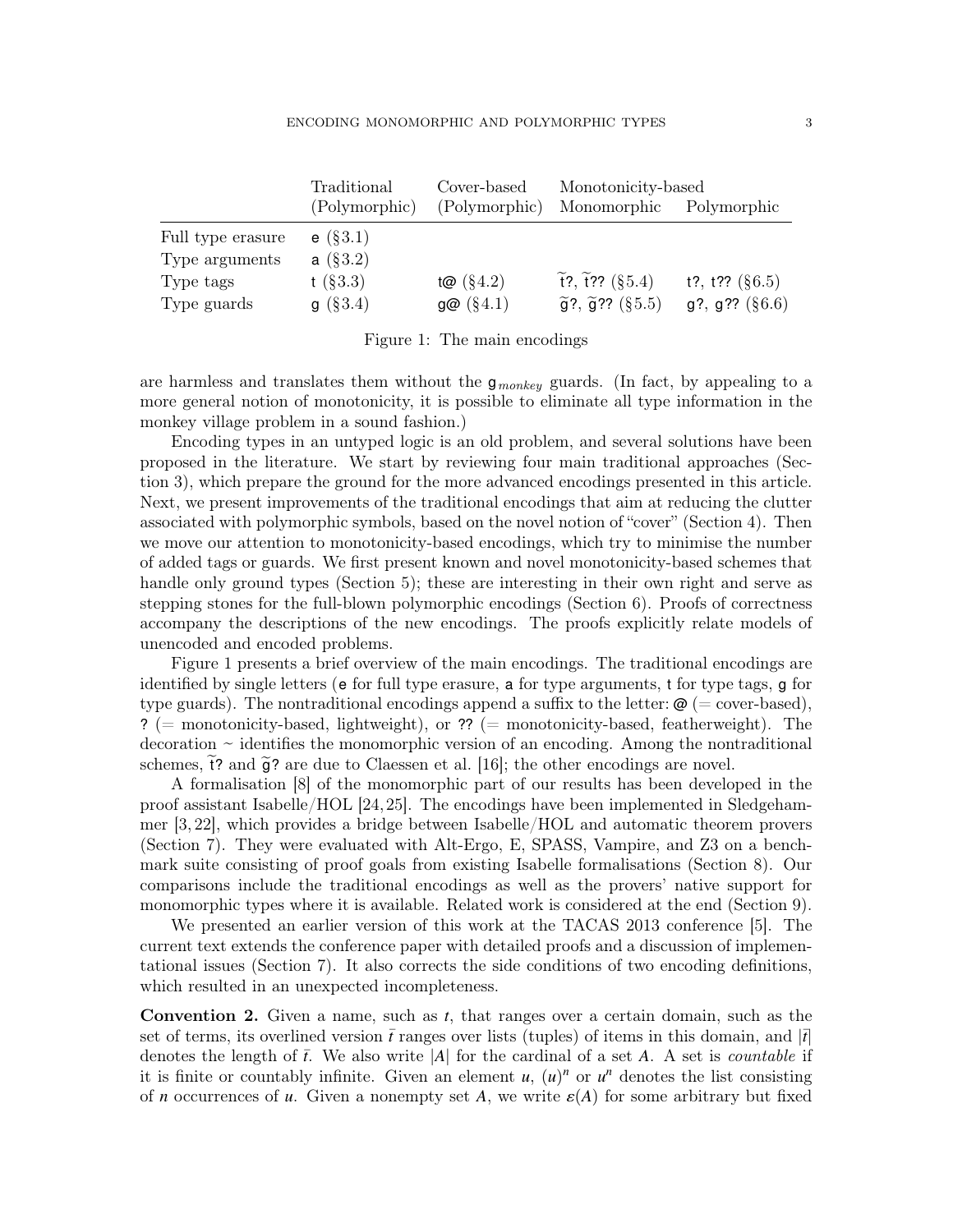| | Traditional (Polymorphic) | Cover-based (Polymorphic) | Monotonicity-based Monomorphic | Polymorphic |
|---|---|---|---|---|
| Full type erasure | e (§3.1) | | | |
| Type arguments | a (§3.2) | | | |
| Type tags | t (§3.3) | t@ (§4.2) | $\widetilde{\text{t}}$?, $\widetilde{\text{t}}$?? (§5.4) | t?, t?? (§6.5) |
| Type guards | g (§3.4) | g@ (§4.1) | $\widetilde{\text{g}}$?, $\widetilde{\text{g}}$?? (§5.5) | g?, g?? (§6.6) |

Figure 1: The main encodings

are harmless and translates them without the $\mathsf{g}_{monkey}$ guards. (In fact, by appealing to a more general notion of monotonicity, it is possible to eliminate all type information in the monkey village problem in a sound fashion.)

Encoding types in an untyped logic is an old problem, and several solutions have been proposed in the literature. We start by reviewing four main traditional approaches (Section 3), which prepare the ground for the more advanced encodings presented in this article. Next, we present improvements of the traditional encodings that aim at reducing the clutter associated with polymorphic symbols, based on the novel notion of "cover" (Section 4). Then we move our attention to monotonicity-based encodings, which try to minimise the number of added tags or guards. We first present known and novel monotonicity-based schemes that handle only ground types (Section 5); these are interesting in their own right and serve as stepping stones for the full-blown polymorphic encodings (Section 6). Proofs of correctness accompany the descriptions of the new encodings. The proofs explicitly relate models of unencoded and encoded problems.

Figure 1 presents a brief overview of the main encodings. The traditional encodings are identified by single letters (e for full type erasure, a for type arguments, t for type tags, g for type guards). The nontraditional encodings append a suffix to the letter: @ (= cover-based), ? (= monotonicity-based, lightweight), or ?? (= monotonicity-based, featherweight). The decoration ~ identifies the monomorphic version of an encoding. Among the nontraditional schemes, $\widetilde{\text{t}}$? and $\widetilde{\text{g}}$? are due to Claessen et al. [16]; the other encodings are novel.

A formalisation [8] of the monomorphic part of our results has been developed in the proof assistant Isabelle/HOL [24, 25]. The encodings have been implemented in Sledgehammer [3, 22], which provides a bridge between Isabelle/HOL and automatic theorem provers (Section 7). They were evaluated with Alt-Ergo, E, SPASS, Vampire, and Z3 on a benchmark suite consisting of proof goals from existing Isabelle formalisations (Section 8). Our comparisons include the traditional encodings as well as the provers' native support for monomorphic types where it is available. Related work is considered at the end (Section 9).

We presented an earlier version of this work at the TACAS 2013 conference [5]. The current text extends the conference paper with detailed proofs and a discussion of implementational issues (Section 7). It also corrects the side conditions of two encoding definitions, which resulted in an unexpected incompleteness.

**Convention 2.** Given a name, such as $t$, that ranges over a certain domain, such as the set of terms, its overlined version $\bar{t}$ ranges over lists (tuples) of items in this domain, and $|\bar{t}|$ denotes the length of $\bar{t}$. We also write $|A|$ for the cardinal of a set $A$. A set is *countable* if it is finite or countably infinite. Given an element $u$, $(u)^n$ or $u^n$ denotes the list consisting of $n$ occurrences of $u$. Given a nonempty set $A$, we write $\varepsilon(A)$ for some arbitrary but fixed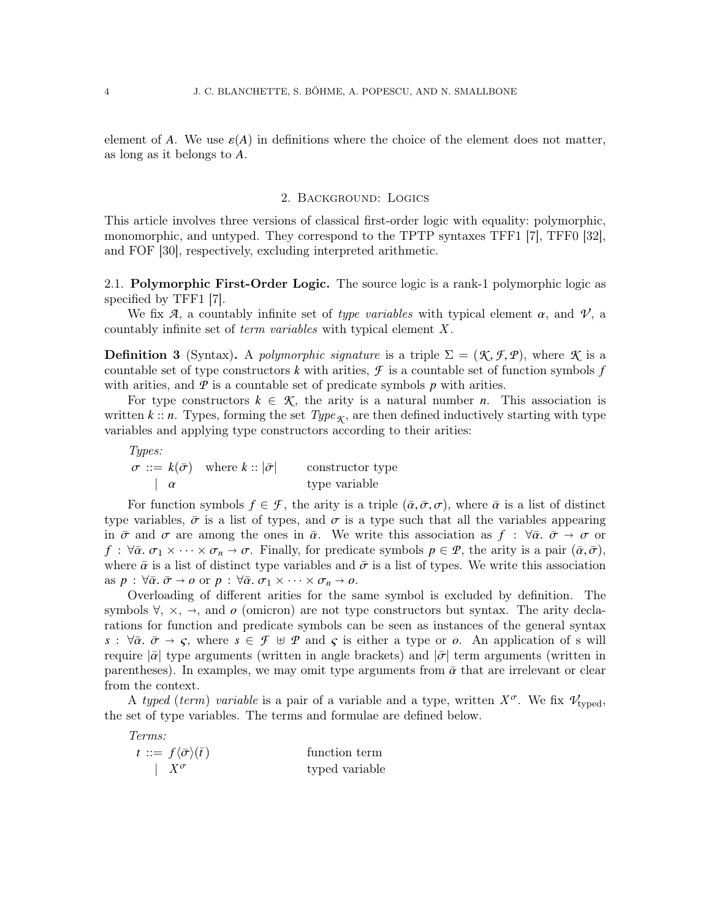element of $A$. We use $\varepsilon(A)$ in definitions where the choice of the element does not matter, as long as it belongs to $A$.

## 2. Background: Logics

This article involves three versions of classical first-order logic with equality: polymorphic, monomorphic, and untyped. They correspond to the TPTP syntaxes TFF1 [7], TFF0 [32], and FOF [30], respectively, excluding interpreted arithmetic.

### 2.1. Polymorphic First-Order Logic.

The source logic is a rank-1 polymorphic logic as specified by TFF1 [7].

We fix $\mathcal{A}$, a countably infinite set of *type variables* with typical element $\alpha$, and $\mathcal{V}$, a countably infinite set of *term variables* with typical element $X$.

**Definition 3** (Syntax)**.** A *polymorphic signature* is a triple $\Sigma = (\mathcal{K}, \mathcal{F}, \mathcal{P})$, where $\mathcal{K}$ is a countable set of type constructors $k$ with arities, $\mathcal{F}$ is a countable set of function symbols $f$ with arities, and $\mathcal{P}$ is a countable set of predicate symbols $p$ with arities.

For type constructors $k \in \mathcal{K}$, the arity is a natural number $n$. This association is written $k :: n$. Types, forming the set $Type_{\mathcal{K}}$, are then defined inductively starting with type variables and applying type constructors according to their arities:

*Types:*

$$
\begin{array}{lll}
\sigma ::= k(\bar{\sigma}) & \text{where } k :: |\bar{\sigma}| & \text{constructor type} \\
\quad\;\; \mid \; \alpha & & \text{type variable}
\end{array}
$$

For function symbols $f \in \mathcal{F}$, the arity is a triple $(\bar{\alpha}, \bar{\sigma}, \sigma)$, where $\bar{\alpha}$ is a list of distinct type variables, $\bar{\sigma}$ is a list of types, and $\sigma$ is a type such that all the variables appearing in $\bar{\sigma}$ and $\sigma$ are among the ones in $\bar{\alpha}$. We write this association as $f : \forall\bar{\alpha}.\ \bar{\sigma} \to \sigma$ or $f : \forall\bar{\alpha}.\ \sigma_1 \times \cdots \times \sigma_n \to \sigma$. Finally, for predicate symbols $p \in \mathcal{P}$, the arity is a pair $(\bar{\alpha}, \bar{\sigma})$, where $\bar{\alpha}$ is a list of distinct type variables and $\bar{\sigma}$ is a list of types. We write this association as $p : \forall\bar{\alpha}.\ \bar{\sigma} \to o$ or $p : \forall\bar{\alpha}.\ \sigma_1 \times \cdots \times \sigma_n \to o$.

Overloading of different arities for the same symbol is excluded by definition. The symbols $\forall$, $\times$, $\to$, and $o$ (omicron) are not type constructors but syntax. The arity declarations for function and predicate symbols can be seen as instances of the general syntax $s : \forall\bar{\alpha}.\ \bar{\sigma} \to \varsigma$, where $s \in \mathcal{F} \uplus \mathcal{P}$ and $\varsigma$ is either a type or $o$. An application of s will require $|\bar{\alpha}|$ type arguments (written in angle brackets) and $|\bar{\sigma}|$ term arguments (written in parentheses). In examples, we may omit type arguments from $\bar{\alpha}$ that are irrelevant or clear from the context.

A *typed* (*term*) *variable* is a pair of a variable and a type, written $X^\sigma$. We fix $\mathcal{V}_{\text{typed}}$, the set of type variables. The terms and formulae are defined below.

*Terms:*

$$
\begin{array}{ll}
t ::= f\langle\bar{\sigma}\rangle(\bar{t}) & \text{function term} \\
\quad\;\; \mid \; X^\sigma & \text{typed variable}
\end{array}
$$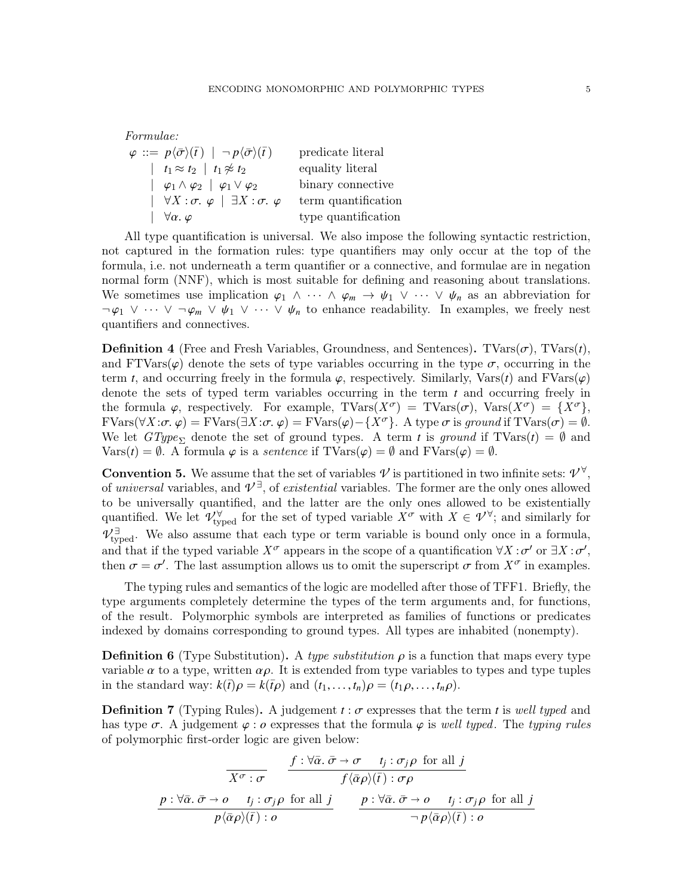*Formulae:*

$$
\begin{array}{lll}
\varphi ::= & p\langle\bar\sigma\rangle(\bar t\,) \mid \neg\, p\langle\bar\sigma\rangle(\bar t\,) & \text{predicate literal} \\
\mid & t_1 \approx t_2 \mid t_1 \not\approx t_2 & \text{equality literal} \\
\mid & \varphi_1 \wedge \varphi_2 \mid \varphi_1 \vee \varphi_2 & \text{binary connective} \\
\mid & \forall X : \sigma.\ \varphi \mid \exists X : \sigma.\ \varphi & \text{term quantification} \\
\mid & \forall \alpha.\ \varphi & \text{type quantification}
\end{array}
$$

All type quantification is universal. We also impose the following syntactic restriction, not captured in the formation rules: type quantifiers may only occur at the top of the formula, i.e. not underneath a term quantifier or a connective, and formulae are in negation normal form (NNF), which is most suitable for defining and reasoning about translations. We sometimes use implication $\varphi_1 \wedge \cdots \wedge \varphi_m \rightarrow \psi_1 \vee \cdots \vee \psi_n$ as an abbreviation for $\neg\varphi_1 \vee \cdots \vee \neg\varphi_m \vee \psi_1 \vee \cdots \vee \psi_n$ to enhance readability. In examples, we freely nest quantifiers and connectives.

**Definition 4** (Free and Fresh Variables, Groundness, and Sentences)**.** $\mathrm{TVars}(\sigma)$, $\mathrm{TVars}(t)$, and $\mathrm{FTVars}(\varphi)$ denote the sets of type variables occurring in the type $\sigma$, occurring in the term $t$, and occurring freely in the formula $\varphi$, respectively. Similarly, $\mathrm{Vars}(t)$ and $\mathrm{FVars}(\varphi)$ denote the sets of typed term variables occurring in the term $t$ and occurring freely in the formula $\varphi$, respectively. For example, $\mathrm{TVars}(X^\sigma) = \mathrm{TVars}(\sigma)$, $\mathrm{Vars}(X^\sigma) = \{X^\sigma\}$, $\mathrm{FVars}(\forall X{:}\sigma.\ \varphi) = \mathrm{FVars}(\exists X{:}\sigma.\ \varphi) = \mathrm{FVars}(\varphi) - \{X^\sigma\}$. A type $\sigma$ is *ground* if $\mathrm{TVars}(\sigma) = \emptyset$. We let $GType_\Sigma$ denote the set of ground types. A term $t$ is *ground* if $\mathrm{TVars}(t) = \emptyset$ and $\mathrm{Vars}(t) = \emptyset$. A formula $\varphi$ is a *sentence* if $\mathrm{TVars}(\varphi) = \emptyset$ and $\mathrm{FVars}(\varphi) = \emptyset$.

**Convention 5.** We assume that the set of variables $\mathcal{V}$ is partitioned in two infinite sets: $\mathcal{V}^\forall$, of *universal* variables, and $\mathcal{V}^\exists$, of *existential* variables. The former are the only ones allowed to be universally quantified, and the latter are the only ones allowed to be existentially quantified. We let $\mathcal{V}^\forall_{\text{typed}}$ for the set of typed variable $X^\sigma$ with $X \in \mathcal{V}^\forall$; and similarly for $\mathcal{V}^\exists_{\text{typed}}$. We also assume that each type or term variable is bound only once in a formula, and that if the typed variable $X^\sigma$ appears in the scope of a quantification $\forall X : \sigma'$ or $\exists X : \sigma'$, then $\sigma = \sigma'$. The last assumption allows us to omit the superscript $\sigma$ from $X^\sigma$ in examples.

The typing rules and semantics of the logic are modelled after those of TFF1. Briefly, the type arguments completely determine the types of the term arguments and, for functions, of the result. Polymorphic symbols are interpreted as families of functions or predicates indexed by domains corresponding to ground types. All types are inhabited (nonempty).

**Definition 6** (Type Substitution)**.** A *type substitution* $\rho$ is a function that maps every type variable $\alpha$ to a type, written $\alpha\rho$. It is extended from type variables to types and type tuples in the standard way: $k(\bar t)\rho = k(\bar t\rho)$ and $(t_1, \ldots, t_n)\rho = (t_1\rho, \ldots, t_n\rho)$.

**Definition 7** (Typing Rules)**.** A judgement $t : \sigma$ expresses that the term $t$ is *well typed* and has type $\sigma$. A judgement $\varphi : o$ expresses that the formula $\varphi$ is *well typed*. The *typing rules* of polymorphic first-order logic are given below:

$$
\frac{}{X^\sigma : \sigma} \qquad \frac{f : \forall\bar\alpha.\ \bar\sigma \to \sigma \qquad t_j : \sigma_j\rho \ \text{ for all } j}{f\langle\bar\alpha\rho\rangle(\bar t\,) : \sigma\rho}
$$

$$
\frac{p : \forall\bar\alpha.\ \bar\sigma \to o \qquad t_j : \sigma_j\rho \ \text{ for all } j}{p\langle\bar\alpha\rho\rangle(\bar t\,) : o} \qquad \frac{p : \forall\bar\alpha.\ \bar\sigma \to o \qquad t_j : \sigma_j\rho \ \text{ for all } j}{\neg\, p\langle\bar\alpha\rho\rangle(\bar t\,) : o}
$$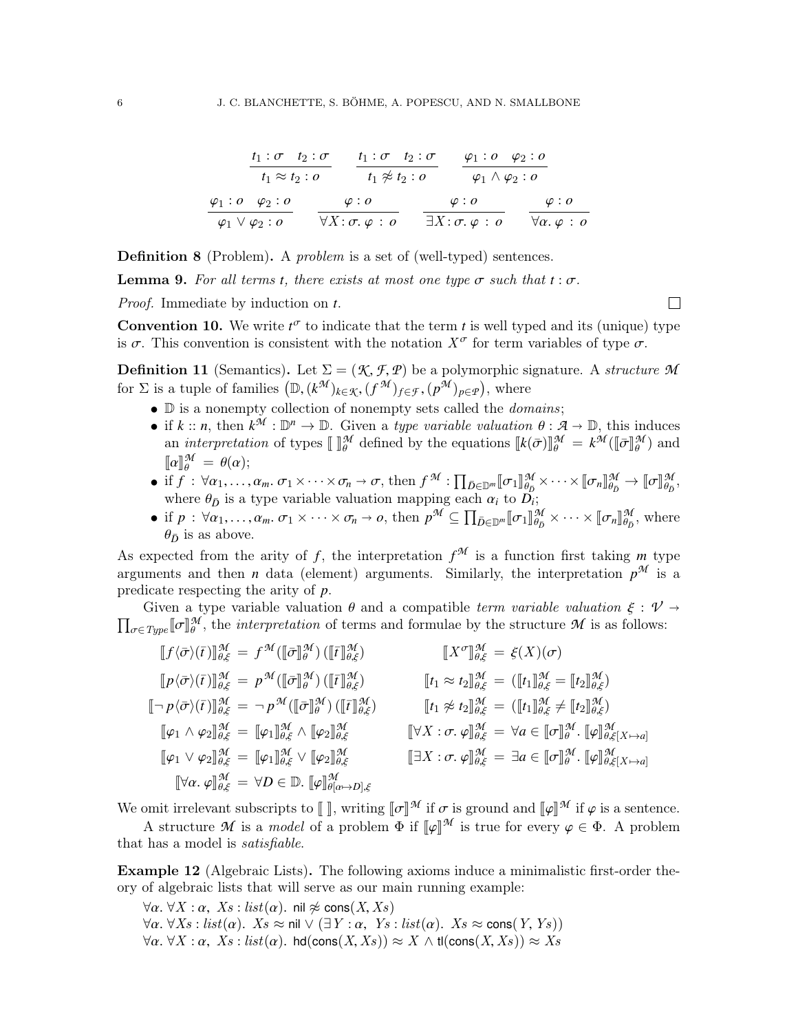$$\frac{t_1 : \sigma \quad t_2 : \sigma}{t_1 \approx t_2 : o} \qquad \frac{t_1 : \sigma \quad t_2 : \sigma}{t_1 \not\approx t_2 : o} \qquad \frac{\varphi_1 : o \quad \varphi_2 : o}{\varphi_1 \wedge \varphi_2 : o}$$

$$\frac{\varphi_1 : o \quad \varphi_2 : o}{\varphi_1 \vee \varphi_2 : o} \qquad \frac{\varphi : o}{\forall X\!: \sigma.\ \varphi\ :\ o} \qquad \frac{\varphi : o}{\exists X\!: \sigma.\ \varphi\ :\ o} \qquad \frac{\varphi : o}{\forall \alpha.\ \varphi\ :\ o}$$

**Definition 8** (Problem)**.** A *problem* is a set of (well-typed) sentences.

**Lemma 9.** *For all terms $t$, there exists at most one type $\sigma$ such that $t : \sigma$.*

*Proof.* Immediate by induction on $t$. □

**Convention 10.** We write $t^\sigma$ to indicate that the term $t$ is well typed and its (unique) type is $\sigma$. This convention is consistent with the notation $X^\sigma$ for term variables of type $\sigma$.

**Definition 11** (Semantics)**.** Let $\Sigma = (\mathcal{K}, \mathcal{F}, \mathcal{P})$ be a polymorphic signature. A *structure* $\mathcal{M}$ for $\Sigma$ is a tuple of families $\big(\mathbb{D}, (k^{\mathcal{M}})_{k\in\mathcal{K}}, (f^{\mathcal{M}})_{f\in\mathcal{F}}, (p^{\mathcal{M}})_{p\in\mathcal{P}}\big)$, where

- $\mathbb{D}$ is a nonempty collection of nonempty sets called the *domains*;
- if $k :: n$, then $k^{\mathcal{M}} : \mathbb{D}^n \to \mathbb{D}$. Given a *type variable valuation* $\theta : \mathcal{A} \to \mathbb{D}$, this induces an *interpretation* of types $[\![\ ]\!]^{\mathcal{M}}_\theta$ defined by the equations $[\![k(\bar\sigma)]\!]^{\mathcal{M}}_\theta = k^{\mathcal{M}}([\![\bar\sigma]\!]^{\mathcal{M}}_\theta)$ and $[\![\alpha]\!]^{\mathcal{M}}_\theta = \theta(\alpha)$;
- if $f : \forall\alpha_1, \ldots, \alpha_m.\ \sigma_1 \times \cdots \times \sigma_n \to \sigma$, then $f^{\mathcal{M}} : \prod_{\bar D \in \mathbb{D}^m} [\![\sigma_1]\!]^{\mathcal{M}}_{\theta_{\bar D}} \times \cdots \times [\![\sigma_n]\!]^{\mathcal{M}}_{\theta_{\bar D}} \to [\![\sigma]\!]^{\mathcal{M}}_{\theta_{\bar D}}$, where $\theta_{\bar D}$ is a type variable valuation mapping each $\alpha_i$ to $D_i$;
- if $p : \forall\alpha_1, \ldots, \alpha_m.\ \sigma_1 \times \cdots \times \sigma_n \to o$, then $p^{\mathcal{M}} \subseteq \prod_{\bar D \in \mathbb{D}^m} [\![\sigma_1]\!]^{\mathcal{M}}_{\theta_{\bar D}} \times \cdots \times [\![\sigma_n]\!]^{\mathcal{M}}_{\theta_{\bar D}}$, where $\theta_{\bar D}$ is as above.

As expected from the arity of $f$, the interpretation $f^{\mathcal{M}}$ is a function first taking $m$ type arguments and then $n$ data (element) arguments. Similarly, the interpretation $p^{\mathcal{M}}$ is a predicate respecting the arity of $p$.

Given a type variable valuation $\theta$ and a compatible *term variable valuation* $\xi : \mathcal{V} \to \prod_{\sigma\in \mathit{Type}} [\![\sigma]\!]^{\mathcal{M}}_\theta$, the *interpretation* of terms and formulae by the structure $\mathcal{M}$ is as follows:

$$\begin{aligned}
&[\![f\langle\bar\sigma\rangle(\bar t)]\!]^{\mathcal{M}}_{\theta,\xi} = f^{\mathcal{M}}([\![\bar\sigma]\!]^{\mathcal{M}}_\theta)\,([\![\bar t]\!]^{\mathcal{M}}_{\theta,\xi}) &\quad& [\![X^\sigma]\!]^{\mathcal{M}}_{\theta,\xi} = \xi(X)(\sigma)\\
&[\![p\langle\bar\sigma\rangle(\bar t)]\!]^{\mathcal{M}}_{\theta,\xi} = p^{\mathcal{M}}([\![\bar\sigma]\!]^{\mathcal{M}}_\theta)\,([\![\bar t]\!]^{\mathcal{M}}_{\theta,\xi}) && [\![t_1 \approx t_2]\!]^{\mathcal{M}}_{\theta,\xi} = ([\![t_1]\!]^{\mathcal{M}}_{\theta,\xi} = [\![t_2]\!]^{\mathcal{M}}_{\theta,\xi})\\
&[\![\neg\, p\langle\bar\sigma\rangle(\bar t)]\!]^{\mathcal{M}}_{\theta,\xi} = \neg\, p^{\mathcal{M}}([\![\bar\sigma]\!]^{\mathcal{M}}_\theta)\,([\![\bar t]\!]^{\mathcal{M}}_{\theta,\xi}) && [\![t_1 \not\approx t_2]\!]^{\mathcal{M}}_{\theta,\xi} = ([\![t_1]\!]^{\mathcal{M}}_{\theta,\xi} \neq [\![t_2]\!]^{\mathcal{M}}_{\theta,\xi})\\
&[\![\varphi_1 \wedge \varphi_2]\!]^{\mathcal{M}}_{\theta,\xi} = [\![\varphi_1]\!]^{\mathcal{M}}_{\theta,\xi} \wedge [\![\varphi_2]\!]^{\mathcal{M}}_{\theta,\xi} && [\![\forall X : \sigma.\ \varphi]\!]^{\mathcal{M}}_{\theta,\xi} = \forall a \in [\![\sigma]\!]^{\mathcal{M}}_\theta.\ [\![\varphi]\!]^{\mathcal{M}}_{\theta,\xi[X\mapsto a]}\\
&[\![\varphi_1 \vee \varphi_2]\!]^{\mathcal{M}}_{\theta,\xi} = [\![\varphi_1]\!]^{\mathcal{M}}_{\theta,\xi} \vee [\![\varphi_2]\!]^{\mathcal{M}}_{\theta,\xi} && [\![\exists X : \sigma.\ \varphi]\!]^{\mathcal{M}}_{\theta,\xi} = \exists a \in [\![\sigma]\!]^{\mathcal{M}}_\theta.\ [\![\varphi]\!]^{\mathcal{M}}_{\theta,\xi[X\mapsto a]}\\
&[\![\forall\alpha.\ \varphi]\!]^{\mathcal{M}}_{\theta,\xi} = \forall D \in \mathbb{D}.\ [\![\varphi]\!]^{\mathcal{M}}_{\theta[\alpha\mapsto D],\xi}
\end{aligned}$$

We omit irrelevant subscripts to $[\![\ ]\!]$, writing $[\![\sigma]\!]^{\mathcal{M}}$ if $\sigma$ is ground and $[\![\varphi]\!]^{\mathcal{M}}$ if $\varphi$ is a sentence.

A structure $\mathcal{M}$ is a *model* of a problem $\Phi$ if $[\![\varphi]\!]^{\mathcal{M}}$ is true for every $\varphi \in \Phi$. A problem that has a model is *satisfiable*.

**Example 12** (Algebraic Lists)**.** The following axioms induce a minimalistic first-order theory of algebraic lists that will serve as our main running example:

$\forall\alpha.\ \forall X : \alpha,\ Xs : \mathit{list}(\alpha).\ \mathsf{nil} \not\approx \mathsf{cons}(X, Xs)$
$\forall\alpha.\ \forall Xs : \mathit{list}(\alpha).\ Xs \approx \mathsf{nil} \vee (\exists Y : \alpha,\ Ys : \mathit{list}(\alpha).\ Xs \approx \mathsf{cons}(Y, Ys))$
$\forall\alpha.\ \forall X : \alpha,\ Xs : \mathit{list}(\alpha).\ \mathsf{hd}(\mathsf{cons}(X, Xs)) \approx X \wedge \mathsf{tl}(\mathsf{cons}(X, Xs)) \approx Xs$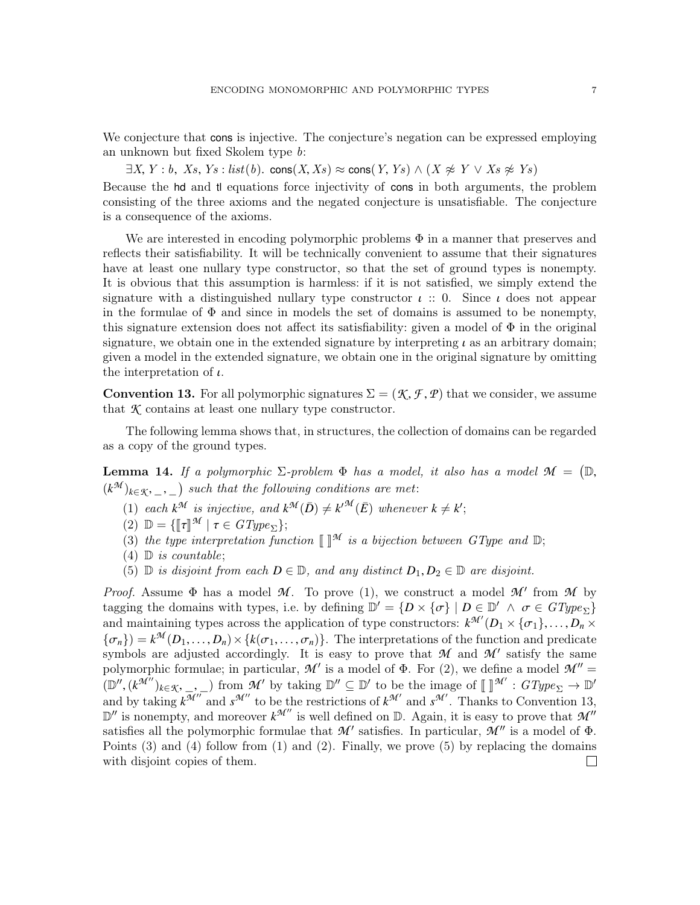We conjecture that cons is injective. The conjecture's negation can be expressed employing an unknown but fixed Skolem type $b$:

$\exists X, Y : b,\ Xs, Ys : list(b).\ \mathsf{cons}(X, Xs) \approx \mathsf{cons}(Y, Ys) \wedge (X \not\approx Y \vee Xs \not\approx Ys)$

Because the hd and tl equations force injectivity of cons in both arguments, the problem consisting of the three axioms and the negated conjecture is unsatisfiable. The conjecture is a consequence of the axioms.

We are interested in encoding polymorphic problems $\Phi$ in a manner that preserves and reflects their satisfiability. It will be technically convenient to assume that their signatures have at least one nullary type constructor, so that the set of ground types is nonempty. It is obvious that this assumption is harmless: if it is not satisfied, we simply extend the signature with a distinguished nullary type constructor $\iota :: 0$. Since $\iota$ does not appear in the formulae of $\Phi$ and since in models the set of domains is assumed to be nonempty, this signature extension does not affect its satisfiability: given a model of $\Phi$ in the original signature, we obtain one in the extended signature by interpreting $\iota$ as an arbitrary domain; given a model in the extended signature, we obtain one in the original signature by omitting the interpretation of $\iota$.

**Convention 13.** For all polymorphic signatures $\Sigma = (\mathcal{K}, \mathcal{F}, \mathcal{P})$ that we consider, we assume that $\mathcal{K}$ contains at least one nullary type constructor.

The following lemma shows that, in structures, the collection of domains can be regarded as a copy of the ground types.

**Lemma 14.** *If a polymorphic $\Sigma$-problem $\Phi$ has a model, it also has a model $\mathcal{M} = \big(\mathbb{D}, (k^{\mathcal{M}})_{k \in \mathcal{K}}, \_, \_\big)$ such that the following conditions are met:*

1. *each $k^{\mathcal{M}}$ is injective, and $k^{\mathcal{M}}(\bar{D}) \neq k'^{\mathcal{M}}(\bar{E})$ whenever $k \neq k'$;*
2. *$\mathbb{D} = \{[\![\tau]\!]^{\mathcal{M}} \mid \tau \in GType_\Sigma\}$;*
3. *the type interpretation function $[\![\ ]\!]^{\mathcal{M}}$ is a bijection between $GType$ and $\mathbb{D}$;*
4. *$\mathbb{D}$ is countable;*
5. *$\mathbb{D}$ is disjoint from each $D \in \mathbb{D}$, and any distinct $D_1, D_2 \in \mathbb{D}$ are disjoint.*

*Proof.* Assume $\Phi$ has a model $\mathcal{M}$. To prove (1), we construct a model $\mathcal{M}'$ from $\mathcal{M}$ by tagging the domains with types, i.e. by defining $\mathbb{D}' = \{D \times \{\sigma\} \mid D \in \mathbb{D}' \wedge \sigma \in GType_\Sigma\}$ and maintaining types across the application of type constructors: $k^{\mathcal{M}'}(D_1 \times \{\sigma_1\}, \ldots, D_n \times \{\sigma_n\}) = k^{\mathcal{M}}(D_1, \ldots, D_n) \times \{k(\sigma_1, \ldots, \sigma_n)\}$. The interpretations of the function and predicate symbols are adjusted accordingly. It is easy to prove that $\mathcal{M}$ and $\mathcal{M}'$ satisfy the same polymorphic formulae; in particular, $\mathcal{M}'$ is a model of $\Phi$. For (2), we define a model $\mathcal{M}'' = (\mathbb{D}'', (k^{\mathcal{M}''})_{k \in \mathcal{K}}, \_, \_)$ from $\mathcal{M}'$ by taking $\mathbb{D}'' \subseteq \mathbb{D}'$ to be the image of $[\![\ ]\!]^{\mathcal{M}'} : GType_\Sigma \to \mathbb{D}'$ and by taking $k^{\mathcal{M}''}$ and $s^{\mathcal{M}''}$ to be the restrictions of $k^{\mathcal{M}'}$ and $s^{\mathcal{M}'}$. Thanks to Convention 13, $\mathbb{D}''$ is nonempty, and moreover $k^{\mathcal{M}''}$ is well defined on $\mathbb{D}$. Again, it is easy to prove that $\mathcal{M}''$ satisfies all the polymorphic formulae that $\mathcal{M}'$ satisfies. In particular, $\mathcal{M}''$ is a model of $\Phi$. Points (3) and (4) follow from (1) and (2). Finally, we prove (5) by replacing the domains with disjoint copies of them. $\square$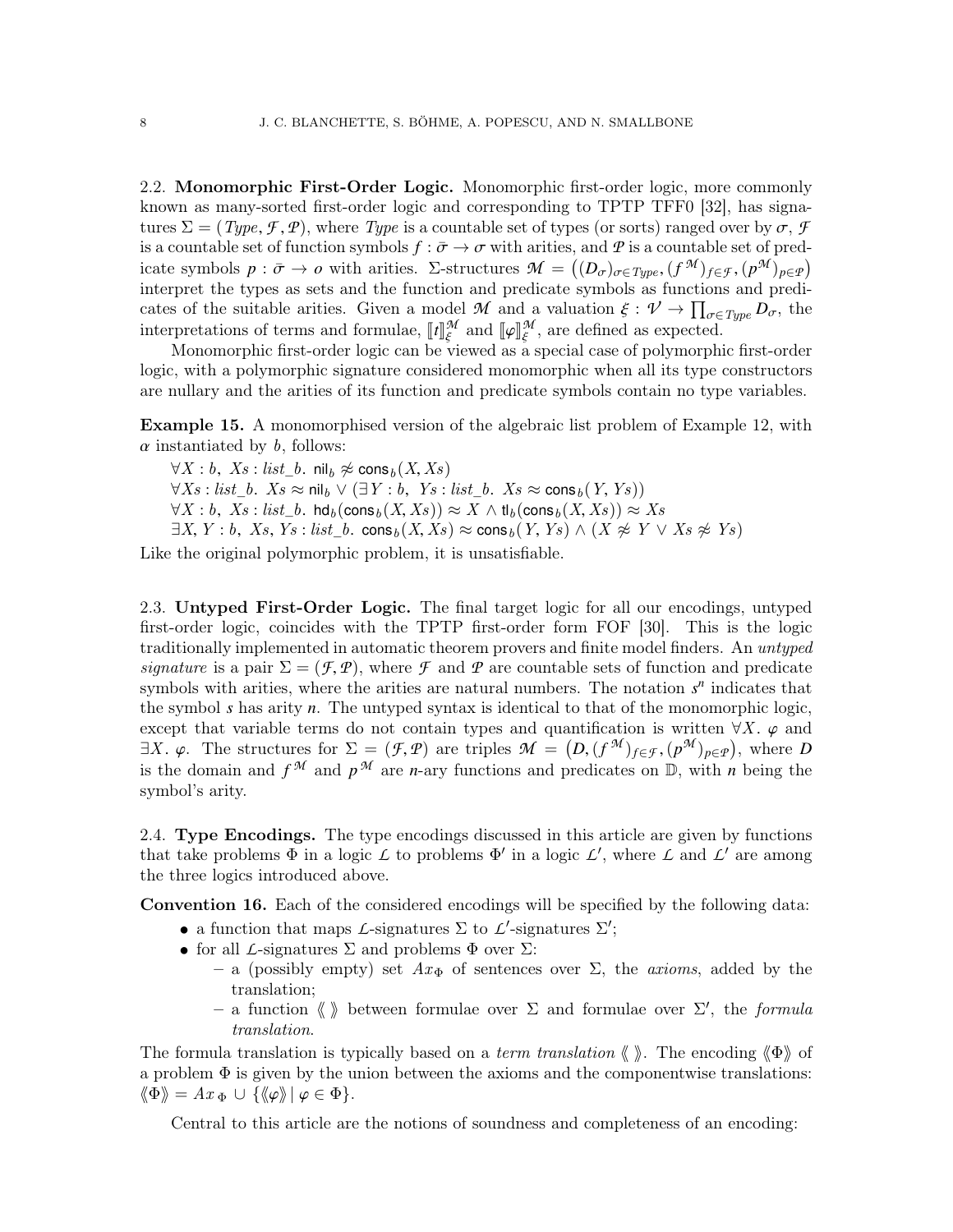2.2. **Monomorphic First-Order Logic.** Monomorphic first-order logic, more commonly known as many-sorted first-order logic and corresponding to TPTP TFF0 [32], has signatures $\Sigma = (\mathit{Type}, \mathcal{F}, \mathcal{P})$, where $\mathit{Type}$ is a countable set of types (or sorts) ranged over by $\sigma$, $\mathcal{F}$ is a countable set of function symbols $f : \bar{\sigma} \to \sigma$ with arities, and $\mathcal{P}$ is a countable set of predicate symbols $p : \bar{\sigma} \to o$ with arities. $\Sigma$-structures $\mathcal{M} = \big((D_\sigma)_{\sigma \in \mathit{Type}}, (f^{\mathcal{M}})_{f \in \mathcal{F}}, (p^{\mathcal{M}})_{p \in \mathcal{P}}\big)$ interpret the types as sets and the function and predicate symbols as functions and predicates of the suitable arities. Given a model $\mathcal{M}$ and a valuation $\xi : \mathcal{V} \to \prod_{\sigma \in \mathit{Type}} D_\sigma$, the interpretations of terms and formulae, $[\![t]\!]^{\mathcal{M}}_{\xi}$ and $[\![\varphi]\!]^{\mathcal{M}}_{\xi}$, are defined as expected.

Monomorphic first-order logic can be viewed as a special case of polymorphic first-order logic, with a polymorphic signature considered monomorphic when all its type constructors are nullary and the arities of its function and predicate symbols contain no type variables.

**Example 15.** A monomorphised version of the algebraic list problem of Example 12, with $\alpha$ instantiated by $b$, follows:

$\forall X : b,\ Xs : \mathit{list\_b}.\ \mathsf{nil}_b \not\approx \mathsf{cons}_b(X, Xs)$
$\forall Xs : \mathit{list\_b}.\ Xs \approx \mathsf{nil}_b \lor (\exists Y : b,\ Ys : \mathit{list\_b}.\ Xs \approx \mathsf{cons}_b(Y, Ys))$
$\forall X : b,\ Xs : \mathit{list\_b}.\ \mathsf{hd}_b(\mathsf{cons}_b(X, Xs)) \approx X \land \mathsf{tl}_b(\mathsf{cons}_b(X, Xs)) \approx Xs$
$\exists X, Y : b,\ Xs, Ys : \mathit{list\_b}.\ \mathsf{cons}_b(X, Xs) \approx \mathsf{cons}_b(Y, Ys) \land (X \not\approx Y \lor Xs \not\approx Ys)$

Like the original polymorphic problem, it is unsatisfiable.

2.3. **Untyped First-Order Logic.** The final target logic for all our encodings, untyped first-order logic, coincides with the TPTP first-order form FOF [30]. This is the logic traditionally implemented in automatic theorem provers and finite model finders. An *untyped signature* is a pair $\Sigma = (\mathcal{F}, \mathcal{P})$, where $\mathcal{F}$ and $\mathcal{P}$ are countable sets of function and predicate symbols with arities, where the arities are natural numbers. The notation $s^n$ indicates that the symbol $s$ has arity $n$. The untyped syntax is identical to that of the monomorphic logic, except that variable terms do not contain types and quantification is written $\forall X.\ \varphi$ and $\exists X.\ \varphi$. The structures for $\Sigma = (\mathcal{F}, \mathcal{P})$ are triples $\mathcal{M} = \big(D, (f^{\mathcal{M}})_{f \in \mathcal{F}}, (p^{\mathcal{M}})_{p \in \mathcal{P}}\big)$, where $D$ is the domain and $f^{\mathcal{M}}$ and $p^{\mathcal{M}}$ are $n$-ary functions and predicates on $\mathbb{D}$, with $n$ being the symbol's arity.

2.4. **Type Encodings.** The type encodings discussed in this article are given by functions that take problems $\Phi$ in a logic $\mathcal{L}$ to problems $\Phi'$ in a logic $\mathcal{L}'$, where $\mathcal{L}$ and $\mathcal{L}'$ are among the three logics introduced above.

**Convention 16.** Each of the considered encodings will be specified by the following data:

- a function that maps $\mathcal{L}$-signatures $\Sigma$ to $\mathcal{L}'$-signatures $\Sigma'$;
- for all $\mathcal{L}$-signatures $\Sigma$ and problems $\Phi$ over $\Sigma$:
  - a (possibly empty) set $Ax_\Phi$ of sentences over $\Sigma$, the *axioms*, added by the translation;
  - a function $\langle\!\langle\ \rangle\!\rangle$ between formulae over $\Sigma$ and formulae over $\Sigma'$, the *formula translation*.

The formula translation is typically based on a *term translation* $\langle\!\langle\ \rangle\!\rangle$. The encoding $\langle\!\langle \Phi \rangle\!\rangle$ of a problem $\Phi$ is given by the union between the axioms and the componentwise translations: $\langle\!\langle \Phi \rangle\!\rangle = Ax_\Phi \cup \{\langle\!\langle \varphi \rangle\!\rangle \mid \varphi \in \Phi\}$.

Central to this article are the notions of soundness and completeness of an encoding: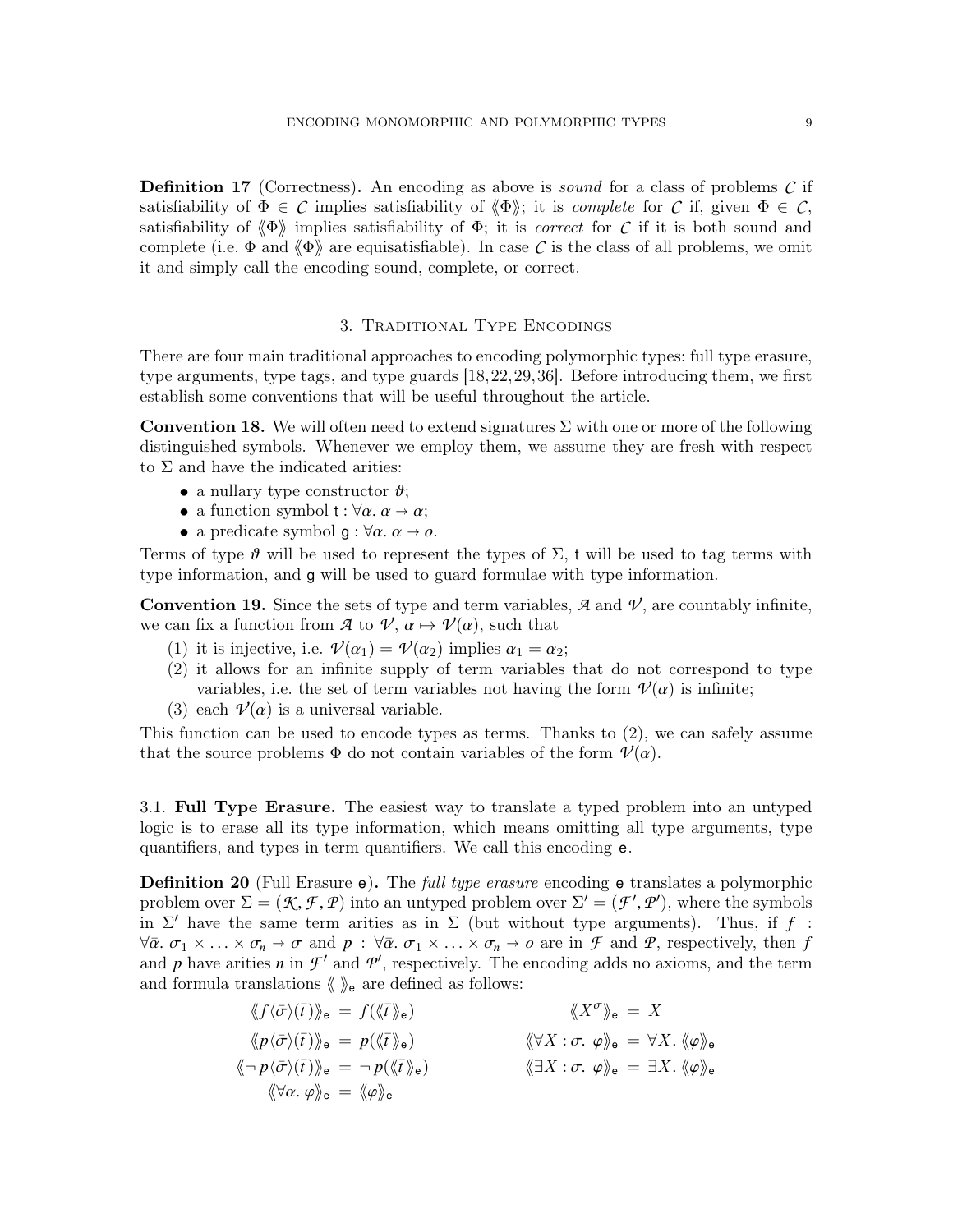**Definition 17** (Correctness)**.** An encoding as above is *sound* for a class of problems $\mathcal{C}$ if satisfiability of $\Phi \in \mathcal{C}$ implies satisfiability of $\langle\!\langle \Phi \rangle\!\rangle$; it is *complete* for $\mathcal{C}$ if, given $\Phi \in \mathcal{C}$, satisfiability of $\langle\!\langle \Phi \rangle\!\rangle$ implies satisfiability of $\Phi$; it is *correct* for $\mathcal{C}$ if it is both sound and complete (i.e. $\Phi$ and $\langle\!\langle \Phi \rangle\!\rangle$ are equisatisfiable). In case $\mathcal{C}$ is the class of all problems, we omit it and simply call the encoding sound, complete, or correct.

## 3. Traditional Type Encodings

There are four main traditional approaches to encoding polymorphic types: full type erasure, type arguments, type tags, and type guards [18, 22, 29, 36]. Before introducing them, we first establish some conventions that will be useful throughout the article.

**Convention 18.** We will often need to extend signatures $\Sigma$ with one or more of the following distinguished symbols. Whenever we employ them, we assume they are fresh with respect to $\Sigma$ and have the indicated arities:

- a nullary type constructor $\vartheta$;
- a function symbol $\mathsf{t} : \forall\alpha.\ \alpha \to \alpha$;
- a predicate symbol $\mathsf{g} : \forall\alpha.\ \alpha \to o$.

Terms of type $\vartheta$ will be used to represent the types of $\Sigma$, $\mathsf{t}$ will be used to tag terms with type information, and $\mathsf{g}$ will be used to guard formulae with type information.

**Convention 19.** Since the sets of type and term variables, $\mathcal{A}$ and $\mathcal{V}$, are countably infinite, we can fix a function from $\mathcal{A}$ to $\mathcal{V}$, $\alpha \mapsto \mathcal{V}(\alpha)$, such that

1. it is injective, i.e. $\mathcal{V}(\alpha_1) = \mathcal{V}(\alpha_2)$ implies $\alpha_1 = \alpha_2$;
2. it allows for an infinite supply of term variables that do not correspond to type variables, i.e. the set of term variables not having the form $\mathcal{V}(\alpha)$ is infinite;
3. each $\mathcal{V}(\alpha)$ is a universal variable.

This function can be used to encode types as terms. Thanks to (2), we can safely assume that the source problems $\Phi$ do not contain variables of the form $\mathcal{V}(\alpha)$.

3.1. **Full Type Erasure.** The easiest way to translate a typed problem into an untyped logic is to erase all its type information, which means omitting all type arguments, type quantifiers, and types in term quantifiers. We call this encoding $\mathsf{e}$.

**Definition 20** (Full Erasure $\mathsf{e}$)**.** The *full type erasure* encoding $\mathsf{e}$ translates a polymorphic problem over $\Sigma = (\mathcal{K}, \mathcal{F}, \mathcal{P})$ into an untyped problem over $\Sigma' = (\mathcal{F}', \mathcal{P}')$, where the symbols in $\Sigma'$ have the same term arities as in $\Sigma$ (but without type arguments). Thus, if $f : \forall\bar{\alpha}.\ \sigma_1 \times \ldots \times \sigma_n \to \sigma$ and $p : \forall\bar{\alpha}.\ \sigma_1 \times \ldots \times \sigma_n \to o$ are in $\mathcal{F}$ and $\mathcal{P}$, respectively, then $f$ and $p$ have arities $n$ in $\mathcal{F}'$ and $\mathcal{P}'$, respectively. The encoding adds no axioms, and the term and formula translations $\langle\!\langle\ \rangle\!\rangle_{\mathsf{e}}$ are defined as follows:

$$
\begin{aligned}
\langle\!\langle f\langle\bar{\sigma}\rangle(\bar{t}) \rangle\!\rangle_{\mathsf{e}} &= f(\langle\!\langle \bar{t} \rangle\!\rangle_{\mathsf{e}}) & \langle\!\langle X^{\sigma} \rangle\!\rangle_{\mathsf{e}} &= X \\
\langle\!\langle p\langle\bar{\sigma}\rangle(\bar{t}) \rangle\!\rangle_{\mathsf{e}} &= p(\langle\!\langle \bar{t} \rangle\!\rangle_{\mathsf{e}}) & \langle\!\langle \forall X : \sigma.\ \varphi \rangle\!\rangle_{\mathsf{e}} &= \forall X.\ \langle\!\langle \varphi \rangle\!\rangle_{\mathsf{e}} \\
\langle\!\langle \neg\, p\langle\bar{\sigma}\rangle(\bar{t}) \rangle\!\rangle_{\mathsf{e}} &= \neg\, p(\langle\!\langle \bar{t} \rangle\!\rangle_{\mathsf{e}}) & \langle\!\langle \exists X : \sigma.\ \varphi \rangle\!\rangle_{\mathsf{e}} &= \exists X.\ \langle\!\langle \varphi \rangle\!\rangle_{\mathsf{e}} \\
\langle\!\langle \forall\alpha.\ \varphi \rangle\!\rangle_{\mathsf{e}} &= \langle\!\langle \varphi \rangle\!\rangle_{\mathsf{e}} & &
\end{aligned}
$$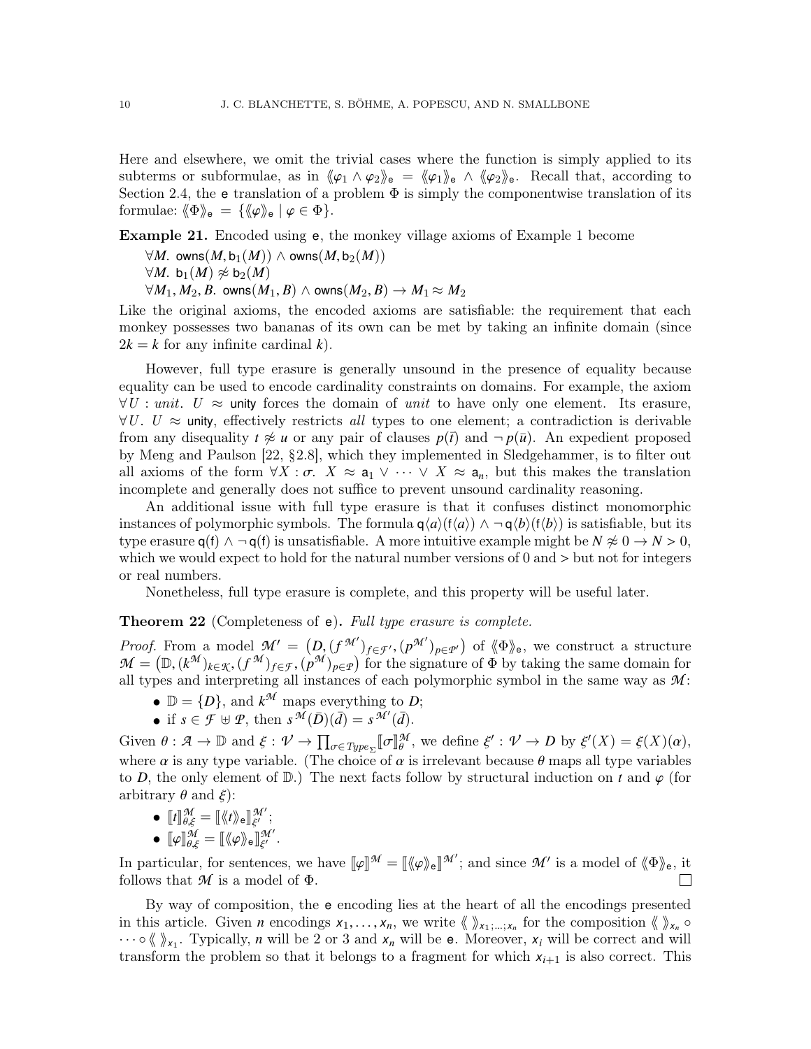Here and elsewhere, we omit the trivial cases where the function is simply applied to its subterms or subformulae, as in $\langle\!\langle \varphi_1 \wedge \varphi_2 \rangle\!\rangle_{\mathsf{e}} = \langle\!\langle \varphi_1 \rangle\!\rangle_{\mathsf{e}} \wedge \langle\!\langle \varphi_2 \rangle\!\rangle_{\mathsf{e}}$. Recall that, according to Section 2.4, the $\mathsf{e}$ translation of a problem $\Phi$ is simply the componentwise translation of its formulae: $\langle\!\langle \Phi \rangle\!\rangle_{\mathsf{e}} = \{\langle\!\langle \varphi \rangle\!\rangle_{\mathsf{e}} \mid \varphi \in \Phi\}$.

**Example 21.** Encoded using $\mathsf{e}$, the monkey village axioms of Example 1 become

$\forall M.\ \mathsf{owns}(M, \mathsf{b}_1(M)) \wedge \mathsf{owns}(M, \mathsf{b}_2(M))$
$\forall M.\ \mathsf{b}_1(M) \not\approx \mathsf{b}_2(M)$
$\forall M_1, M_2, B.\ \mathsf{owns}(M_1, B) \wedge \mathsf{owns}(M_2, B) \rightarrow M_1 \approx M_2$

Like the original axioms, the encoded axioms are satisfiable: the requirement that each monkey possesses two bananas of its own can be met by taking an infinite domain (since $2k = k$ for any infinite cardinal $k$).

However, full type erasure is generally unsound in the presence of equality because equality can be used to encode cardinality constraints on domains. For example, the axiom $\forall U : \mathit{unit}.\ U \approx \mathsf{unity}$ forces the domain of $\mathit{unit}$ to have only one element. Its erasure, $\forall U.\ U \approx \mathsf{unity}$, effectively restricts *all* types to one element; a contradiction is derivable from any disequality $t \not\approx u$ or any pair of clauses $p(\bar{t})$ and $\neg\, p(\bar{u})$. An expedient proposed by Meng and Paulson [22, §2.8], which they implemented in Sledgehammer, is to filter out all axioms of the form $\forall X : \sigma.\ X \approx \mathsf{a}_1 \vee \cdots \vee X \approx \mathsf{a}_n$, but this makes the translation incomplete and generally does not suffice to prevent unsound cardinality reasoning.

An additional issue with full type erasure is that it confuses distinct monomorphic instances of polymorphic symbols. The formula $\mathsf{q}\langle a\rangle(\mathsf{f}\langle a\rangle) \wedge \neg\, \mathsf{q}\langle b\rangle(\mathsf{f}\langle b\rangle)$ is satisfiable, but its type erasure $\mathsf{q}(\mathsf{f}) \wedge \neg\, \mathsf{q}(\mathsf{f})$ is unsatisfiable. A more intuitive example might be $N \not\approx 0 \rightarrow N > 0$, which we would expect to hold for the natural number versions of 0 and $>$ but not for integers or real numbers.

Nonetheless, full type erasure is complete, and this property will be useful later.

**Theorem 22** (Completeness of $\mathsf{e}$)**.** *Full type erasure is complete.*

*Proof.* From a model $\mathcal{M}' = \big(D, (f^{\mathcal{M}'})_{f\in\mathcal{F}'}, (p^{\mathcal{M}'})_{p\in\mathcal{P}'}\big)$ of $\langle\!\langle \Phi \rangle\!\rangle_{\mathsf{e}}$, we construct a structure $\mathcal{M} = \big(\mathbb{D}, (k^{\mathcal{M}})_{k\in\mathcal{K}}, (f^{\mathcal{M}})_{f\in\mathcal{F}}, (p^{\mathcal{M}})_{p\in\mathcal{P}}\big)$ for the signature of $\Phi$ by taking the same domain for all types and interpreting all instances of each polymorphic symbol in the same way as $\mathcal{M}$:

- $\mathbb{D} = \{D\}$, and $k^{\mathcal{M}}$ maps everything to $D$;
- if $s \in \mathcal{F} \uplus \mathcal{P}$, then $s^{\mathcal{M}}(\bar{D})(\bar{d}) = s^{\mathcal{M}'}(\bar{d})$.

Given $\theta : \mathcal{A} \rightarrow \mathbb{D}$ and $\xi : \mathcal{V} \rightarrow \prod_{\sigma\in \mathit{Type}_\Sigma} [\![\sigma]\!]^{\mathcal{M}}_{\theta}$, we define $\xi' : \mathcal{V} \rightarrow D$ by $\xi'(X) = \xi(X)(\alpha)$, where $\alpha$ is any type variable. (The choice of $\alpha$ is irrelevant because $\theta$ maps all type variables to $D$, the only element of $\mathbb{D}$.) The next facts follow by structural induction on $t$ and $\varphi$ (for arbitrary $\theta$ and $\xi$):

- $[\![t]\!]^{\mathcal{M}}_{\theta,\xi} = [\![\langle\!\langle t \rangle\!\rangle_{\mathsf{e}}]\!]^{\mathcal{M}'}_{\xi'}$;
- $[\![\varphi]\!]^{\mathcal{M}}_{\theta,\xi} = [\![\langle\!\langle \varphi \rangle\!\rangle_{\mathsf{e}}]\!]^{\mathcal{M}'}_{\xi'}$.

In particular, for sentences, we have $[\![\varphi]\!]^{\mathcal{M}} = [\![\langle\!\langle \varphi \rangle\!\rangle_{\mathsf{e}}]\!]^{\mathcal{M}'}$; and since $\mathcal{M}'$ is a model of $\langle\!\langle \Phi \rangle\!\rangle_{\mathsf{e}}$, it follows that $\mathcal{M}$ is a model of $\Phi$. □

By way of composition, the $\mathsf{e}$ encoding lies at the heart of all the encodings presented in this article. Given $n$ encodings $\mathsf{x}_1, \ldots, \mathsf{x}_n$, we write $\langle\!\langle\ \rangle\!\rangle_{\mathsf{x}_1;\ldots;\mathsf{x}_n}$ for the composition $\langle\!\langle\ \rangle\!\rangle_{\mathsf{x}_n} \circ \cdots \circ \langle\!\langle\ \rangle\!\rangle_{\mathsf{x}_1}$. Typically, $n$ will be 2 or 3 and $\mathsf{x}_n$ will be $\mathsf{e}$. Moreover, $\mathsf{x}_i$ will be correct and will transform the problem so that it belongs to a fragment for which $\mathsf{x}_{i+1}$ is also correct. This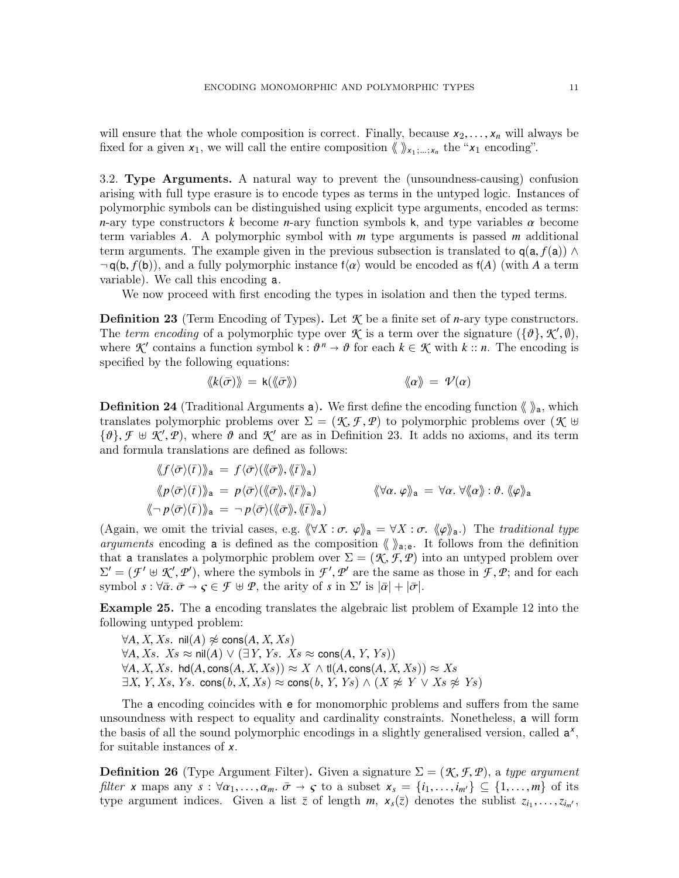will ensure that the whole composition is correct. Finally, because $x_2, \ldots, x_n$ will always be fixed for a given $x_1$, we will call the entire composition $\langle\!\langle\ \rangle\!\rangle_{x_1;\ldots;x_n}$ the "$x_1$ encoding".

3.2. **Type Arguments.** A natural way to prevent the (unsoundness-causing) confusion arising with full type erasure is to encode types as terms in the untyped logic. Instances of polymorphic symbols can be distinguished using explicit type arguments, encoded as terms: $n$-ary type constructors $k$ become $n$-ary function symbols $\mathsf{k}$, and type variables $\alpha$ become term variables $A$. A polymorphic symbol with $m$ type arguments is passed $m$ additional term arguments. The example given in the previous subsection is translated to $\mathsf{q}(\mathsf{a}, f(\mathsf{a})) \wedge \neg\, \mathsf{q}(\mathsf{b}, f(\mathsf{b}))$, and a fully polymorphic instance $\mathsf{f}\langle\alpha\rangle$ would be encoded as $\mathsf{f}(A)$ (with $A$ a term variable). We call this encoding $\mathsf{a}$.

We now proceed with first encoding the types in isolation and then the typed terms.

**Definition 23** (Term Encoding of Types)**.** Let $\mathcal{K}$ be a finite set of $n$-ary type constructors. The *term encoding* of a polymorphic type over $\mathcal{K}$ is a term over the signature $(\{\vartheta\}, \mathcal{K}', \emptyset)$, where $\mathcal{K}'$ contains a function symbol $\mathsf{k} : \vartheta^n \to \vartheta$ for each $k \in \mathcal{K}$ with $k :: n$. The encoding is specified by the following equations:

$$\langle\!\langle k(\bar{\sigma}) \rangle\!\rangle \;=\; \mathsf{k}(\langle\!\langle \bar{\sigma} \rangle\!\rangle) \qquad\qquad \langle\!\langle \alpha \rangle\!\rangle \;=\; \mathcal{V}(\alpha)$$

**Definition 24** (Traditional Arguments $\mathsf{a}$)**.** We first define the encoding function $\langle\!\langle\ \rangle\!\rangle_{\mathsf{a}}$, which translates polymorphic problems over $\Sigma = (\mathcal{K}, \mathcal{F}, \mathcal{P})$ to polymorphic problems over $(\mathcal{K} \uplus \{\vartheta\}, \mathcal{F} \uplus \mathcal{K}', \mathcal{P})$, where $\vartheta$ and $\mathcal{K}'$ are as in Definition 23. It adds no axioms, and its term and formula translations are defined as follows:

$$\begin{aligned}
\langle\!\langle f\langle\bar{\sigma}\rangle(\bar{t}\,) \rangle\!\rangle_{\mathsf{a}} &= f\langle\bar{\sigma}\rangle(\langle\!\langle\bar{\sigma}\rangle\!\rangle, \langle\!\langle\bar{t}\,\rangle\!\rangle_{\mathsf{a}}) \\
\langle\!\langle p\langle\bar{\sigma}\rangle(\bar{t}\,) \rangle\!\rangle_{\mathsf{a}} &= p\langle\bar{\sigma}\rangle(\langle\!\langle\bar{\sigma}\rangle\!\rangle, \langle\!\langle\bar{t}\,\rangle\!\rangle_{\mathsf{a}}) \qquad\qquad \langle\!\langle \forall\alpha.\ \varphi \rangle\!\rangle_{\mathsf{a}} \;=\; \forall\alpha.\ \forall\langle\!\langle\alpha\rangle\!\rangle : \vartheta.\ \langle\!\langle\varphi\rangle\!\rangle_{\mathsf{a}} \\
\langle\!\langle \neg\, p\langle\bar{\sigma}\rangle(\bar{t}\,) \rangle\!\rangle_{\mathsf{a}} &= \neg\, p\langle\bar{\sigma}\rangle(\langle\!\langle\bar{\sigma}\rangle\!\rangle, \langle\!\langle\bar{t}\,\rangle\!\rangle_{\mathsf{a}})
\end{aligned}$$

(Again, we omit the trivial cases, e.g. $\langle\!\langle \forall X : \sigma.\ \varphi \rangle\!\rangle_{\mathsf{a}} = \forall X : \sigma.\ \langle\!\langle\varphi\rangle\!\rangle_{\mathsf{a}}$.) The *traditional type arguments* encoding $\mathsf{a}$ is defined as the composition $\langle\!\langle\ \rangle\!\rangle_{\mathsf{a};\mathsf{e}}$. It follows from the definition that $\mathsf{a}$ translates a polymorphic problem over $\Sigma = (\mathcal{K}, \mathcal{F}, \mathcal{P})$ into an untyped problem over $\Sigma' = (\mathcal{F}' \uplus \mathcal{K}', \mathcal{P}')$, where the symbols in $\mathcal{F}', \mathcal{P}'$ are the same as those in $\mathcal{F}, \mathcal{P}$; and for each symbol $s : \forall\bar{\alpha}.\ \bar{\sigma} \to \varsigma \in \mathcal{F} \uplus \mathcal{P}$, the arity of $s$ in $\Sigma'$ is $|\bar{\alpha}| + |\bar{\sigma}|$.

**Example 25.** The $\mathsf{a}$ encoding translates the algebraic list problem of Example 12 into the following untyped problem:

$\forall A, X, Xs.\ \mathsf{nil}(A) \not\approx \mathsf{cons}(A, X, Xs)$
$\forall A, Xs.\ Xs \approx \mathsf{nil}(A) \vee (\exists Y, Ys.\ Xs \approx \mathsf{cons}(A, Y, Ys))$
$\forall A, X, Xs.\ \mathsf{hd}(A, \mathsf{cons}(A, X, Xs)) \approx X \wedge \mathsf{tl}(A, \mathsf{cons}(A, X, Xs)) \approx Xs$
$\exists X, Y, Xs, Ys.\ \mathsf{cons}(b, X, Xs) \approx \mathsf{cons}(b, Y, Ys) \wedge (X \not\approx Y \vee Xs \not\approx Ys)$

The $\mathsf{a}$ encoding coincides with $\mathsf{e}$ for monomorphic problems and suffers from the same unsoundness with respect to equality and cardinality constraints. Nonetheless, $\mathsf{a}$ will form the basis of all the sound polymorphic encodings in a slightly generalised version, called $\mathsf{a}^{x}$, for suitable instances of $x$.

**Definition 26** (Type Argument Filter)**.** Given a signature $\Sigma = (\mathcal{K}, \mathcal{F}, \mathcal{P})$, a *type argument filter* $x$ maps any $s : \forall\alpha_1, \ldots, \alpha_m.\ \bar{\sigma} \to \varsigma$ to a subset $x_s = \{i_1, \ldots, i_{m'}\} \subseteq \{1, \ldots, m\}$ of its type argument indices. Given a list $\bar{z}$ of length $m$, $x_s(\bar{z})$ denotes the sublist $z_{i_1}, \ldots, z_{i_{m'}}$,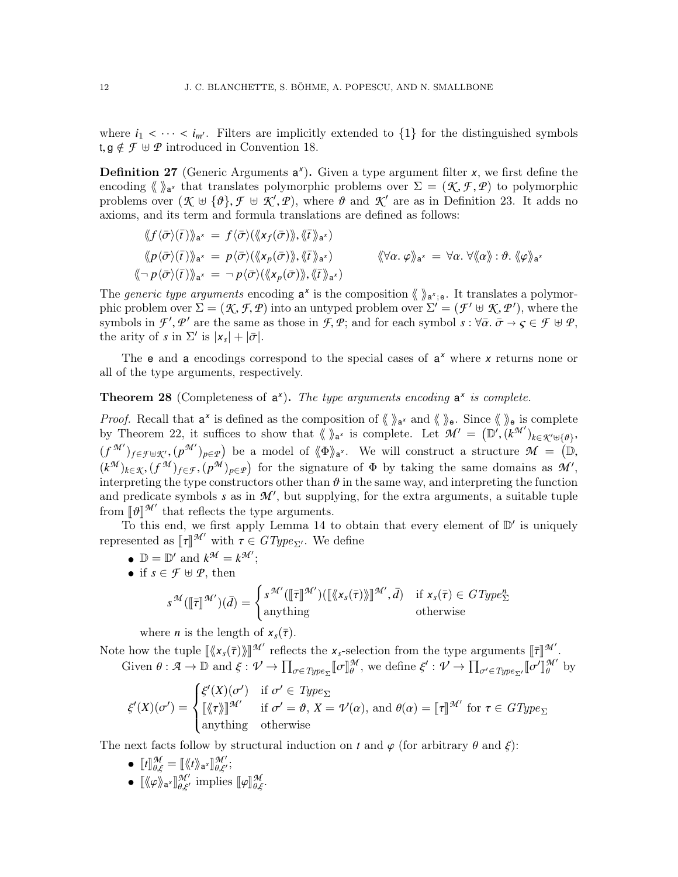where $i_1 < \cdots < i_{m'}$. Filters are implicitly extended to $\{1\}$ for the distinguished symbols $\mathsf{t}, \mathsf{g} \notin \mathcal{F} \uplus \mathcal{P}$ introduced in Convention 18.

**Definition 27** (Generic Arguments $\mathsf{a}^{\mathsf{x}}$)**.** Given a type argument filter $\mathsf{x}$, we first define the encoding $\langle\!\langle\ \rangle\!\rangle_{\mathsf{a}^{\mathsf{x}}}$ that translates polymorphic problems over $\Sigma = (\mathcal{K}, \mathcal{F}, \mathcal{P})$ to polymorphic problems over $(\mathcal{K} \uplus \{\vartheta\}, \mathcal{F} \uplus \mathcal{K}', \mathcal{P})$, where $\vartheta$ and $\mathcal{K}'$ are as in Definition 23. It adds no axioms, and its term and formula translations are defined as follows:

$$\begin{aligned}
\langle\!\langle f\langle\bar\sigma\rangle(\bar t)\rangle\!\rangle_{\mathsf{a}^{\mathsf{x}}} &= f\langle\bar\sigma\rangle(\langle\!\langle \mathsf{x}_f(\bar\sigma)\rangle\!\rangle, \langle\!\langle \bar t\rangle\!\rangle_{\mathsf{a}^{\mathsf{x}}}) \\
\langle\!\langle p\langle\bar\sigma\rangle(\bar t)\rangle\!\rangle_{\mathsf{a}^{\mathsf{x}}} &= p\langle\bar\sigma\rangle(\langle\!\langle \mathsf{x}_p(\bar\sigma)\rangle\!\rangle, \langle\!\langle \bar t\rangle\!\rangle_{\mathsf{a}^{\mathsf{x}}}) \qquad\qquad \langle\!\langle \forall\alpha.\ \varphi\rangle\!\rangle_{\mathsf{a}^{\mathsf{x}}} = \forall\alpha.\ \forall\langle\!\langle\alpha\rangle\!\rangle : \vartheta.\ \langle\!\langle\varphi\rangle\!\rangle_{\mathsf{a}^{\mathsf{x}}} \\
\langle\!\langle \neg\, p\langle\bar\sigma\rangle(\bar t)\rangle\!\rangle_{\mathsf{a}^{\mathsf{x}}} &= \neg\, p\langle\bar\sigma\rangle(\langle\!\langle \mathsf{x}_p(\bar\sigma)\rangle\!\rangle, \langle\!\langle \bar t\rangle\!\rangle_{\mathsf{a}^{\mathsf{x}}})
\end{aligned}$$

The *generic type arguments* encoding $\mathsf{a}^{\mathsf{x}}$ is the composition $\langle\!\langle\ \rangle\!\rangle_{\mathsf{a}^{\mathsf{x}};\mathsf{e}}$. It translates a polymorphic problem over $\Sigma = (\mathcal{K}, \mathcal{F}, \mathcal{P})$ into an untyped problem over $\Sigma' = (\mathcal{F}' \uplus \mathcal{K}, \mathcal{P}')$, where the symbols in $\mathcal{F}', \mathcal{P}'$ are the same as those in $\mathcal{F}, \mathcal{P}$; and for each symbol $s : \forall\bar\alpha.\ \bar\sigma \to \varsigma \in \mathcal{F} \uplus \mathcal{P}$, the arity of $s$ in $\Sigma'$ is $|\mathsf{x}_s| + |\bar\sigma|$.

The $\mathsf{e}$ and $\mathsf{a}$ encodings correspond to the special cases of $\mathsf{a}^{\mathsf{x}}$ where $\mathsf{x}$ returns none or all of the type arguments, respectively.

**Theorem 28** (Completeness of $\mathsf{a}^{\mathsf{x}}$)**.** *The type arguments encoding $\mathsf{a}^{\mathsf{x}}$ is complete.*

*Proof.* Recall that $\mathsf{a}^{\mathsf{x}}$ is defined as the composition of $\langle\!\langle\ \rangle\!\rangle_{\mathsf{a}^{\mathsf{x}}}$ and $\langle\!\langle\ \rangle\!\rangle_{\mathsf{e}}$. Since $\langle\!\langle\ \rangle\!\rangle_{\mathsf{e}}$ is complete by Theorem 22, it suffices to show that $\langle\!\langle\ \rangle\!\rangle_{\mathsf{a}^{\mathsf{x}}}$ is complete. Let $\mathcal{M}' = \big(\mathbb{D}', (k^{\mathcal{M}'})_{k\in\mathcal{K}'\uplus\{\vartheta\}}, (f^{\mathcal{M}'})_{f\in\mathcal{F}\uplus\mathcal{K}'}, (p^{\mathcal{M}'})_{p\in\mathcal{P}}\big)$ be a model of $\langle\!\langle\Phi\rangle\!\rangle_{\mathsf{a}^{\mathsf{x}}}$. We will construct a structure $\mathcal{M} = \big(\mathbb{D}, (k^{\mathcal{M}})_{k\in\mathcal{K}}, (f^{\mathcal{M}})_{f\in\mathcal{F}}, (p^{\mathcal{M}})_{p\in\mathcal{P}}\big)$ for the signature of $\Phi$ by taking the same domains as $\mathcal{M}'$, interpreting the type constructors other than $\vartheta$ in the same way, and interpreting the function and predicate symbols $s$ as in $\mathcal{M}'$, but supplying, for the extra arguments, a suitable tuple from $[\![\vartheta]\!]^{\mathcal{M}'}$ that reflects the type arguments.

To this end, we first apply Lemma 14 to obtain that every element of $\mathbb{D}'$ is uniquely represented as $[\![\tau]\!]^{\mathcal{M}'}$ with $\tau \in \mathit{GType}_{\Sigma'}$. We define

- $\mathbb{D} = \mathbb{D}'$ and $k^{\mathcal{M}} = k^{\mathcal{M}'}$;
- if $s \in \mathcal{F} \uplus \mathcal{P}$, then

$$s^{\mathcal{M}}([\![\bar\tau]\!]^{\mathcal{M}'})(\bar d) = \begin{cases} s^{\mathcal{M}'}([\![\bar\tau]\!]^{\mathcal{M}'})([\![\langle\!\langle \mathsf{x}_s(\bar\tau)\rangle\!\rangle]\!]^{\mathcal{M}'}, \bar d) & \text{if } \mathsf{x}_s(\bar\tau) \in \mathit{GType}^n_\Sigma \\ \text{anything} & \text{otherwise} \end{cases}$$

  where $n$ is the length of $\mathsf{x}_s(\bar\tau)$.

Note how the tuple $[\![\langle\!\langle \mathsf{x}_s(\bar\tau)\rangle\!\rangle]\!]^{\mathcal{M}'}$ reflects the $\mathsf{x}_s$-selection from the type arguments $[\![\bar\tau]\!]^{\mathcal{M}'}$.

Given $\theta : \mathcal{A} \to \mathbb{D}$ and $\xi : \mathcal{V} \to \prod_{\sigma\in \mathit{Type}_\Sigma} [\![\sigma]\!]^{\mathcal{M}}_\theta$, we define $\xi' : \mathcal{V} \to \prod_{\sigma'\in \mathit{Type}_{\Sigma'}} [\![\sigma']\!]^{\mathcal{M}'}_\theta$ by

$$\xi'(X)(\sigma') = \begin{cases} \xi'(X)(\sigma') & \text{if } \sigma' \in \mathit{Type}_\Sigma \\ [\![\langle\!\langle\tau\rangle\!\rangle]\!]^{\mathcal{M}'} & \text{if } \sigma' = \vartheta,\ X = \mathcal{V}(\alpha), \text{ and } \theta(\alpha) = [\![\tau]\!]^{\mathcal{M}'} \text{ for } \tau \in \mathit{GType}_\Sigma \\ \text{anything} & \text{otherwise} \end{cases}$$

The next facts follow by structural induction on $t$ and $\varphi$ (for arbitrary $\theta$ and $\xi$):

- $[\![t]\!]^{\mathcal{M}}_{\theta,\xi} = [\![\langle\!\langle t\rangle\!\rangle_{\mathsf{a}^{\mathsf{x}}}]\!]^{\mathcal{M}'}_{\theta,\xi'}$;
- $[\![\langle\!\langle\varphi\rangle\!\rangle_{\mathsf{a}^{\mathsf{x}}}]\!]^{\mathcal{M}'}_{\theta,\xi'}$ implies $[\![\varphi]\!]^{\mathcal{M}}_{\theta,\xi}$.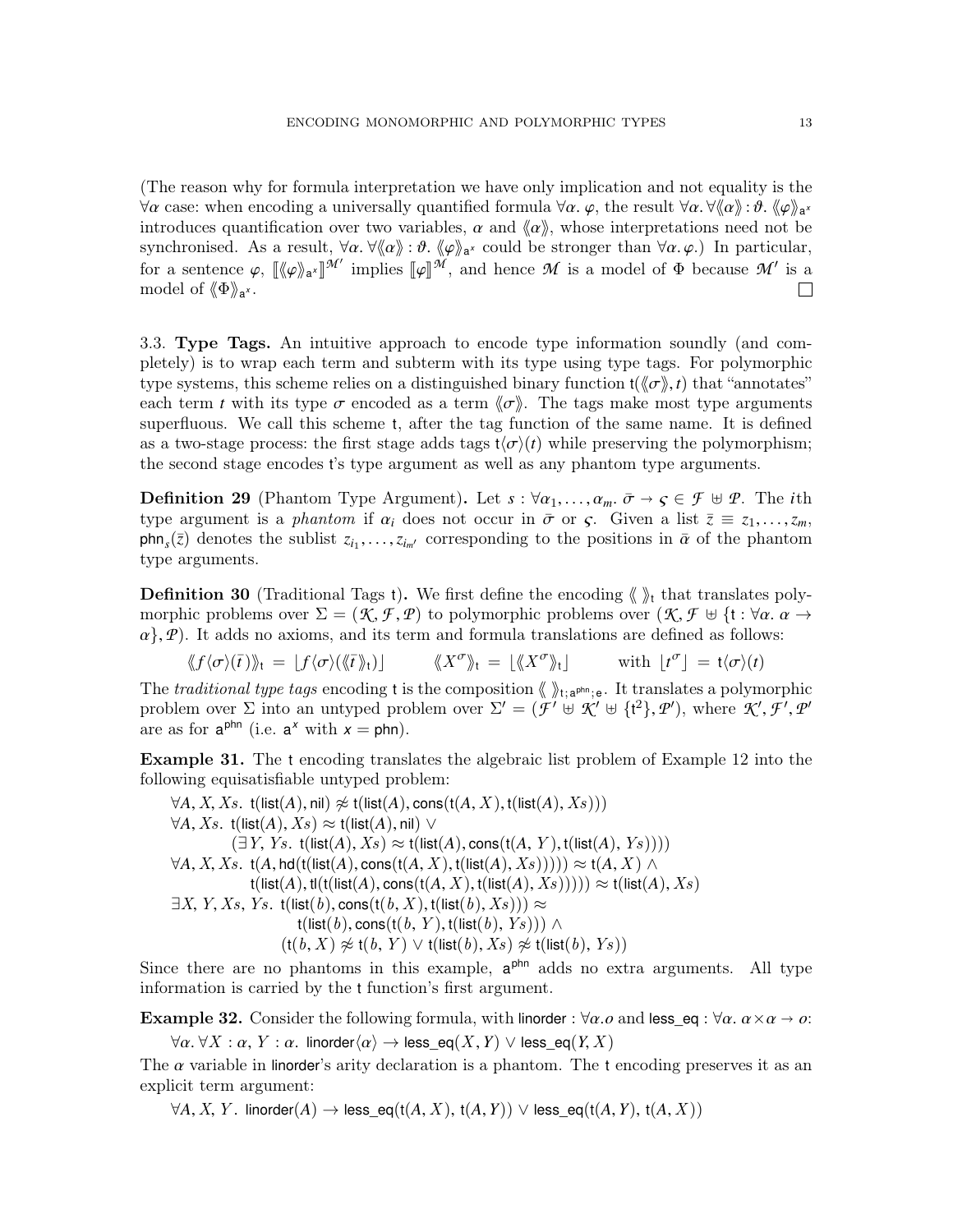(The reason why for formula interpretation we have only implication and not equality is the $\forall\alpha$ case: when encoding a universally quantified formula $\forall\alpha.\,\varphi$, the result $\forall\alpha.\,\forall\langle\!\langle\alpha\rangle\!\rangle : \vartheta.\,\langle\!\langle\varphi\rangle\!\rangle_{\mathsf{a}^x}$ introduces quantification over two variables, $\alpha$ and $\langle\!\langle\alpha\rangle\!\rangle$, whose interpretations need not be synchronised. As a result, $\forall\alpha.\,\forall\langle\!\langle\alpha\rangle\!\rangle : \vartheta.\,\langle\!\langle\varphi\rangle\!\rangle_{\mathsf{a}^x}$ could be stronger than $\forall\alpha.\,\varphi$.) In particular, for a sentence $\varphi$, $[\![\langle\!\langle\varphi\rangle\!\rangle_{\mathsf{a}^x}]\!]^{\mathcal{M}'}$ implies $[\![\varphi]\!]^{\mathcal{M}}$, and hence $\mathcal{M}$ is a model of $\Phi$ because $\mathcal{M}'$ is a model of $\langle\!\langle\Phi\rangle\!\rangle_{\mathsf{a}^x}$. □

3.3. **Type Tags.** An intuitive approach to encode type information soundly (and completely) is to wrap each term and subterm with its type using type tags. For polymorphic type systems, this scheme relies on a distinguished binary function $\mathsf{t}(\langle\!\langle\sigma\rangle\!\rangle, t)$ that "annotates" each term $t$ with its type $\sigma$ encoded as a term $\langle\!\langle\sigma\rangle\!\rangle$. The tags make most type arguments superfluous. We call this scheme $\mathsf{t}$, after the tag function of the same name. It is defined as a two-stage process: the first stage adds tags $\mathsf{t}\langle\sigma\rangle(t)$ while preserving the polymorphism; the second stage encodes $\mathsf{t}$'s type argument as well as any phantom type arguments.

**Definition 29** (Phantom Type Argument)**.** Let $s : \forall\alpha_1,\ldots,\alpha_m.\,\bar\sigma \to \varsigma \in \mathcal{F} \uplus \mathcal{P}$. The $i$th type argument is a *phantom* if $\alpha_i$ does not occur in $\bar\sigma$ or $\varsigma$. Given a list $\bar z \equiv z_1,\ldots,z_m$, $\mathsf{phn}_s(\bar z)$ denotes the sublist $z_{i_1},\ldots,z_{i_{m'}}$ corresponding to the positions in $\bar\alpha$ of the phantom type arguments.

**Definition 30** (Traditional Tags $\mathsf{t}$)**.** We first define the encoding $\langle\!\langle\ \rangle\!\rangle_{\mathsf{t}}$ that translates polymorphic problems over $\Sigma = (\mathcal{K}, \mathcal{F}, \mathcal{P})$ to polymorphic problems over $(\mathcal{K}, \mathcal{F} \uplus \{\mathsf{t} : \forall\alpha.\,\alpha \to \alpha\}, \mathcal{P})$. It adds no axioms, and its term and formula translations are defined as follows:

$$\langle\!\langle f\langle\bar\sigma\rangle(\bar t)\rangle\!\rangle_{\mathsf{t}} = \lfloor f\langle\bar\sigma\rangle(\langle\!\langle\bar t\rangle\!\rangle_{\mathsf{t}})\rfloor \qquad \langle\!\langle X^{\sigma}\rangle\!\rangle_{\mathsf{t}} = \lfloor\langle\!\langle X^{\sigma}\rangle\!\rangle_{\mathsf{t}}\rfloor \qquad \text{with } \lfloor t^{\sigma}\rfloor = \mathsf{t}\langle\sigma\rangle(t)$$

The *traditional type tags* encoding $\mathsf{t}$ is the composition $\langle\!\langle\ \rangle\!\rangle_{\mathsf{t};\,\mathsf{a}^{\mathsf{phn}};\,\mathsf{e}}$. It translates a polymorphic problem over $\Sigma$ into an untyped problem over $\Sigma' = (\mathcal{F}' \uplus \mathcal{K}' \uplus \{\mathsf{t}^2\}, \mathcal{P}')$, where $\mathcal{K}', \mathcal{F}', \mathcal{P}'$ are as for $\mathsf{a}^{\mathsf{phn}}$ (i.e. $\mathsf{a}^x$ with $x = \mathsf{phn}$).

**Example 31.** The $\mathsf{t}$ encoding translates the algebraic list problem of Example 12 into the following equisatisfiable untyped problem:

$$\begin{aligned}
&\forall A, X, Xs.\ \mathsf{t}(\mathsf{list}(A), \mathsf{nil}) \not\approx \mathsf{t}(\mathsf{list}(A), \mathsf{cons}(\mathsf{t}(A, X), \mathsf{t}(\mathsf{list}(A), Xs)))\\
&\forall A, Xs.\ \mathsf{t}(\mathsf{list}(A), Xs) \approx \mathsf{t}(\mathsf{list}(A), \mathsf{nil}) \vee\\
&\qquad\quad (\exists Y, Ys.\ \mathsf{t}(\mathsf{list}(A), Xs) \approx \mathsf{t}(\mathsf{list}(A), \mathsf{cons}(\mathsf{t}(A, Y), \mathsf{t}(\mathsf{list}(A), Ys))))\\
&\forall A, X, Xs.\ \mathsf{t}(A, \mathsf{hd}(\mathsf{t}(\mathsf{list}(A), \mathsf{cons}(\mathsf{t}(A, X), \mathsf{t}(\mathsf{list}(A), Xs))))) \approx \mathsf{t}(A, X) \wedge\\
&\qquad\qquad \mathsf{t}(\mathsf{list}(A), \mathsf{tl}(\mathsf{t}(\mathsf{list}(A), \mathsf{cons}(\mathsf{t}(A, X), \mathsf{t}(\mathsf{list}(A), Xs))))) \approx \mathsf{t}(\mathsf{list}(A), Xs)\\
&\exists X, Y, Xs, Ys.\ \mathsf{t}(\mathsf{list}(b), \mathsf{cons}(\mathsf{t}(b, X), \mathsf{t}(\mathsf{list}(b), Xs))) \approx\\
&\qquad\qquad \mathsf{t}(\mathsf{list}(b), \mathsf{cons}(\mathsf{t}(b, Y), \mathsf{t}(\mathsf{list}(b), Ys))) \wedge\\
&\qquad\qquad (\mathsf{t}(b, X) \not\approx \mathsf{t}(b, Y) \vee \mathsf{t}(\mathsf{list}(b), Xs) \not\approx \mathsf{t}(\mathsf{list}(b), Ys))
\end{aligned}$$

Since there are no phantoms in this example, $\mathsf{a}^{\mathsf{phn}}$ adds no extra arguments. All type information is carried by the $\mathsf{t}$ function's first argument.

**Example 32.** Consider the following formula, with $\mathsf{linorder} : \forall\alpha.o$ and $\mathsf{less\_eq} : \forall\alpha.\,\alpha\times\alpha \to o$:

$$\forall\alpha.\,\forall X : \alpha,\ Y : \alpha.\ \mathsf{linorder}\langle\alpha\rangle \to \mathsf{less\_eq}(X, Y) \vee \mathsf{less\_eq}(Y, X)$$

The $\alpha$ variable in $\mathsf{linorder}$'s arity declaration is a phantom. The $\mathsf{t}$ encoding preserves it as an explicit term argument:

$$\forall A, X, Y.\ \mathsf{linorder}(A) \to \mathsf{less\_eq}(\mathsf{t}(A, X),\ \mathsf{t}(A, Y)) \vee \mathsf{less\_eq}(\mathsf{t}(A, Y),\ \mathsf{t}(A, X))$$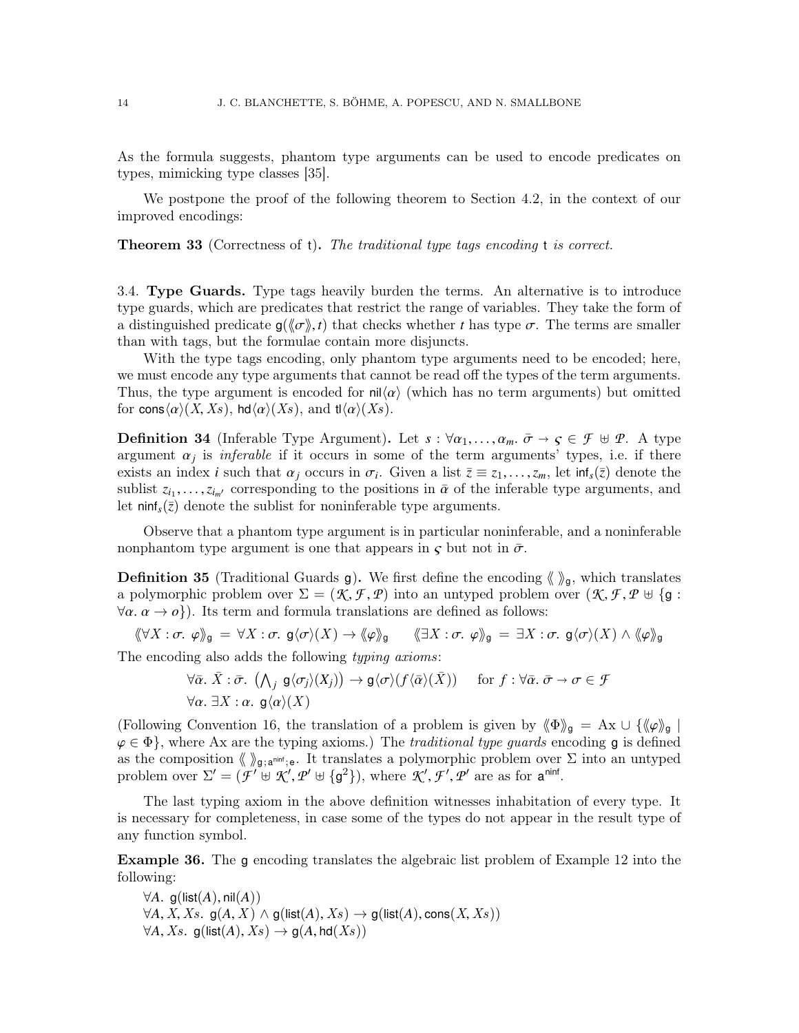As the formula suggests, phantom type arguments can be used to encode predicates on types, mimicking type classes [35].

We postpone the proof of the following theorem to Section 4.2, in the context of our improved encodings:

**Theorem 33** (Correctness of $\mathsf{t}$)**.** *The traditional type tags encoding* $\mathsf{t}$ *is correct.*

3.4. **Type Guards.** Type tags heavily burden the terms. An alternative is to introduce type guards, which are predicates that restrict the range of variables. They take the form of a distinguished predicate $\mathsf{g}(\langle\!\langle\sigma\rangle\!\rangle, t)$ that checks whether $t$ has type $\sigma$. The terms are smaller than with tags, but the formulae contain more disjuncts.

With the type tags encoding, only phantom type arguments need to be encoded; here, we must encode any type arguments that cannot be read off the types of the term arguments. Thus, the type argument is encoded for $\mathsf{nil}\langle\alpha\rangle$ (which has no term arguments) but omitted for $\mathsf{cons}\langle\alpha\rangle(X, Xs)$, $\mathsf{hd}\langle\alpha\rangle(Xs)$, and $\mathsf{tl}\langle\alpha\rangle(Xs)$.

**Definition 34** (Inferable Type Argument)**.** Let $s : \forall\alpha_1,\ldots,\alpha_m.\ \bar\sigma \to \varsigma \in \mathcal{F} \uplus \mathcal{P}$. A type argument $\alpha_j$ is *inferable* if it occurs in some of the term arguments' types, i.e. if there exists an index $i$ such that $\alpha_j$ occurs in $\sigma_i$. Given a list $\bar z \equiv z_1,\ldots,z_m$, let $\mathsf{inf}_s(\bar z)$ denote the sublist $z_{i_1},\ldots,z_{i_{m'}}$ corresponding to the positions in $\bar\alpha$ of the inferable type arguments, and let $\mathsf{ninf}_s(\bar z)$ denote the sublist for noninferable type arguments.

Observe that a phantom type argument is in particular noninferable, and a noninferable nonphantom type argument is one that appears in $\varsigma$ but not in $\bar\sigma$.

**Definition 35** (Traditional Guards $\mathsf{g}$)**.** We first define the encoding $\langle\!\langle\ \rangle\!\rangle_{\mathsf{g}}$, which translates a polymorphic problem over $\Sigma = (\mathcal{K}, \mathcal{F}, \mathcal{P})$ into an untyped problem over $(\mathcal{K}, \mathcal{F}, \mathcal{P} \uplus \{\mathsf{g} : \forall\alpha.\ \alpha \to o\})$. Its term and formula translations are defined as follows:

$$\langle\!\langle \forall X : \sigma.\ \varphi\rangle\!\rangle_{\mathsf{g}} = \forall X : \sigma.\ \mathsf{g}\langle\sigma\rangle(X) \to \langle\!\langle\varphi\rangle\!\rangle_{\mathsf{g}} \qquad \langle\!\langle \exists X : \sigma.\ \varphi\rangle\!\rangle_{\mathsf{g}} = \exists X : \sigma.\ \mathsf{g}\langle\sigma\rangle(X) \wedge \langle\!\langle\varphi\rangle\!\rangle_{\mathsf{g}}$$

The encoding also adds the following *typing axioms*:

$$\forall\bar\alpha.\ \bar X : \bar\sigma.\ \big(\textstyle\bigwedge_j\ \mathsf{g}\langle\sigma_j\rangle(X_j)\big) \to \mathsf{g}\langle\sigma\rangle(f\langle\bar\alpha\rangle(\bar X)) \quad \text{ for } f : \forall\bar\alpha.\ \bar\sigma \to \sigma \in \mathcal{F}$$
$$\forall\alpha.\ \exists X : \alpha.\ \mathsf{g}\langle\alpha\rangle(X)$$

(Following Convention 16, the translation of a problem is given by $\langle\!\langle\Phi\rangle\!\rangle_{\mathsf{g}} = \mathrm{Ax} \cup \{\langle\!\langle\varphi\rangle\!\rangle_{\mathsf{g}} \mid \varphi \in \Phi\}$, where Ax are the typing axioms.) The *traditional type guards* encoding $\mathsf{g}$ is defined as the composition $\langle\!\langle\ \rangle\!\rangle_{\mathsf{g};\,\mathsf{a}^{\mathsf{ninf}};\,\mathsf{e}}$. It translates a polymorphic problem over $\Sigma$ into an untyped problem over $\Sigma' = (\mathcal{F}' \uplus \mathcal{K}', \mathcal{P}' \uplus \{\mathsf{g}^2\})$, where $\mathcal{K}', \mathcal{F}', \mathcal{P}'$ are as for $\mathsf{a}^{\mathsf{ninf}}$.

The last typing axiom in the above definition witnesses inhabitation of every type. It is necessary for completeness, in case some of the types do not appear in the result type of any function symbol.

**Example 36.** The $\mathsf{g}$ encoding translates the algebraic list problem of Example 12 into the following:

$\forall A.\ \mathsf{g}(\mathsf{list}(A), \mathsf{nil}(A))$
$\forall A, X, Xs.\ \mathsf{g}(A, X) \wedge \mathsf{g}(\mathsf{list}(A), Xs) \to \mathsf{g}(\mathsf{list}(A), \mathsf{cons}(X, Xs))$
$\forall A, Xs.\ \mathsf{g}(\mathsf{list}(A), Xs) \to \mathsf{g}(A, \mathsf{hd}(Xs))$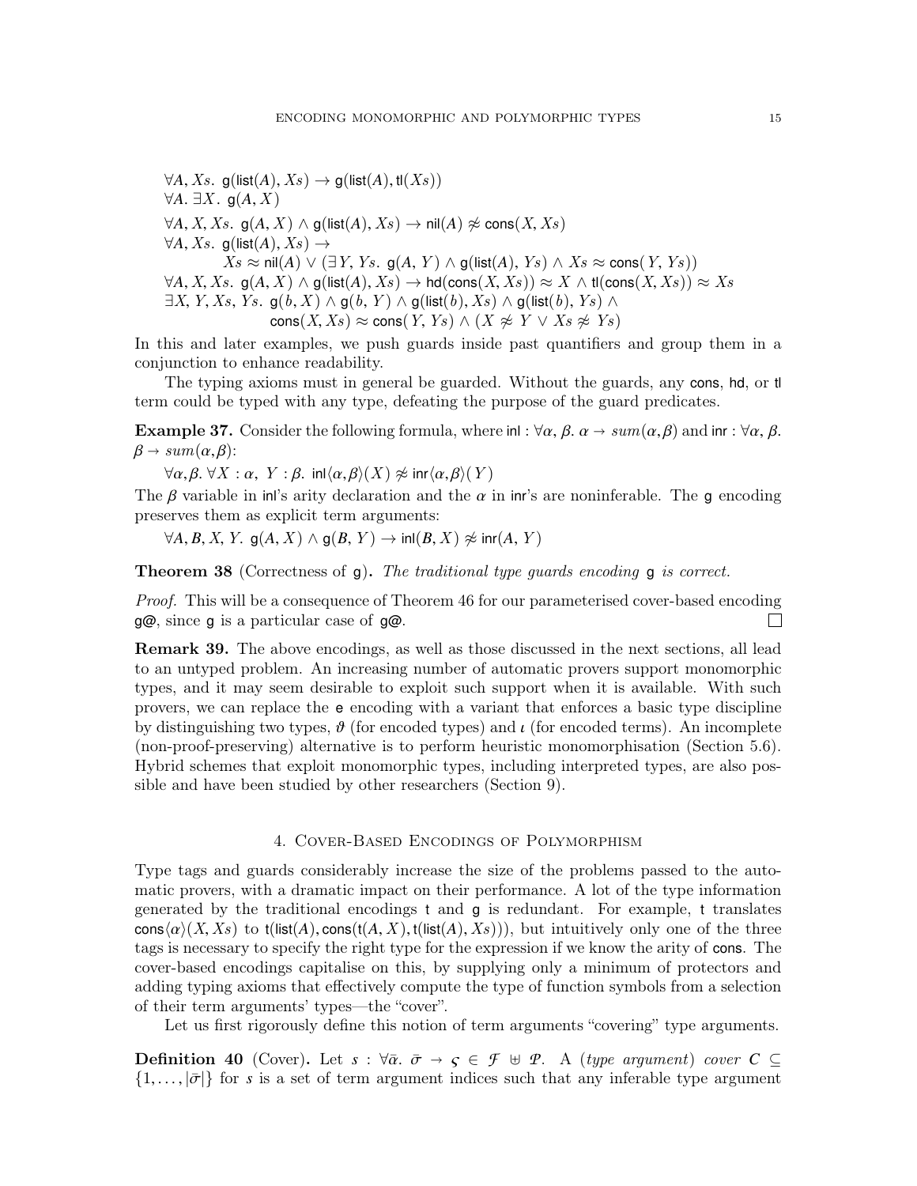$\forall A, Xs.\ \mathsf{g}(\mathsf{list}(A), Xs) \rightarrow \mathsf{g}(\mathsf{list}(A), \mathsf{tl}(Xs))$
$\forall A.\ \exists X.\ \mathsf{g}(A, X)$
$\forall A, X, Xs.\ \mathsf{g}(A, X) \wedge \mathsf{g}(\mathsf{list}(A), Xs) \rightarrow \mathsf{nil}(A) \not\approx \mathsf{cons}(X, Xs)$
$\forall A, Xs.\ \mathsf{g}(\mathsf{list}(A), Xs) \rightarrow$
$\quad Xs \approx \mathsf{nil}(A) \vee (\exists Y, Ys.\ \mathsf{g}(A, Y) \wedge \mathsf{g}(\mathsf{list}(A), Ys) \wedge Xs \approx \mathsf{cons}(Y, Ys))$
$\forall A, X, Xs.\ \mathsf{g}(A, X) \wedge \mathsf{g}(\mathsf{list}(A), Xs) \rightarrow \mathsf{hd}(\mathsf{cons}(X, Xs)) \approx X \wedge \mathsf{tl}(\mathsf{cons}(X, Xs)) \approx Xs$
$\exists X, Y, Xs, Ys.\ \mathsf{g}(b, X) \wedge \mathsf{g}(b, Y) \wedge \mathsf{g}(\mathsf{list}(b), Xs) \wedge \mathsf{g}(\mathsf{list}(b), Ys) \wedge$
$\quad \mathsf{cons}(X, Xs) \approx \mathsf{cons}(Y, Ys) \wedge (X \not\approx Y \vee Xs \not\approx Ys)$

In this and later examples, we push guards inside past quantifiers and group them in a conjunction to enhance readability.

The typing axioms must in general be guarded. Without the guards, any cons, hd, or tl term could be typed with any type, defeating the purpose of the guard predicates.

**Example 37.** Consider the following formula, where $\mathsf{inl} : \forall\alpha, \beta.\ \alpha \rightarrow sum(\alpha,\beta)$ and $\mathsf{inr} : \forall\alpha, \beta.\ \beta \rightarrow sum(\alpha,\beta)$:

$\forall\alpha,\beta.\ \forall X : \alpha,\ Y : \beta.\ \mathsf{inl}\langle\alpha,\beta\rangle(X) \not\approx \mathsf{inr}\langle\alpha,\beta\rangle(Y)$

The $\beta$ variable in inl's arity declaration and the $\alpha$ in inr's are noninferable. The g encoding preserves them as explicit term arguments:

$\forall A, B, X, Y.\ \mathsf{g}(A, X) \wedge \mathsf{g}(B, Y) \rightarrow \mathsf{inl}(B, X) \not\approx \mathsf{inr}(A, Y)$

**Theorem 38** (Correctness of g)**.** *The traditional type guards encoding* g *is correct.*

*Proof.* This will be a consequence of Theorem 46 for our parameterised cover-based encoding g@, since g is a particular case of g@. $\square$

**Remark 39.** The above encodings, as well as those discussed in the next sections, all lead to an untyped problem. An increasing number of automatic provers support monomorphic types, and it may seem desirable to exploit such support when it is available. With such provers, we can replace the e encoding with a variant that enforces a basic type discipline by distinguishing two types, $\vartheta$ (for encoded types) and $\iota$ (for encoded terms). An incomplete (non-proof-preserving) alternative is to perform heuristic monomorphisation (Section 5.6). Hybrid schemes that exploit monomorphic types, including interpreted types, are also possible and have been studied by other researchers (Section 9).

## 4. Cover-Based Encodings of Polymorphism

Type tags and guards considerably increase the size of the problems passed to the automatic provers, with a dramatic impact on their performance. A lot of the type information generated by the traditional encodings t and g is redundant. For example, t translates $\mathsf{cons}\langle\alpha\rangle(X, Xs)$ to $\mathsf{t}(\mathsf{list}(A), \mathsf{cons}(\mathsf{t}(A, X), \mathsf{t}(\mathsf{list}(A), Xs)))$, but intuitively only one of the three tags is necessary to specify the right type for the expression if we know the arity of cons. The cover-based encodings capitalise on this, by supplying only a minimum of protectors and adding typing axioms that effectively compute the type of function symbols from a selection of their term arguments' types—the "cover".

Let us first rigorously define this notion of term arguments "covering" type arguments.

**Definition 40** (Cover)**.** Let $s : \forall\bar{\alpha}.\ \bar{\sigma} \rightarrow \varsigma \in \mathcal{F} \uplus \mathcal{P}$. A (*type argument*) *cover* $C \subseteq \{1, \ldots, |\bar{\sigma}|\}$ for $s$ is a set of term argument indices such that any inferable type argument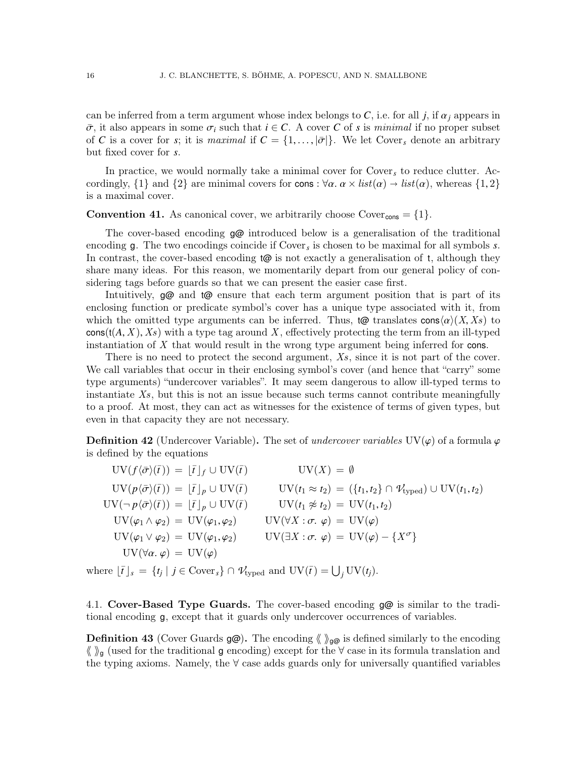can be inferred from a term argument whose index belongs to $C$, i.e. for all $j$, if $\alpha_j$ appears in $\bar{\sigma}$, it also appears in some $\sigma_i$ such that $i \in C$. A cover $C$ of $s$ is *minimal* if no proper subset of $C$ is a cover for $s$; it is *maximal* if $C = \{1, \ldots, |\bar{\sigma}|\}$. We let $\mathrm{Cover}_s$ denote an arbitrary but fixed cover for $s$.

In practice, we would normally take a minimal cover for $\mathrm{Cover}_s$ to reduce clutter. Accordingly, $\{1\}$ and $\{2\}$ are minimal covers for $\mathsf{cons} : \forall\alpha.\ \alpha \times \mathit{list}(\alpha) \to \mathit{list}(\alpha)$, whereas $\{1, 2\}$ is a maximal cover.

**Convention 41.** As canonical cover, we arbitrarily choose $\mathrm{Cover}_{\mathsf{cons}} = \{1\}$.

The cover-based encoding $\mathsf{g@}$ introduced below is a generalisation of the traditional encoding $\mathsf{g}$. The two encodings coincide if $\mathrm{Cover}_s$ is chosen to be maximal for all symbols $s$. In contrast, the cover-based encoding $\mathsf{t@}$ is not exactly a generalisation of $\mathsf{t}$, although they share many ideas. For this reason, we momentarily depart from our general policy of considering tags before guards so that we can present the easier case first.

Intuitively, $\mathsf{g@}$ and $\mathsf{t@}$ ensure that each term argument position that is part of its enclosing function or predicate symbol's cover has a unique type associated with it, from which the omitted type arguments can be inferred. Thus, $\mathsf{t@}$ translates $\mathsf{cons}\langle\alpha\rangle(X, Xs)$ to $\mathsf{cons}(\mathsf{t}(A, X), Xs)$ with a type tag around $X$, effectively protecting the term from an ill-typed instantiation of $X$ that would result in the wrong type argument being inferred for $\mathsf{cons}$.

There is no need to protect the second argument, $Xs$, since it is not part of the cover. We call variables that occur in their enclosing symbol's cover (and hence that "carry" some type arguments) "undercover variables". It may seem dangerous to allow ill-typed terms to instantiate $Xs$, but this is not an issue because such terms cannot contribute meaningfully to a proof. At most, they can act as witnesses for the existence of terms of given types, but even in that capacity they are not necessary.

**Definition 42** (Undercover Variable)**.** The set of *undercover variables* $\mathrm{UV}(\varphi)$ of a formula $\varphi$ is defined by the equations

$$
\begin{aligned}
\mathrm{UV}(f\langle\bar{\sigma}\rangle(\bar{t})) &= \lfloor \bar{t} \rfloor_f \cup \mathrm{UV}(\bar{t}) & \mathrm{UV}(X) &= \emptyset \\
\mathrm{UV}(p\langle\bar{\sigma}\rangle(\bar{t})) &= \lfloor \bar{t} \rfloor_p \cup \mathrm{UV}(\bar{t}) & \mathrm{UV}(t_1 \approx t_2) &= (\{t_1, t_2\} \cap \mathcal{V}_{\mathrm{typed}}) \cup \mathrm{UV}(t_1, t_2) \\
\mathrm{UV}(\neg\, p\langle\bar{\sigma}\rangle(\bar{t})) &= \lfloor \bar{t} \rfloor_p \cup \mathrm{UV}(\bar{t}) & \mathrm{UV}(t_1 \not\approx t_2) &= \mathrm{UV}(t_1, t_2) \\
\mathrm{UV}(\varphi_1 \wedge \varphi_2) &= \mathrm{UV}(\varphi_1, \varphi_2) & \mathrm{UV}(\forall X : \sigma.\ \varphi) &= \mathrm{UV}(\varphi) \\
\mathrm{UV}(\varphi_1 \vee \varphi_2) &= \mathrm{UV}(\varphi_1, \varphi_2) & \mathrm{UV}(\exists X : \sigma.\ \varphi) &= \mathrm{UV}(\varphi) - \{X^\sigma\} \\
\mathrm{UV}(\forall \alpha.\ \varphi) &= \mathrm{UV}(\varphi)
\end{aligned}
$$

where $\lfloor \bar{t} \rfloor_s = \{t_j \mid j \in \mathrm{Cover}_s\} \cap \mathcal{V}_{\mathrm{typed}}$ and $\mathrm{UV}(\bar{t}) = \bigcup_j \mathrm{UV}(t_j)$.

## 4.1. Cover-Based Type Guards.

The cover-based encoding $\mathsf{g@}$ is similar to the traditional encoding $\mathsf{g}$, except that it guards only undercover occurrences of variables.

**Definition 43** (Cover Guards $\mathsf{g@}$)**.** The encoding $\langle\!\langle\ \rangle\!\rangle_{\mathsf{g@}}$ is defined similarly to the encoding $\langle\!\langle\ \rangle\!\rangle_{\mathsf{g}}$ (used for the traditional $\mathsf{g}$ encoding) except for the $\forall$ case in its formula translation and the typing axioms. Namely, the $\forall$ case adds guards only for universally quantified variables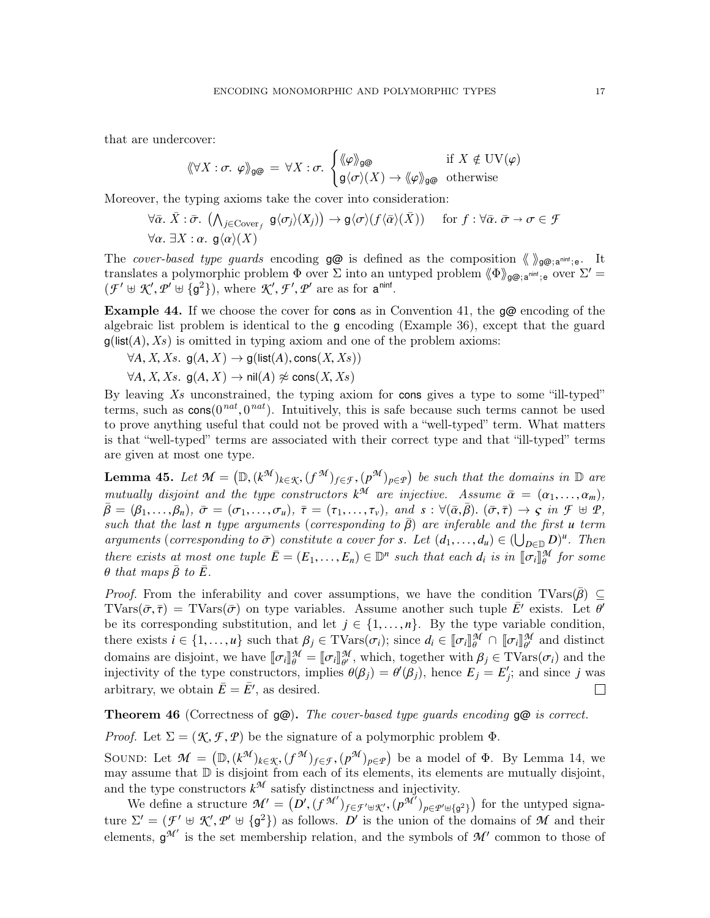that are undercover:

$$\langle\!\langle \forall X : \sigma.\ \varphi \rangle\!\rangle_{\mathsf{g@}} \;=\; \forall X : \sigma.\ \begin{cases} \langle\!\langle \varphi \rangle\!\rangle_{\mathsf{g@}} & \text{if } X \notin \mathrm{UV}(\varphi) \\ \mathsf{g}\langle\sigma\rangle(X) \rightarrow \langle\!\langle \varphi \rangle\!\rangle_{\mathsf{g@}} & \text{otherwise} \end{cases}$$

Moreover, the typing axioms take the cover into consideration:

$$\forall \bar{\alpha}.\ \bar{X} : \bar{\sigma}.\ \big(\textstyle\bigwedge_{j \in \mathrm{Cover}_f}\ \mathsf{g}\langle\sigma_j\rangle(X_j)\big) \rightarrow \mathsf{g}\langle\sigma\rangle(f\langle\bar{\alpha}\rangle(\bar{X})) \qquad \text{for } f : \forall \bar{\alpha}.\ \bar{\sigma} \rightarrow \sigma \in \mathcal{F}$$

$$\forall \alpha.\ \exists X : \alpha.\ \mathsf{g}\langle\alpha\rangle(X)$$

The *cover-based type guards* encoding $\mathsf{g@}$ is defined as the composition $\langle\!\langle\ \rangle\!\rangle_{\mathsf{g@};\mathsf{a}^{\mathsf{ninf}};\mathsf{e}}$. It translates a polymorphic problem $\Phi$ over $\Sigma$ into an untyped problem $\langle\!\langle \Phi \rangle\!\rangle_{\mathsf{g@};\mathsf{a}^{\mathsf{ninf}};\mathsf{e}}$ over $\Sigma' = (\mathcal{F}' \uplus \mathcal{K}', \mathcal{P}' \uplus \{\mathsf{g}^2\})$, where $\mathcal{K}', \mathcal{F}', \mathcal{P}'$ are as for $\mathsf{a}^{\mathsf{ninf}}$.

**Example 44.** If we choose the cover for $\mathsf{cons}$ as in Convention 41, the $\mathsf{g@}$ encoding of the algebraic list problem is identical to the $\mathsf{g}$ encoding (Example 36), except that the guard $\mathsf{g}(\mathsf{list}(A), Xs)$ is omitted in typing axiom and one of the problem axioms:

$\forall A, X, Xs.\ \mathsf{g}(A, X) \rightarrow \mathsf{g}(\mathsf{list}(A), \mathsf{cons}(X, Xs))$

$\forall A, X, Xs.\ \mathsf{g}(A, X) \rightarrow \mathsf{nil}(A) \not\approx \mathsf{cons}(X, Xs)$

By leaving $Xs$ unconstrained, the typing axiom for $\mathsf{cons}$ gives a type to some "ill-typed" terms, such as $\mathsf{cons}(0^{nat}, 0^{nat})$. Intuitively, this is safe because such terms cannot be used to prove anything useful that could not be proved with a "well-typed" term. What matters is that "well-typed" terms are associated with their correct type and that "ill-typed" terms are given at most one type.

**Lemma 45.** *Let $\mathcal{M} = \big(\mathbb{D}, (k^{\mathcal{M}})_{k \in \mathcal{K}}, (f^{\mathcal{M}})_{f \in \mathcal{F}}, (p^{\mathcal{M}})_{p \in \mathcal{P}}\big)$ be such that the domains in $\mathbb{D}$ are mutually disjoint and the type constructors $k^{\mathcal{M}}$ are injective. Assume $\bar{\alpha} = (\alpha_1, \ldots, \alpha_m)$, $\bar{\beta} = (\beta_1, \ldots, \beta_n)$, $\bar{\sigma} = (\sigma_1, \ldots, \sigma_u)$, $\bar{\tau} = (\tau_1, \ldots, \tau_v)$, and $s : \forall(\bar{\alpha}, \bar{\beta}).\ (\bar{\sigma}, \bar{\tau}) \rightarrow \varsigma$ in $\mathcal{F} \uplus \mathcal{P}$, such that the last $n$ type arguments (corresponding to $\bar{\beta}$) are inferable and the first $u$ term arguments (corresponding to $\bar{\sigma}$) constitute a cover for $s$. Let $(d_1, \ldots, d_u) \in (\bigcup_{D \in \mathbb{D}} D)^u$. Then there exists at most one tuple $\bar{E} = (E_1, \ldots, E_n) \in \mathbb{D}^n$ such that each $d_i$ is in $[\![\sigma_i]\!]^{\mathcal{M}}_{\theta}$ for some $\theta$ that maps $\bar{\beta}$ to $\bar{E}$.*

*Proof.* From the inferability and cover assumptions, we have the condition $\mathrm{TVars}(\bar{\beta}) \subseteq \mathrm{TVars}(\bar{\sigma}, \bar{\tau}) = \mathrm{TVars}(\bar{\sigma})$ on type variables. Assume another such tuple $\bar{E}'$ exists. Let $\theta'$ be its corresponding substitution, and let $j \in \{1, \ldots, n\}$. By the type variable condition, there exists $i \in \{1, \ldots, u\}$ such that $\beta_j \in \mathrm{TVars}(\sigma_i)$; since $d_i \in [\![\sigma_i]\!]^{\mathcal{M}}_{\theta} \cap [\![\sigma_i]\!]^{\mathcal{M}}_{\theta'}$ and distinct domains are disjoint, we have $[\![\sigma_i]\!]^{\mathcal{M}}_{\theta} = [\![\sigma_i]\!]^{\mathcal{M}}_{\theta'}$, which, together with $\beta_j \in \mathrm{TVars}(\sigma_i)$ and the injectivity of the type constructors, implies $\theta(\beta_j) = \theta'(\beta_j)$, hence $E_j = E'_j$; and since $j$ was arbitrary, we obtain $\bar{E} = \bar{E}'$, as desired. ☐

**Theorem 46** (Correctness of $\mathsf{g@}$)**.** *The cover-based type guards encoding $\mathsf{g@}$ is correct.*

*Proof.* Let $\Sigma = (\mathcal{K}, \mathcal{F}, \mathcal{P})$ be the signature of a polymorphic problem $\Phi$.

SOUND: Let $\mathcal{M} = \big(\mathbb{D}, (k^{\mathcal{M}})_{k \in \mathcal{K}}, (f^{\mathcal{M}})_{f \in \mathcal{F}}, (p^{\mathcal{M}})_{p \in \mathcal{P}}\big)$ be a model of $\Phi$. By Lemma 14, we may assume that $\mathbb{D}$ is disjoint from each of its elements, its elements are mutually disjoint, and the type constructors $k^{\mathcal{M}}$ satisfy distinctness and injectivity.

We define a structure $\mathcal{M}' = \big(D', (f^{\mathcal{M}'})_{f \in \mathcal{F}' \uplus \mathcal{K}'}, (p^{\mathcal{M}'})_{p \in \mathcal{P}' \uplus \{\mathsf{g}^2\}}\big)$ for the untyped signature $\Sigma' = (\mathcal{F}' \uplus \mathcal{K}', \mathcal{P}' \uplus \{\mathsf{g}^2\})$ as follows. $D'$ is the union of the domains of $\mathcal{M}$ and their elements, $\mathsf{g}^{\mathcal{M}'}$ is the set membership relation, and the symbols of $\mathcal{M}'$ common to those of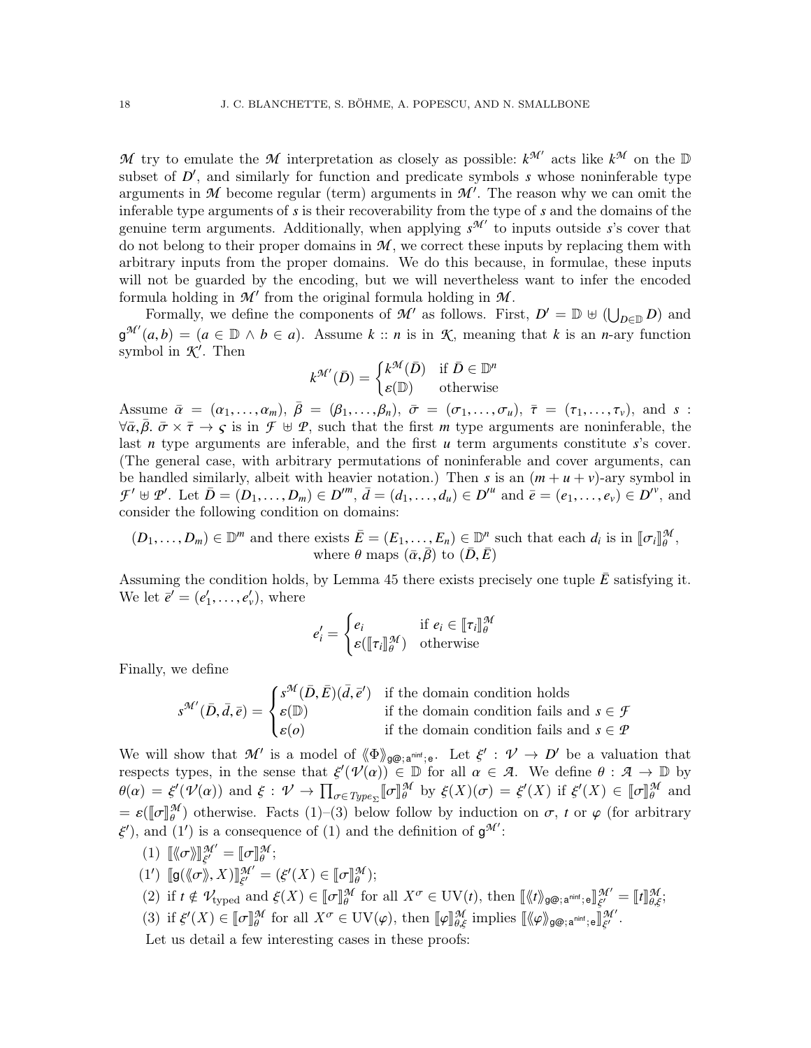$\mathcal{M}$ try to emulate the $\mathcal{M}$ interpretation as closely as possible: $k^{\mathcal{M}'}$ acts like $k^{\mathcal{M}}$ on the $\mathbb{D}$ subset of $D'$, and similarly for function and predicate symbols $s$ whose noninferable type arguments in $\mathcal{M}$ become regular (term) arguments in $\mathcal{M}'$. The reason why we can omit the inferable type arguments of $s$ is their recoverability from the type of $s$ and the domains of the genuine term arguments. Additionally, when applying $s^{\mathcal{M}'}$ to inputs outside $s$'s cover that do not belong to their proper domains in $\mathcal{M}$, we correct these inputs by replacing them with arbitrary inputs from the proper domains. We do this because, in formulae, these inputs will not be guarded by the encoding, but we will nevertheless want to infer the encoded formula holding in $\mathcal{M}'$ from the original formula holding in $\mathcal{M}$.

Formally, we define the components of $\mathcal{M}'$ as follows. First, $D' = \mathbb{D} \uplus (\bigcup_{D \in \mathbb{D}} D)$ and $\mathsf{g}^{\mathcal{M}'}(a,b) = (a \in \mathbb{D} \wedge b \in a)$. Assume $k :: n$ is in $\mathcal{K}$, meaning that $k$ is an $n$-ary function symbol in $\mathcal{K}'$. Then

$$k^{\mathcal{M}'}(\bar{D}) = \begin{cases} k^{\mathcal{M}}(\bar{D}) & \text{if } \bar{D} \in \mathbb{D}^n \\ \varepsilon(\mathbb{D}) & \text{otherwise} \end{cases}$$

Assume $\bar{\alpha} = (\alpha_1, \ldots, \alpha_m)$, $\bar{\beta} = (\beta_1, \ldots, \beta_n)$, $\bar{\sigma} = (\sigma_1, \ldots, \sigma_u)$, $\bar{\tau} = (\tau_1, \ldots, \tau_v)$, and $s : \forall \bar{\alpha}, \bar{\beta}.\ \bar{\sigma} \times \bar{\tau} \to \varsigma$ is in $\mathcal{F} \uplus \mathcal{P}$, such that the first $m$ type arguments are noninferable, the last $n$ type arguments are inferable, and the first $u$ term arguments constitute $s$'s cover. (The general case, with arbitrary permutations of noninferable and cover arguments, can be handled similarly, albeit with heavier notation.) Then $s$ is an $(m+u+v)$-ary symbol in $\mathcal{F}' \uplus \mathcal{P}'$. Let $\bar{D} = (D_1, \ldots, D_m) \in D'^m$, $\bar{d} = (d_1, \ldots, d_u) \in D'^u$ and $\bar{e} = (e_1, \ldots, e_v) \in D'^v$, and consider the following condition on domains:

$$(D_1, \ldots, D_m) \in \mathbb{D}^m \text{ and there exists } \bar{E} = (E_1, \ldots, E_n) \in \mathbb{D}^n \text{ such that each } d_i \text{ is in } [\![\sigma_i]\!]^{\mathcal{M}}_{\theta}, \text{ where } \theta \text{ maps } (\bar{\alpha}, \bar{\beta}) \text{ to } (\bar{D}, \bar{E})$$

Assuming the condition holds, by Lemma 45 there exists precisely one tuple $\bar{E}$ satisfying it. We let $\bar{e}' = (e'_1, \ldots, e'_v)$, where

$$e'_i = \begin{cases} e_i & \text{if } e_i \in [\![\tau_i]\!]^{\mathcal{M}}_{\theta} \\ \varepsilon([\![\tau_i]\!]^{\mathcal{M}}_{\theta}) & \text{otherwise} \end{cases}$$

Finally, we define

$$s^{\mathcal{M}'}(\bar{D}, \bar{d}, \bar{e}) = \begin{cases} s^{\mathcal{M}}(\bar{D}, \bar{E})(\bar{d}, \bar{e}') & \text{if the domain condition holds} \\ \varepsilon(\mathbb{D}) & \text{if the domain condition fails and } s \in \mathcal{F} \\ \varepsilon(o) & \text{if the domain condition fails and } s \in \mathcal{P} \end{cases}$$

We will show that $\mathcal{M}'$ is a model of $\langle\!\langle \Phi \rangle\!\rangle_{\mathsf{g@;a^{ninf};e}}$. Let $\xi' : \mathcal{V} \to D'$ be a valuation that respects types, in the sense that $\xi'(\mathcal{V}(\alpha)) \in \mathbb{D}$ for all $\alpha \in \mathcal{A}$. We define $\theta : \mathcal{A} \to \mathbb{D}$ by $\theta(\alpha) = \xi'(\mathcal{V}(\alpha))$ and $\xi : \mathcal{V} \to \prod_{\sigma \in \mathit{Type}_\Sigma} [\![\sigma]\!]^{\mathcal{M}}_{\theta}$ by $\xi(X)(\sigma) = \xi'(X)$ if $\xi'(X) \in [\![\sigma]\!]^{\mathcal{M}}_{\theta}$ and $= \varepsilon([\![\sigma]\!]^{\mathcal{M}}_{\theta})$ otherwise. Facts (1)–(3) below follow by induction on $\sigma$, $t$ or $\varphi$ (for arbitrary $\xi'$), and (1′) is a consequence of (1) and the definition of $\mathsf{g}^{\mathcal{M}'}$:

(1) $[\![\langle\!\langle \sigma \rangle\!\rangle]\!]^{\mathcal{M}'}_{\xi'} = [\![\sigma]\!]^{\mathcal{M}}_{\theta}$;

(1′) $[\![\mathsf{g}(\langle\!\langle \sigma \rangle\!\rangle, X)]\!]^{\mathcal{M}'}_{\xi'} = (\xi'(X) \in [\![\sigma]\!]^{\mathcal{M}}_{\theta})$;

(2) if $t \notin \mathcal{V}_{\text{typed}}$ and $\xi(X) \in [\![\sigma]\!]^{\mathcal{M}}_{\theta}$ for all $X^\sigma \in \mathrm{UV}(t)$, then $[\![\langle\!\langle t \rangle\!\rangle_{\mathsf{g@;a^{ninf};e}}]\!]^{\mathcal{M}'}_{\xi'} = [\![t]\!]^{\mathcal{M}}_{\theta,\xi}$;

(3) if $\xi'(X) \in [\![\sigma]\!]^{\mathcal{M}}_{\theta}$ for all $X^\sigma \in \mathrm{UV}(\varphi)$, then $[\![\varphi]\!]^{\mathcal{M}}_{\theta,\xi}$ implies $[\![\langle\!\langle \varphi \rangle\!\rangle_{\mathsf{g@;a^{ninf};e}}]\!]^{\mathcal{M}'}_{\xi'}$.

Let us detail a few interesting cases in these proofs: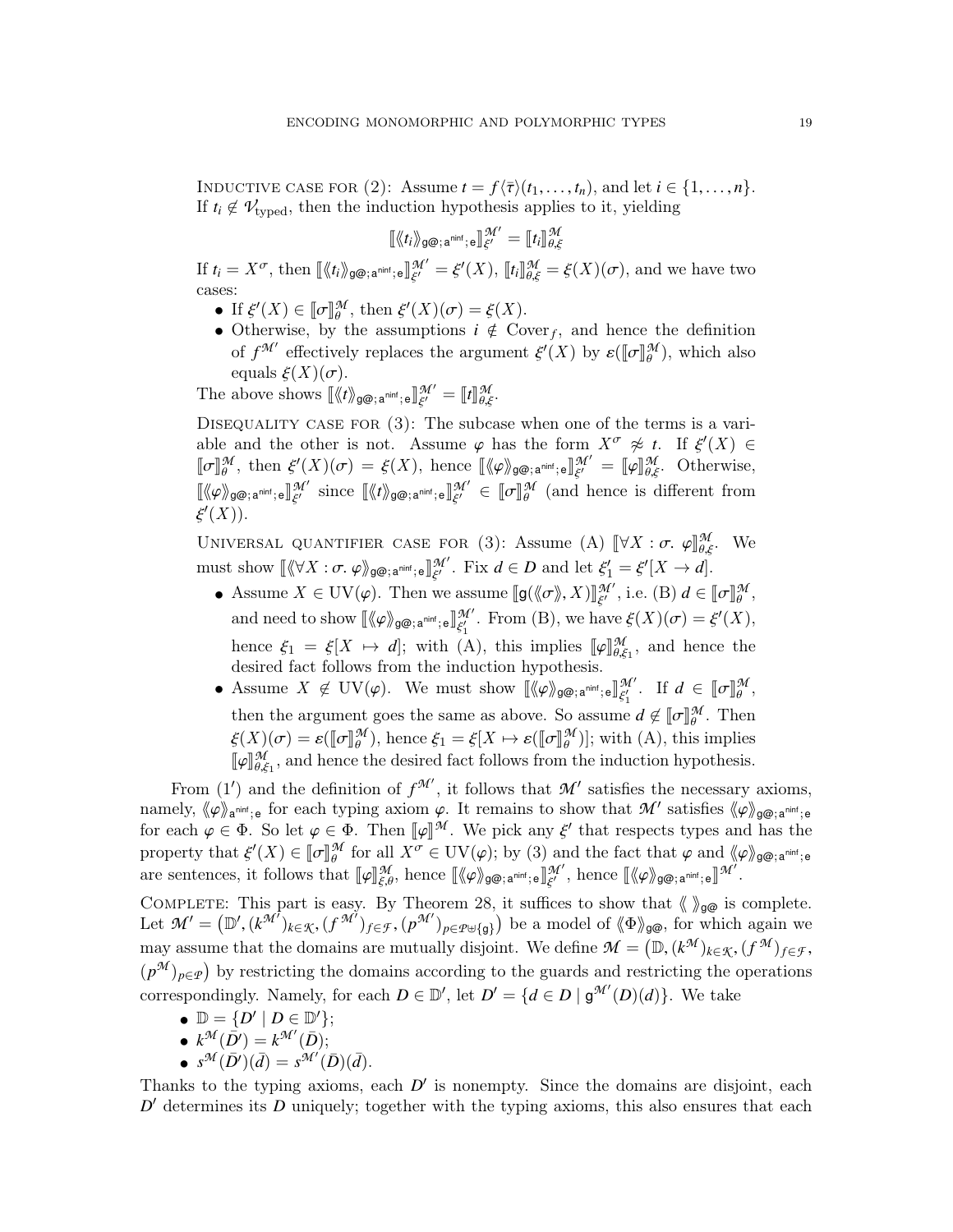Inductive case for (2): Assume $t = f\langle\bar{\tau}\rangle(t_1,\ldots,t_n)$, and let $i \in \{1,\ldots,n\}$. If $t_i \notin \mathcal{V}_{\text{typed}}$, then the induction hypothesis applies to it, yielding

$$[\![\langle\!\langle t_i \rangle\!\rangle_{\mathsf{g@};\mathsf{a}^{\mathsf{ninf}};\mathsf{e}}]\!]^{\mathcal{M}'}_{\xi'} = [\![t_i]\!]^{\mathcal{M}}_{\theta,\xi}$$

If $t_i = X^\sigma$, then $[\![\langle\!\langle t_i \rangle\!\rangle_{\mathsf{g@};\mathsf{a}^{\mathsf{ninf}};\mathsf{e}}]\!]^{\mathcal{M}'}_{\xi'} = \xi'(X)$, $[\![t_i]\!]^{\mathcal{M}}_{\theta,\xi} = \xi(X)(\sigma)$, and we have two cases:

- If $\xi'(X) \in [\![\sigma]\!]^{\mathcal{M}}_\theta$, then $\xi'(X)(\sigma) = \xi(X)$.
- Otherwise, by the assumptions $i \notin \text{Cover}_f$, and hence the definition of $f^{\mathcal{M}'}$ effectively replaces the argument $\xi'(X)$ by $\varepsilon([\![\sigma]\!]^{\mathcal{M}}_\theta)$, which also equals $\xi(X)(\sigma)$.

The above shows $[\![\langle\!\langle t \rangle\!\rangle_{\mathsf{g@};\mathsf{a}^{\mathsf{ninf}};\mathsf{e}}]\!]^{\mathcal{M}'}_{\xi'} = [\![t]\!]^{\mathcal{M}}_{\theta,\xi}$.

Disequality case for (3): The subcase when one of the terms is a variable and the other is not. Assume $\varphi$ has the form $X^\sigma \not\approx t$. If $\xi'(X) \in [\![\sigma]\!]^{\mathcal{M}}_\theta$, then $\xi'(X)(\sigma) = \xi(X)$, hence $[\![\langle\!\langle \varphi \rangle\!\rangle_{\mathsf{g@};\mathsf{a}^{\mathsf{ninf}};\mathsf{e}}]\!]^{\mathcal{M}'}_{\xi'} = [\![\varphi]\!]^{\mathcal{M}}_{\theta,\xi}$. Otherwise, $[\![\langle\!\langle \varphi \rangle\!\rangle_{\mathsf{g@};\mathsf{a}^{\mathsf{ninf}};\mathsf{e}}]\!]^{\mathcal{M}'}_{\xi'}$ since $[\![\langle\!\langle t \rangle\!\rangle_{\mathsf{g@};\mathsf{a}^{\mathsf{ninf}};\mathsf{e}}]\!]^{\mathcal{M}'}_{\xi'} \in [\![\sigma]\!]^{\mathcal{M}}_\theta$ (and hence is different from $\xi'(X)$).

Universal quantifier case for (3): Assume (A) $[\![\forall X : \sigma.\ \varphi]\!]^{\mathcal{M}}_{\theta,\xi}$. We must show $[\![\langle\!\langle \forall X : \sigma.\ \varphi \rangle\!\rangle_{\mathsf{g@};\mathsf{a}^{\mathsf{ninf}};\mathsf{e}}]\!]^{\mathcal{M}'}_{\xi'}$. Fix $d \in D$ and let $\xi'_1 = \xi'[X \to d]$.

- Assume $X \in \text{UV}(\varphi)$. Then we assume $[\![\mathsf{g}(\langle\!\langle\sigma\rangle\!\rangle, X)]\!]^{\mathcal{M}'}_{\xi'}$, i.e. (B) $d \in [\![\sigma]\!]^{\mathcal{M}}_\theta$, and need to show $[\![\langle\!\langle \varphi \rangle\!\rangle_{\mathsf{g@};\mathsf{a}^{\mathsf{ninf}};\mathsf{e}}]\!]^{\mathcal{M}'}_{\xi'_1}$. From (B), we have $\xi(X)(\sigma) = \xi'(X)$, hence $\xi_1 = \xi[X \mapsto d]$; with (A), this implies $[\![\varphi]\!]^{\mathcal{M}}_{\theta,\xi_1}$, and hence the desired fact follows from the induction hypothesis.
- Assume $X \notin \text{UV}(\varphi)$. We must show $[\![\langle\!\langle \varphi \rangle\!\rangle_{\mathsf{g@};\mathsf{a}^{\mathsf{ninf}};\mathsf{e}}]\!]^{\mathcal{M}'}_{\xi'_1}$. If $d \in [\![\sigma]\!]^{\mathcal{M}}_\theta$, then the argument goes the same as above. So assume $d \notin [\![\sigma]\!]^{\mathcal{M}}_\theta$. Then $\xi(X)(\sigma) = \varepsilon([\![\sigma]\!]^{\mathcal{M}}_\theta)$, hence $\xi_1 = \xi[X \mapsto \varepsilon([\![\sigma]\!]^{\mathcal{M}}_\theta)]$; with (A), this implies $[\![\varphi]\!]^{\mathcal{M}}_{\theta,\xi_1}$, and hence the desired fact follows from the induction hypothesis.

From (1′) and the definition of $f^{\mathcal{M}'}$, it follows that $\mathcal{M}'$ satisfies the necessary axioms, namely, $\langle\!\langle\varphi\rangle\!\rangle_{\mathsf{a}^{\mathsf{ninf}};\mathsf{e}}$ for each typing axiom $\varphi$. It remains to show that $\mathcal{M}'$ satisfies $\langle\!\langle\varphi\rangle\!\rangle_{\mathsf{g@};\mathsf{a}^{\mathsf{ninf}};\mathsf{e}}$ for each $\varphi \in \Phi$. So let $\varphi \in \Phi$. Then $[\![\varphi]\!]^{\mathcal{M}}$. We pick any $\xi'$ that respects types and has the property that $\xi'(X) \in [\![\sigma]\!]^{\mathcal{M}}_\theta$ for all $X^\sigma \in \text{UV}(\varphi)$; by (3) and the fact that $\varphi$ and $\langle\!\langle\varphi\rangle\!\rangle_{\mathsf{g@};\mathsf{a}^{\mathsf{ninf}};\mathsf{e}}$ are sentences, it follows that $[\![\varphi]\!]^{\mathcal{M}}_{\xi,\theta}$, hence $[\![\langle\!\langle \varphi \rangle\!\rangle_{\mathsf{g@};\mathsf{a}^{\mathsf{ninf}};\mathsf{e}}]\!]^{\mathcal{M}'}_{\xi'}$, hence $[\![\langle\!\langle \varphi \rangle\!\rangle_{\mathsf{g@};\mathsf{a}^{\mathsf{ninf}};\mathsf{e}}]\!]^{\mathcal{M}'}$.

Complete: This part is easy. By Theorem 28, it suffices to show that $\langle\!\langle\ \rangle\!\rangle_{\mathsf{g@}}$ is complete. Let $\mathcal{M}' = \big(\mathbb{D}', (k^{\mathcal{M}'})_{k\in\mathcal{K}}, (f^{\mathcal{M}'})_{f\in\mathcal{F}}, (p^{\mathcal{M}'})_{p\in\mathcal{P}\uplus\{\mathsf{g}\}}\big)$ be a model of $\langle\!\langle\Phi\rangle\!\rangle_{\mathsf{g@}}$, for which again we may assume that the domains are mutually disjoint. We define $\mathcal{M} = \big(\mathbb{D}, (k^{\mathcal{M}})_{k\in\mathcal{K}}, (f^{\mathcal{M}})_{f\in\mathcal{F}}, (p^{\mathcal{M}})_{p\in\mathcal{P}}\big)$ by restricting the domains according to the guards and restricting the operations correspondingly. Namely, for each $D \in \mathbb{D}'$, let $D' = \{d \in D \mid \mathsf{g}^{\mathcal{M}'}(D)(d)\}$. We take

- $\mathbb{D} = \{D' \mid D \in \mathbb{D}'\}$;
- $k^{\mathcal{M}}(\bar{D}') = k^{\mathcal{M}'}(\bar{D})$;
- $s^{\mathcal{M}}(\bar{D}')(\bar{d}) = s^{\mathcal{M}'}(\bar{D})(\bar{d})$.

Thanks to the typing axioms, each $D'$ is nonempty. Since the domains are disjoint, each $D'$ determines its $D$ uniquely; together with the typing axioms, this also ensures that each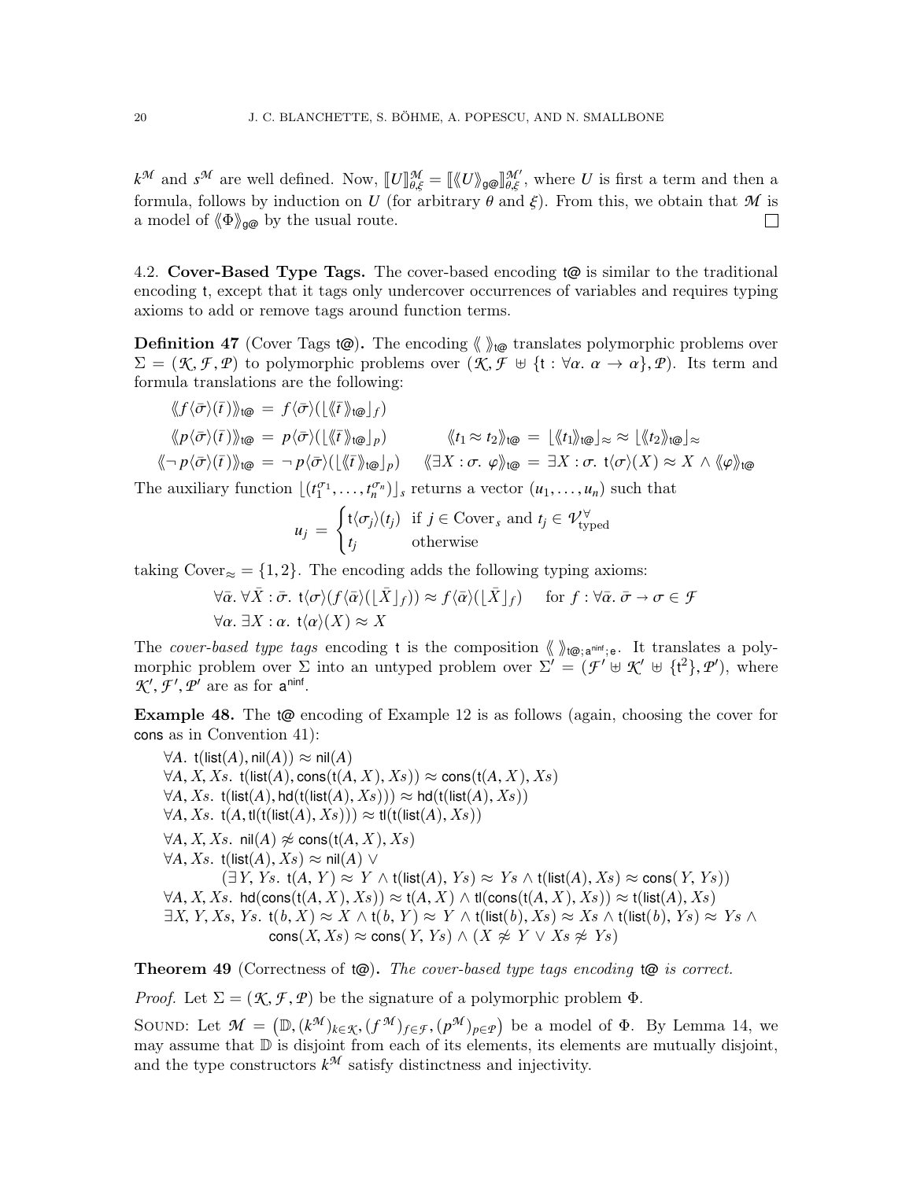$k^{\mathcal{M}}$ and $s^{\mathcal{M}}$ are well defined. Now, $[\![U]\!]^{\mathcal{M}}_{\theta,\xi} = [\![\langle\!\langle U\rangle\!\rangle_{\mathsf{g@}}]\!]^{\mathcal{M}'}_{\theta,\xi}$, where $U$ is first a term and then a formula, follows by induction on $U$ (for arbitrary $\theta$ and $\xi$). From this, we obtain that $\mathcal{M}$ is a model of $\langle\!\langle\Phi\rangle\!\rangle_{\mathsf{g@}}$ by the usual route. $\square$

4.2. **Cover-Based Type Tags.** The cover-based encoding $\mathsf{t@}$ is similar to the traditional encoding $\mathsf{t}$, except that it tags only undercover occurrences of variables and requires typing axioms to add or remove tags around function terms.

**Definition 47** (Cover Tags $\mathsf{t@}$)**.** The encoding $\langle\!\langle\ \rangle\!\rangle_{\mathsf{t@}}$ translates polymorphic problems over $\Sigma = (\mathcal{K}, \mathcal{F}, \mathcal{P})$ to polymorphic problems over $(\mathcal{K}, \mathcal{F} \uplus \{\mathsf{t} : \forall\alpha.\ \alpha \to \alpha\}, \mathcal{P})$. Its term and formula translations are the following:

$$\langle\!\langle f\langle\bar\sigma\rangle(\bar t)\rangle\!\rangle_{\mathsf{t@}} = f\langle\bar\sigma\rangle(\lfloor\langle\!\langle\bar t\rangle\!\rangle_{\mathsf{t@}}\rfloor_f)$$

$$\langle\!\langle p\langle\bar\sigma\rangle(\bar t)\rangle\!\rangle_{\mathsf{t@}} = p\langle\bar\sigma\rangle(\lfloor\langle\!\langle\bar t\rangle\!\rangle_{\mathsf{t@}}\rfloor_p) \qquad \langle\!\langle t_1 \approx t_2\rangle\!\rangle_{\mathsf{t@}} = \lfloor\langle\!\langle t_1\rangle\!\rangle_{\mathsf{t@}}\rfloor_\approx \approx \lfloor\langle\!\langle t_2\rangle\!\rangle_{\mathsf{t@}}\rfloor_\approx$$

$$\langle\!\langle \neg\, p\langle\bar\sigma\rangle(\bar t)\rangle\!\rangle_{\mathsf{t@}} = \neg\, p\langle\bar\sigma\rangle(\lfloor\langle\!\langle\bar t\rangle\!\rangle_{\mathsf{t@}}\rfloor_p) \qquad \langle\!\langle \exists X : \sigma.\ \varphi\rangle\!\rangle_{\mathsf{t@}} = \exists X : \sigma.\ \mathsf{t}\langle\sigma\rangle(X) \approx X \wedge \langle\!\langle\varphi\rangle\!\rangle_{\mathsf{t@}}$$

The auxiliary function $\lfloor(t_1^{\sigma_1}, \ldots, t_n^{\sigma_n})\rfloor_s$ returns a vector $(u_1, \ldots, u_n)$ such that

$$u_j = \begin{cases} \mathsf{t}\langle\sigma_j\rangle(t_j) & \text{if } j \in \mathrm{Cover}_s \text{ and } t_j \in \mathcal{V}^{\forall}_{\text{typed}} \\ t_j & \text{otherwise} \end{cases}$$

taking $\mathrm{Cover}_\approx = \{1, 2\}$. The encoding adds the following typing axioms:

$$\forall\bar\alpha.\ \forall\bar X : \bar\sigma.\ \mathsf{t}\langle\sigma\rangle(f\langle\bar\alpha\rangle(\lfloor\bar X\rfloor_f)) \approx f\langle\bar\alpha\rangle(\lfloor\bar X\rfloor_f) \quad \text{ for } f : \forall\bar\alpha.\ \bar\sigma \to \sigma \in \mathcal{F}$$

$$\forall\alpha.\ \exists X : \alpha.\ \mathsf{t}\langle\alpha\rangle(X) \approx X$$

The *cover-based type tags* encoding $\mathsf{t}$ is the composition $\langle\!\langle\ \rangle\!\rangle_{\mathsf{t@};\,\mathsf{a}^{\mathsf{ninf}};\,\mathsf{e}}$. It translates a polymorphic problem over $\Sigma$ into an untyped problem over $\Sigma' = (\mathcal{F}' \uplus \mathcal{K}' \uplus \{\mathsf{t}^2\}, \mathcal{P}')$, where $\mathcal{K}', \mathcal{F}', \mathcal{P}'$ are as for $\mathsf{a}^{\mathsf{ninf}}$.

**Example 48.** The $\mathsf{t@}$ encoding of Example 12 is as follows (again, choosing the cover for $\mathsf{cons}$ as in Convention 41):

$\forall A.\ \mathsf{t}(\mathsf{list}(A), \mathsf{nil}(A)) \approx \mathsf{nil}(A)$
$\forall A, X, Xs.\ \mathsf{t}(\mathsf{list}(A), \mathsf{cons}(\mathsf{t}(A, X), Xs)) \approx \mathsf{cons}(\mathsf{t}(A, X), Xs)$
$\forall A, Xs.\ \mathsf{t}(\mathsf{list}(A), \mathsf{hd}(\mathsf{t}(\mathsf{list}(A), Xs))) \approx \mathsf{hd}(\mathsf{t}(\mathsf{list}(A), Xs))$
$\forall A, Xs.\ \mathsf{t}(A, \mathsf{tl}(\mathsf{t}(\mathsf{list}(A), Xs))) \approx \mathsf{tl}(\mathsf{t}(\mathsf{list}(A), Xs))$
$\forall A, X, Xs.\ \mathsf{nil}(A) \not\approx \mathsf{cons}(\mathsf{t}(A, X), Xs)$
$\forall A, Xs.\ \mathsf{t}(\mathsf{list}(A), Xs) \approx \mathsf{nil}(A)\ \vee$
$\qquad (\exists Y, Ys.\ \mathsf{t}(A, Y) \approx Y \wedge \mathsf{t}(\mathsf{list}(A), Ys) \approx Ys \wedge \mathsf{t}(\mathsf{list}(A), Xs) \approx \mathsf{cons}(Y, Ys))$
$\forall A, X, Xs.\ \mathsf{hd}(\mathsf{cons}(\mathsf{t}(A, X), Xs)) \approx \mathsf{t}(A, X) \wedge \mathsf{tl}(\mathsf{cons}(\mathsf{t}(A, X), Xs)) \approx \mathsf{t}(\mathsf{list}(A), Xs)$
$\exists X, Y, Xs, Ys.\ \mathsf{t}(b, X) \approx X \wedge \mathsf{t}(b, Y) \approx Y \wedge \mathsf{t}(\mathsf{list}(b), Xs) \approx Xs \wedge \mathsf{t}(\mathsf{list}(b), Ys) \approx Ys\ \wedge$
$\qquad \mathsf{cons}(X, Xs) \approx \mathsf{cons}(Y, Ys) \wedge (X \not\approx Y \vee Xs \not\approx Ys)$

**Theorem 49** (Correctness of $\mathsf{t@}$)**.** *The cover-based type tags encoding* $\mathsf{t@}$ *is correct.*

*Proof.* Let $\Sigma = (\mathcal{K}, \mathcal{F}, \mathcal{P})$ be the signature of a polymorphic problem $\Phi$.

SOUND: Let $\mathcal{M} = \big(\mathbb{D}, (k^{\mathcal{M}})_{k\in\mathcal{K}}, (f^{\mathcal{M}})_{f\in\mathcal{F}}, (p^{\mathcal{M}})_{p\in\mathcal{P}}\big)$ be a model of $\Phi$. By Lemma 14, we may assume that $\mathbb{D}$ is disjoint from each of its elements, its elements are mutually disjoint, and the type constructors $k^{\mathcal{M}}$ satisfy distinctness and injectivity.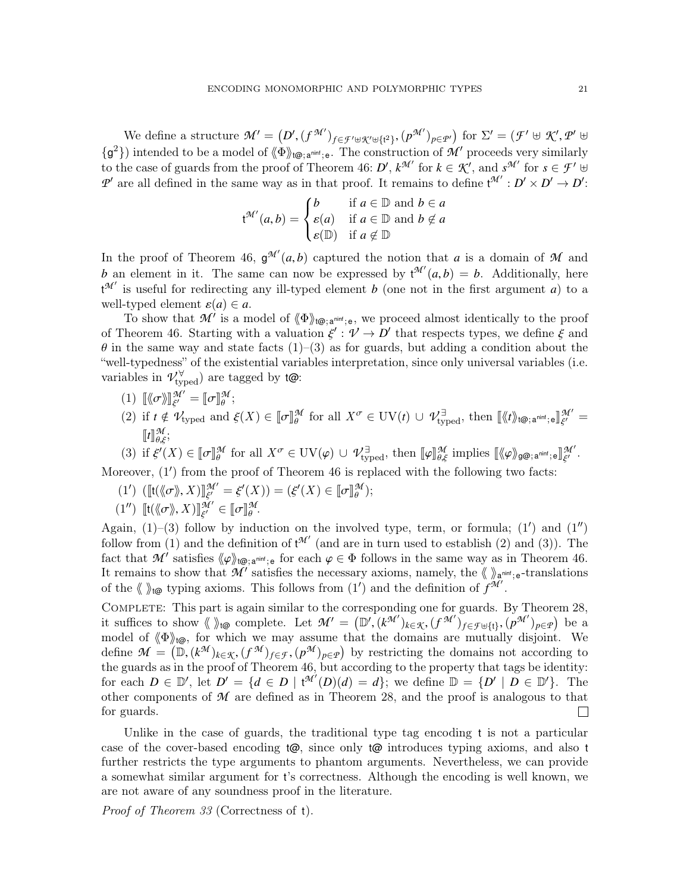We define a structure $\mathcal{M}' = \big(D', (f^{\mathcal{M}'})_{f \in \mathcal{F}' \uplus \mathcal{K}' \uplus \{\mathsf{t}^2\}}, (p^{\mathcal{M}'})_{p \in \mathcal{P}'}\big)$ for $\Sigma' = (\mathcal{F}' \uplus \mathcal{K}', \mathcal{P}' \uplus \{\mathsf{g}^2\})$ intended to be a model of $\langle\!\langle \Phi \rangle\!\rangle_{\mathsf{t@};\mathsf{a}^{\mathsf{ninf}};\mathsf{e}}$. The construction of $\mathcal{M}'$ proceeds very similarly to the case of guards from the proof of Theorem 46: $D'$, $k^{\mathcal{M}'}$ for $k \in \mathcal{K}'$, and $s^{\mathcal{M}'}$ for $s \in \mathcal{F}' \uplus \mathcal{P}'$ are all defined in the same way as in that proof. It remains to define $\mathsf{t}^{\mathcal{M}'} : D' \times D' \to D'$:

$$\mathsf{t}^{\mathcal{M}'}(a, b) = \begin{cases} b & \text{if } a \in \mathbb{D} \text{ and } b \in a \\ \varepsilon(a) & \text{if } a \in \mathbb{D} \text{ and } b \notin a \\ \varepsilon(\mathbb{D}) & \text{if } a \notin \mathbb{D} \end{cases}$$

In the proof of Theorem 46, $\mathsf{g}^{\mathcal{M}'}(a, b)$ captured the notion that $a$ is a domain of $\mathcal{M}$ and $b$ an element in it. The same can now be expressed by $\mathsf{t}^{\mathcal{M}'}(a, b) = b$. Additionally, here $\mathsf{t}^{\mathcal{M}'}$ is useful for redirecting any ill-typed element $b$ (one not in the first argument $a$) to a well-typed element $\varepsilon(a) \in a$.

To show that $\mathcal{M}'$ is a model of $\langle\!\langle \Phi \rangle\!\rangle_{\mathsf{t@};\mathsf{a}^{\mathsf{ninf}};\mathsf{e}}$, we proceed almost identically to the proof of Theorem 46. Starting with a valuation $\xi' : \mathcal{V} \to D'$ that respects types, we define $\xi$ and $\theta$ in the same way and state facts (1)–(3) as for guards, but adding a condition about the "well-typedness" of the existential variables interpretation, since only universal variables (i.e. variables in $\mathcal{V}^{\forall}_{\mathrm{typed}}$) are tagged by $\mathsf{t@}$:

(1) $[\![\langle\!\langle \sigma \rangle\!\rangle]\!]^{\mathcal{M}'}_{\xi'} = [\![\sigma]\!]^{\mathcal{M}}_{\theta}$;

(2) if $t \notin \mathcal{V}_{\mathrm{typed}}$ and $\xi(X) \in [\![\sigma]\!]^{\mathcal{M}}_{\theta}$ for all $X^{\sigma} \in \mathrm{UV}(t) \cup \mathcal{V}^{\exists}_{\mathrm{typed}}$, then $[\![\langle\!\langle t \rangle\!\rangle_{\mathsf{t@};\mathsf{a}^{\mathsf{ninf}};\mathsf{e}}]\!]^{\mathcal{M}'}_{\xi'} = [\![t]\!]^{\mathcal{M}}_{\theta,\xi}$;

(3) if $\xi'(X) \in [\![\sigma]\!]^{\mathcal{M}}_{\theta}$ for all $X^{\sigma} \in \mathrm{UV}(\varphi) \cup \mathcal{V}^{\exists}_{\mathrm{typed}}$, then $[\![\varphi]\!]^{\mathcal{M}}_{\theta,\xi}$ implies $[\![\langle\!\langle \varphi \rangle\!\rangle_{\mathsf{g@};\mathsf{a}^{\mathsf{ninf}};\mathsf{e}}]\!]^{\mathcal{M}'}_{\xi'}$.

Moreover, $(1')$ from the proof of Theorem 46 is replaced with the following two facts:

$(1')$ $([\![\mathsf{t}(\langle\!\langle \sigma \rangle\!\rangle, X)]\!]^{\mathcal{M}'}_{\xi'} = \xi'(X)) = (\xi'(X) \in [\![\sigma]\!]^{\mathcal{M}}_{\theta})$;

$(1'')$ $[\![\mathsf{t}(\langle\!\langle \sigma \rangle\!\rangle, X)]\!]^{\mathcal{M}'}_{\xi'} \in [\![\sigma]\!]^{\mathcal{M}}_{\theta}$.

Again, (1)–(3) follow by induction on the involved type, term, or formula; $(1')$ and $(1'')$ follow from (1) and the definition of $\mathsf{t}^{\mathcal{M}'}$ (and are in turn used to establish (2) and (3)). The fact that $\mathcal{M}'$ satisfies $\langle\!\langle \varphi \rangle\!\rangle_{\mathsf{t@};\mathsf{a}^{\mathsf{ninf}};\mathsf{e}}$ for each $\varphi \in \Phi$ follows in the same way as in Theorem 46. It remains to show that $\mathcal{M}'$ satisfies the necessary axioms, namely, the $\langle\!\langle\ \rangle\!\rangle_{\mathsf{a}^{\mathsf{ninf}};\mathsf{e}}$-translations of the $\langle\!\langle\ \rangle\!\rangle_{\mathsf{t@}}$ typing axioms. This follows from $(1')$ and the definition of $f^{\mathcal{M}'}$.

Complete: This part is again similar to the corresponding one for guards. By Theorem 28, it suffices to show $\langle\!\langle\ \rangle\!\rangle_{\mathsf{t@}}$ complete. Let $\mathcal{M}' = \big(\mathbb{D}', (k^{\mathcal{M}'})_{k \in \mathcal{K}}, (f^{\mathcal{M}'})_{f \in \mathcal{F} \uplus \{\mathsf{t}\}}, (p^{\mathcal{M}'})_{p \in \mathcal{P}}\big)$ be a model of $\langle\!\langle \Phi \rangle\!\rangle_{\mathsf{t@}}$, for which we may assume that the domains are mutually disjoint. We define $\mathcal{M} = \big(\mathbb{D}, (k^{\mathcal{M}})_{k \in \mathcal{K}}, (f^{\mathcal{M}})_{f \in \mathcal{F}}, (p^{\mathcal{M}})_{p \in \mathcal{P}}\big)$ by restricting the domains not according to the guards as in the proof of Theorem 46, but according to the property that tags be identity: for each $D \in \mathbb{D}'$, let $D' = \{d \in D \mid \mathsf{t}^{\mathcal{M}'}(D)(d) = d\}$; we define $\mathbb{D} = \{D' \mid D \in \mathbb{D}'\}$. The other components of $\mathcal{M}$ are defined as in Theorem 28, and the proof is analogous to that for guards. $\square$

Unlike in the case of guards, the traditional type tag encoding $\mathsf{t}$ is not a particular case of the cover-based encoding $\mathsf{t@}$, since only $\mathsf{t@}$ introduces typing axioms, and also $\mathsf{t}$ further restricts the type arguments to phantom arguments. Nevertheless, we can provide a somewhat similar argument for $\mathsf{t}$'s correctness. Although the encoding is well known, we are not aware of any soundness proof in the literature.

*Proof of Theorem 33* (Correctness of $\mathsf{t}$).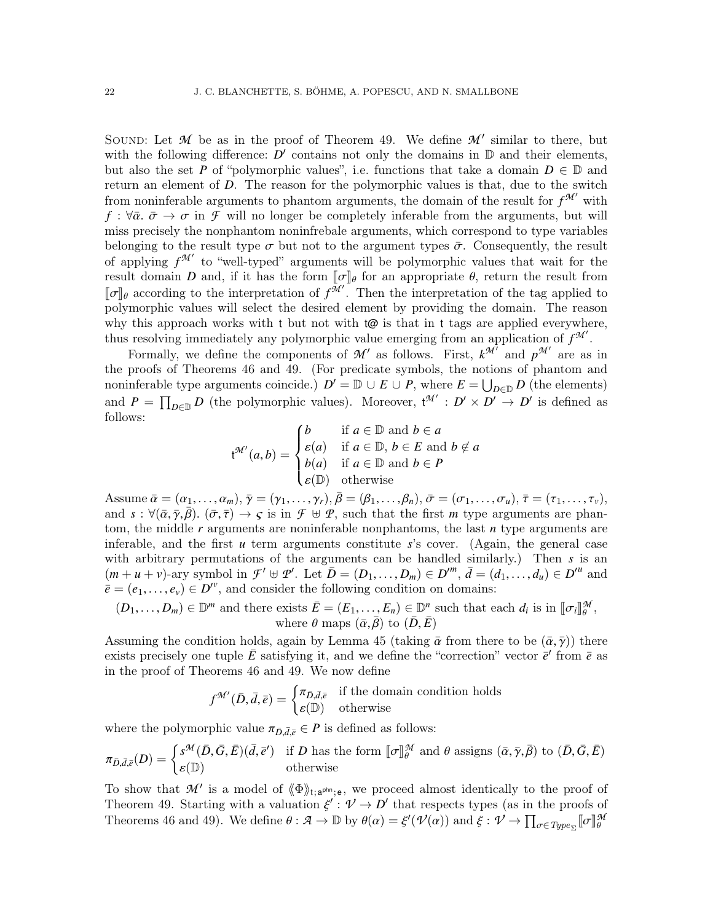SOUND: Let $\mathcal{M}$ be as in the proof of Theorem 49. We define $\mathcal{M}'$ similar to there, but with the following difference: $D'$ contains not only the domains in $\mathbb{D}$ and their elements, but also the set $P$ of "polymorphic values", i.e. functions that take a domain $D \in \mathbb{D}$ and return an element of $D$. The reason for the polymorphic values is that, due to the switch from noninferable arguments to phantom arguments, the domain of the result for $f^{\mathcal{M}'}$ with $f : \forall\bar{\alpha}.\ \bar{\sigma} \to \sigma$ in $\mathcal{F}$ will no longer be completely inferable from the arguments, but will miss precisely the nonphantom noninfrebale arguments, which correspond to type variables belonging to the result type $\sigma$ but not to the argument types $\bar{\sigma}$. Consequently, the result of applying $f^{\mathcal{M}'}$ to "well-typed" arguments will be polymorphic values that wait for the result domain $D$ and, if it has the form $[\![\sigma]\!]_\theta$ for an appropriate $\theta$, return the result from $[\![\sigma]\!]_\theta$ according to the interpretation of $f^{\mathcal{M}'}$. Then the interpretation of the tag applied to polymorphic values will select the desired element by providing the domain. The reason why this approach works with t but not with t@ is that in t tags are applied everywhere, thus resolving immediately any polymorphic value emerging from an application of $f^{\mathcal{M}'}$.

Formally, we define the components of $\mathcal{M}'$ as follows. First, $k^{\mathcal{M}'}$ and $p^{\mathcal{M}'}$ are as in the proofs of Theorems 46 and 49. (For predicate symbols, the notions of phantom and noninferable type arguments coincide.) $D' = \mathbb{D} \cup E \cup P$, where $E = \bigcup_{D\in\mathbb{D}} D$ (the elements) and $P = \prod_{D\in\mathbb{D}} D$ (the polymorphic values). Moreover, $\mathsf{t}^{\mathcal{M}'} : D' \times D' \to D'$ is defined as follows:

$$\mathsf{t}^{\mathcal{M}'}(a,b) = \begin{cases} b & \text{if } a \in \mathbb{D} \text{ and } b \in a \\ \varepsilon(a) & \text{if } a \in \mathbb{D},\, b \in E \text{ and } b \notin a \\ b(a) & \text{if } a \in \mathbb{D} \text{ and } b \in P \\ \varepsilon(\mathbb{D}) & \text{otherwise} \end{cases}$$

Assume $\bar{\alpha} = (\alpha_1, \ldots, \alpha_m)$, $\bar{\gamma} = (\gamma_1, \ldots, \gamma_r)$, $\bar{\beta} = (\beta_1, \ldots, \beta_n)$, $\bar{\sigma} = (\sigma_1, \ldots, \sigma_u)$, $\bar{\tau} = (\tau_1, \ldots, \tau_v)$, and $s : \forall(\bar{\alpha}, \bar{\gamma}, \bar{\beta}).\ (\bar{\sigma}, \bar{\tau}) \to \varsigma$ is in $\mathcal{F} \uplus \mathcal{P}$, such that the first $m$ type arguments are phantom, the middle $r$ arguments are noninferable nonphantoms, the last $n$ type arguments are inferable, and the first $u$ term arguments constitute $s$'s cover. (Again, the general case with arbitrary permutations of the arguments can be handled similarly.) Then $s$ is an $(m + u + v)$-ary symbol in $\mathcal{F}' \uplus \mathcal{P}'$. Let $\bar{D} = (D_1, \ldots, D_m) \in D'^m$, $\bar{d} = (d_1, \ldots, d_u) \in D'^u$ and $\bar{e} = (e_1, \ldots, e_v) \in D'^v$, and consider the following condition on domains:

$$(D_1, \ldots, D_m) \in \mathbb{D}^m \text{ and there exists } \bar{E} = (E_1, \ldots, E_n) \in \mathbb{D}^n \text{ such that each } d_i \text{ is in } [\![\sigma_i]\!]^{\mathcal{M}}_\theta, \text{ where } \theta \text{ maps } (\bar{\alpha}, \bar{\beta}) \text{ to } (\bar{D}, \bar{E})$$

Assuming the condition holds, again by Lemma 45 (taking $\bar{\alpha}$ from there to be $(\bar{\alpha}, \bar{\gamma})$) there exists precisely one tuple $\bar{E}$ satisfying it, and we define the "correction" vector $\bar{e}'$ from $\bar{e}$ as in the proof of Theorems 46 and 49. We now define

$$f^{\mathcal{M}'}(\bar{D}, \bar{d}, \bar{e}) = \begin{cases} \pi_{\bar{D},\bar{d},\bar{e}} & \text{if the domain condition holds} \\ \varepsilon(\mathbb{D}) & \text{otherwise} \end{cases}$$

where the polymorphic value $\pi_{\bar{D},\bar{d},\bar{e}} \in P$ is defined as follows:

$$\pi_{\bar{D},\bar{d},\bar{e}}(D) = \begin{cases} s^{\mathcal{M}}(\bar{D}, \bar{G}, \bar{E})(\bar{d}, \bar{e}') & \text{if } D \text{ has the form } [\![\sigma]\!]^{\mathcal{M}}_\theta \text{ and } \theta \text{ assigns } (\bar{\alpha}, \bar{\gamma}, \bar{\beta}) \text{ to } (\bar{D}, \bar{G}, \bar{E}) \\ \varepsilon(\mathbb{D}) & \text{otherwise} \end{cases}$$

To show that $\mathcal{M}'$ is a model of $\langle\!\langle \Phi \rangle\!\rangle_{\mathsf{t;a^{phn};e}}$, we proceed almost identically to the proof of Theorem 49. Starting with a valuation $\xi' : \mathcal{V} \to D'$ that respects types (as in the proofs of Theorems 46 and 49). We define $\theta : \mathcal{A} \to \mathbb{D}$ by $\theta(\alpha) = \xi'(\mathcal{V}(\alpha))$ and $\xi : \mathcal{V} \to \prod_{\sigma\in Type_\Sigma} [\![\sigma]\!]^{\mathcal{M}}_\theta$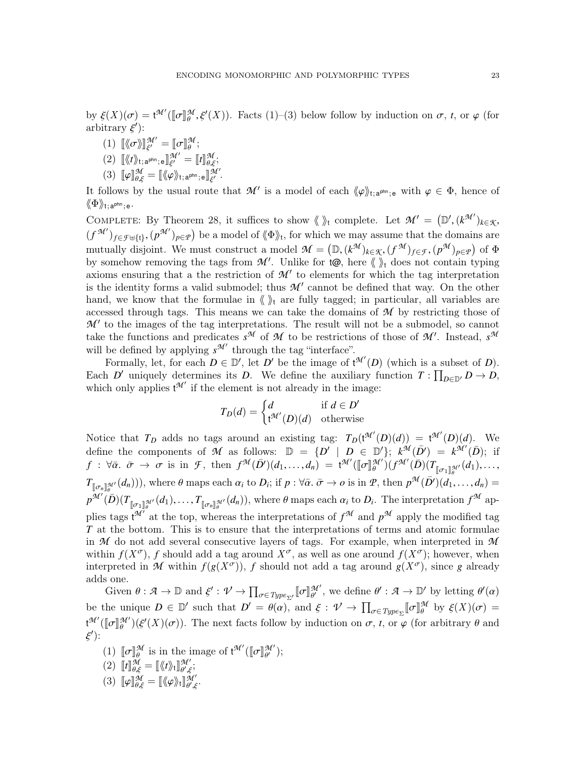by $\xi(X)(\sigma) = \mathsf{t}^{\mathcal{M}'}(\llbracket\sigma\rrbracket^{\mathcal{M}}_{\theta}, \xi'(X))$. Facts (1)–(3) below follow by induction on $\sigma$, $t$, or $\varphi$ (for arbitrary $\xi'$):

1. $\llbracket\langle\!\langle\sigma\rangle\!\rangle\rrbracket^{\mathcal{M}'}_{\xi'} = \llbracket\sigma\rrbracket^{\mathcal{M}}_{\theta}$;
2. $\llbracket\langle\!\langle t\rangle\!\rangle_{\mathsf{t};\mathsf{a}^{\mathsf{phn}};\mathsf{e}}\rrbracket^{\mathcal{M}'}_{\xi'} = \llbracket t\rrbracket^{\mathcal{M}}_{\theta,\xi}$;
3. $\llbracket\varphi\rrbracket^{\mathcal{M}}_{\theta,\xi} = \llbracket\langle\!\langle\varphi\rangle\!\rangle_{\mathsf{t};\mathsf{a}^{\mathsf{phn}};\mathsf{e}}\rrbracket^{\mathcal{M}'}_{\xi'}$.

It follows by the usual route that $\mathcal{M}'$ is a model of each $\langle\!\langle\varphi\rangle\!\rangle_{\mathsf{t};\mathsf{a}^{\mathsf{phn}};\mathsf{e}}$ with $\varphi \in \Phi$, hence of $\langle\!\langle\Phi\rangle\!\rangle_{\mathsf{t};\mathsf{a}^{\mathsf{phn}};\mathsf{e}}$.

Complete: By Theorem 28, it suffices to show $\langle\!\langle\ \rangle\!\rangle_{\mathsf{t}}$ complete. Let $\mathcal{M}' = \big(\mathbb{D}', (k^{\mathcal{M}'})_{k\in\mathcal{K}}, (f^{\mathcal{M}'})_{f\in\mathcal{F}\uplus\{\mathsf{t}\}}, (p^{\mathcal{M}'})_{p\in\mathcal{P}}\big)$ be a model of $\langle\!\langle\Phi\rangle\!\rangle_{\mathsf{t}}$, for which we may assume that the domains are mutually disjoint. We must construct a model $\mathcal{M} = \big(\mathbb{D}, (k^{\mathcal{M}})_{k\in\mathcal{K}}, (f^{\mathcal{M}})_{f\in\mathcal{F}}, (p^{\mathcal{M}})_{p\in\mathcal{P}}\big)$ of $\Phi$ by somehow removing the tags from $\mathcal{M}'$. Unlike for $\mathsf{t@}$, here $\langle\!\langle\ \rangle\!\rangle_{\mathsf{t}}$ does not contain typing axioms ensuring that a the restriction of $\mathcal{M}'$ to elements for which the tag interpretation is the identity forms a valid submodel; thus $\mathcal{M}'$ cannot be defined that way. On the other hand, we know that the formulae in $\langle\!\langle\ \rangle\!\rangle_{\mathsf{t}}$ are fully tagged; in particular, all variables are accessed through tags. This means we can take the domains of $\mathcal{M}$ by restricting those of $\mathcal{M}'$ to the images of the tag interpretations. The result will not be a submodel, so cannot take the functions and predicates $s^{\mathcal{M}}$ of $\mathcal{M}$ to be restrictions of those of $\mathcal{M}'$. Instead, $s^{\mathcal{M}}$ will be defined by applying $s^{\mathcal{M}'}$ through the tag "interface".

Formally, let, for each $D \in \mathbb{D}'$, let $D'$ be the image of $\mathsf{t}^{\mathcal{M}'}(D)$ (which is a subset of $D$). Each $D'$ uniquely determines its $D$. We define the auxiliary function $T : \prod_{D\in\mathbb{D}'} D \to D$, which only applies $\mathsf{t}^{\mathcal{M}'}$ if the element is not already in the image:

$$T_D(d) = \begin{cases} d & \text{if } d \in D' \\ \mathsf{t}^{\mathcal{M}'}(D)(d) & \text{otherwise} \end{cases}$$

Notice that $T_D$ adds no tags around an existing tag: $T_D(\mathsf{t}^{\mathcal{M}'}(D)(d)) = \mathsf{t}^{\mathcal{M}'}(D)(d)$. We define the components of $\mathcal{M}$ as follows: $\mathbb{D} = \{D' \mid D \in \mathbb{D}'\}$; $k^{\mathcal{M}}(\bar{D}') = k^{\mathcal{M}'}(\bar{D})$; if $f : \forall\bar{\alpha}.\ \bar{\sigma} \to \sigma$ is in $\mathcal{F}$, then $f^{\mathcal{M}}(\bar{D}')(d_1,\ldots,d_n) = \mathsf{t}^{\mathcal{M}'}(\llbracket\sigma\rrbracket^{\mathcal{M}'}_{\theta})(f^{\mathcal{M}'}(\bar{D})(T_{\llbracket\sigma_1\rrbracket^{\mathcal{M}'}_{\theta}}(d_1),\ldots, T_{\llbracket\sigma_n\rrbracket^{\mathcal{M}'}_{\theta}}(d_n)))$, where $\theta$ maps each $\alpha_i$ to $D_i$; if $p : \forall\bar{\alpha}.\ \bar{\sigma} \to o$ is in $\mathcal{P}$, then $p^{\mathcal{M}}(\bar{D}')(d_1,\ldots,d_n) = p^{\mathcal{M}'}(\bar{D})(T_{\llbracket\sigma_1\rrbracket^{\mathcal{M}'}_{\theta}}(d_1),\ldots,T_{\llbracket\sigma_n\rrbracket^{\mathcal{M}'}_{\theta}}(d_n))$, where $\theta$ maps each $\alpha_i$ to $D_i$. The interpretation $f^{\mathcal{M}}$ applies tags $\mathsf{t}^{\mathcal{M}'}$ at the top, whereas the interpretations of $f^{\mathcal{M}}$ and $p^{\mathcal{M}}$ apply the modified tag $T$ at the bottom. This is to ensure that the interpretations of terms and atomic formulae in $\mathcal{M}$ do not add several consecutive layers of tags. For example, when interpreted in $\mathcal{M}$ within $f(X^{\sigma})$, $f$ should add a tag around $X^{\sigma}$, as well as one around $f(X^{\sigma})$; however, when interpreted in $\mathcal{M}$ within $f(g(X^{\sigma}))$, $f$ should not add a tag around $g(X^{\sigma})$, since $g$ already adds one.

Given $\theta : \mathcal{A} \to \mathbb{D}$ and $\xi' : \mathcal{V} \to \prod_{\sigma\in Type_{\Sigma'}} \llbracket\sigma\rrbracket^{\mathcal{M}'}_{\theta'}$, we define $\theta' : \mathcal{A} \to \mathbb{D}'$ by letting $\theta'(\alpha)$ be the unique $D \in \mathbb{D}'$ such that $D' = \theta(\alpha)$, and $\xi : \mathcal{V} \to \prod_{\sigma\in Type_{\Sigma}} \llbracket\sigma\rrbracket^{\mathcal{M}}_{\theta}$ by $\xi(X)(\sigma) = \mathsf{t}^{\mathcal{M}'}(\llbracket\sigma\rrbracket^{\mathcal{M}'}_{\theta'})(\xi'(X)(\sigma))$. The next facts follow by induction on $\sigma$, $t$, or $\varphi$ (for arbitrary $\theta$ and $\xi'$):

1. $\llbracket\sigma\rrbracket^{\mathcal{M}}_{\theta}$ is in the image of $\mathsf{t}^{\mathcal{M}'}(\llbracket\sigma\rrbracket^{\mathcal{M}'}_{\theta'})$;
2. $\llbracket t\rrbracket^{\mathcal{M}}_{\theta,\xi} = \llbracket\langle\!\langle t\rangle\!\rangle_{\mathsf{t}}\rrbracket^{\mathcal{M}'}_{\theta',\xi'}$;
3. $\llbracket\varphi\rrbracket^{\mathcal{M}}_{\theta,\xi} = \llbracket\langle\!\langle\varphi\rangle\!\rangle_{\mathsf{t}}\rrbracket^{\mathcal{M}'}_{\theta',\xi'}$.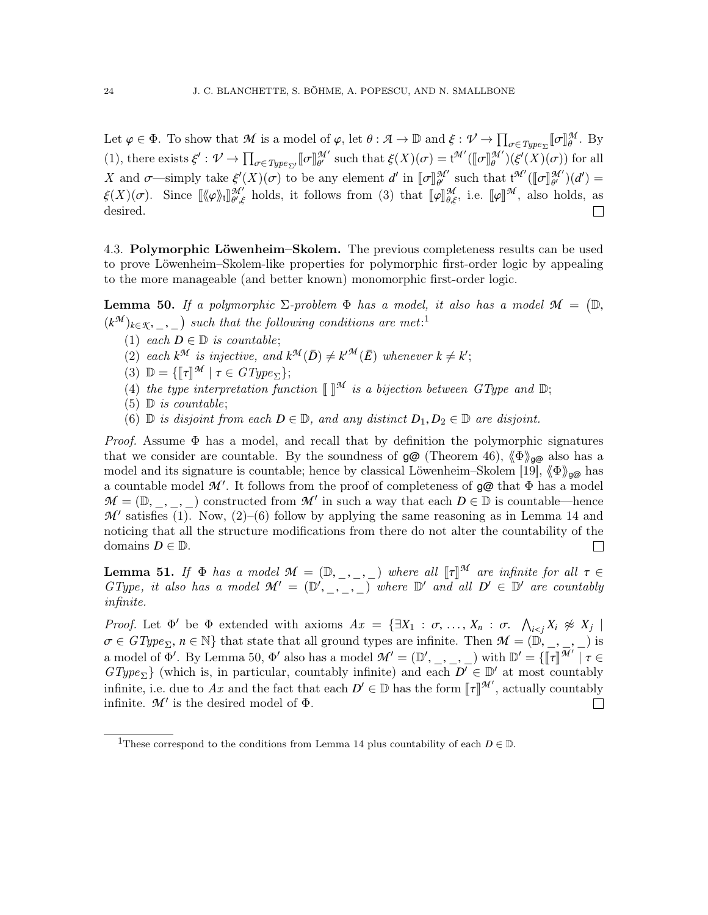Let $\varphi \in \Phi$. To show that $\mathcal{M}$ is a model of $\varphi$, let $\theta : \mathcal{A} \to \mathbb{D}$ and $\xi : \mathcal{V} \to \prod_{\sigma \in \mathit{Type}_\Sigma} [\![\sigma]\!]^{\mathcal{M}}_\theta$. By (1), there exists $\xi' : \mathcal{V} \to \prod_{\sigma \in \mathit{Type}_{\Sigma'}} [\![\sigma]\!]^{\mathcal{M}'}_{\theta'}$ such that $\xi(X)(\sigma) = \mathsf{t}^{\mathcal{M}'}([\![\sigma]\!]^{\mathcal{M}'}_\theta)(\xi'(X)(\sigma))$ for all $X$ and $\sigma$—simply take $\xi'(X)(\sigma)$ to be any element $d'$ in $[\![\sigma]\!]^{\mathcal{M}'}_{\theta'}$ such that $\mathsf{t}^{\mathcal{M}'}([\![\sigma]\!]^{\mathcal{M}'}_{\theta'})(d') = \xi(X)(\sigma)$. Since $[\![\langle\!\langle\varphi\rangle\!\rangle_{\mathsf{t}}]\!]^{\mathcal{M}'}_{\theta',\xi}$ holds, it follows from (3) that $[\![\varphi]\!]^{\mathcal{M}}_{\theta,\xi}$, i.e. $[\![\varphi]\!]^{\mathcal{M}}$, also holds, as desired. □

### 4.3. Polymorphic Löwenheim–Skolem.

The previous completeness results can be used to prove Löwenheim–Skolem-like properties for polymorphic first-order logic by appealing to the more manageable (and better known) monomorphic first-order logic.

**Lemma 50.** *If a polymorphic $\Sigma$-problem $\Phi$ has a model, it also has a model $\mathcal{M} = \big(\mathbb{D}, (k^{\mathcal{M}})_{k\in\mathcal{K}}, \_, \_\big)$ such that the following conditions are met:*[1]

1. *each $D \in \mathbb{D}$ is countable;*
2. *each $k^{\mathcal{M}}$ is injective, and $k^{\mathcal{M}}(\bar{D}) \neq k'^{\mathcal{M}}(\bar{E})$ whenever $k \neq k'$;*
3. *$\mathbb{D} = \{[\![\tau]\!]^{\mathcal{M}} \mid \tau \in \mathit{GType}_\Sigma\}$;*
4. *the type interpretation function $[\![\ ]\!]^{\mathcal{M}}$ is a bijection between $\mathit{GType}$ and $\mathbb{D}$;*
5. *$\mathbb{D}$ is countable;*
6. *$\mathbb{D}$ is disjoint from each $D \in \mathbb{D}$, and any distinct $D_1, D_2 \in \mathbb{D}$ are disjoint.*

*Proof.* Assume $\Phi$ has a model, and recall that by definition the polymorphic signatures that we consider are countable. By the soundness of $\mathsf{g@}$ (Theorem 46), $\langle\!\langle\Phi\rangle\!\rangle_{\mathsf{g@}}$ also has a model and its signature is countable; hence by classical Löwenheim–Skolem [19], $\langle\!\langle\Phi\rangle\!\rangle_{\mathsf{g@}}$ has a countable model $\mathcal{M}'$. It follows from the proof of completeness of $\mathsf{g@}$ that $\Phi$ has a model $\mathcal{M} = (\mathbb{D}, \_, \_, \_)$ constructed from $\mathcal{M}'$ in such a way that each $D \in \mathbb{D}$ is countable—hence $\mathcal{M}'$ satisfies (1). Now, (2)–(6) follow by applying the same reasoning as in Lemma 14 and noticing that all the structure modifications from there do not alter the countability of the domains $D \in \mathbb{D}$. □

**Lemma 51.** *If $\Phi$ has a model $\mathcal{M} = (\mathbb{D}, \_, \_, \_)$ where all $[\![\tau]\!]^{\mathcal{M}}$ are infinite for all $\tau \in \mathit{GType}$, it also has a model $\mathcal{M}' = (\mathbb{D}', \_, \_, \_)$ where $\mathbb{D}'$ and all $D' \in \mathbb{D}'$ are countably infinite.*

*Proof.* Let $\Phi'$ be $\Phi$ extended with axioms $Ax = \{\exists X_1 : \sigma, \ldots, X_n : \sigma.\ \bigwedge_{i<j} X_i \not\approx X_j \mid \sigma \in \mathit{GType}_\Sigma, n \in \mathbb{N}\}$ that state that all ground types are infinite. Then $\mathcal{M} = (\mathbb{D}, \_, \_, \_)$ is a model of $\Phi'$. By Lemma 50, $\Phi'$ also has a model $\mathcal{M}' = (\mathbb{D}', \_, \_, \_)$ with $\mathbb{D}' = \{[\![\tau]\!]^{\mathcal{M}'} \mid \tau \in \mathit{GType}_\Sigma\}$ (which is, in particular, countably infinite) and each $D' \in \mathbb{D}'$ at most countably infinite, i.e. due to $Ax$ and the fact that each $D' \in \mathbb{D}$ has the form $[\![\tau]\!]^{\mathcal{M}'}$, actually countably infinite. $\mathcal{M}'$ is the desired model of $\Phi$. □

---

[1] These correspond to the conditions from Lemma 14 plus countability of each $D \in \mathbb{D}$.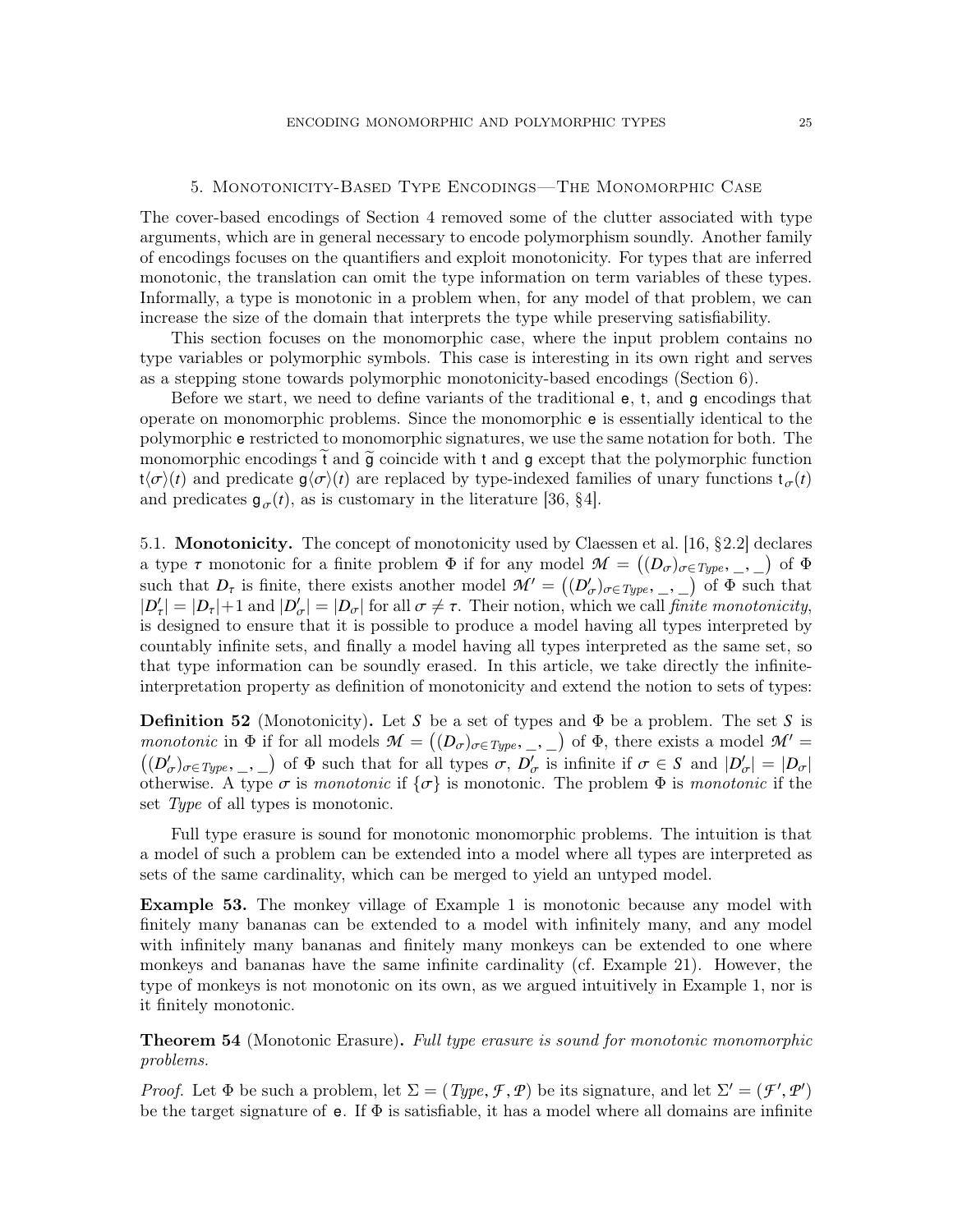## 5. Monotonicity-Based Type Encodings—The Monomorphic Case

The cover-based encodings of Section 4 removed some of the clutter associated with type arguments, which are in general necessary to encode polymorphism soundly. Another family of encodings focuses on the quantifiers and exploit monotonicity. For types that are inferred monotonic, the translation can omit the type information on term variables of these types. Informally, a type is monotonic in a problem when, for any model of that problem, we can increase the size of the domain that interprets the type while preserving satisfiability.

This section focuses on the monomorphic case, where the input problem contains no type variables or polymorphic symbols. This case is interesting in its own right and serves as a stepping stone towards polymorphic monotonicity-based encodings (Section 6).

Before we start, we need to define variants of the traditional e, t, and g encodings that operate on monomorphic problems. Since the monomorphic e is essentially identical to the polymorphic e restricted to monomorphic signatures, we use the same notation for both. The monomorphic encodings $\widetilde{\mathsf{t}}$ and $\widetilde{\mathsf{g}}$ coincide with t and g except that the polymorphic function $\mathsf{t}\langle\sigma\rangle(t)$ and predicate $\mathsf{g}\langle\sigma\rangle(t)$ are replaced by type-indexed families of unary functions $\mathsf{t}_\sigma(t)$ and predicates $\mathsf{g}_\sigma(t)$, as is customary in the literature [36, §4].

5.1. **Monotonicity.** The concept of monotonicity used by Claessen et al. [16, §2.2] declares a type $\tau$ monotonic for a finite problem $\Phi$ if for any model $\mathcal{M} = \big((D_\sigma)_{\sigma\in Type}, \_, \_\big)$ of $\Phi$ such that $D_\tau$ is finite, there exists another model $\mathcal{M}' = \big((D'_\sigma)_{\sigma\in Type}, \_, \_\big)$ of $\Phi$ such that $|D'_\tau| = |D_\tau|+1$ and $|D'_\sigma| = |D_\sigma|$ for all $\sigma \neq \tau$. Their notion, which we call *finite monotonicity*, is designed to ensure that it is possible to produce a model having all types interpreted by countably infinite sets, and finally a model having all types interpreted as the same set, so that type information can be soundly erased. In this article, we take directly the infinite-interpretation property as definition of monotonicity and extend the notion to sets of types:

**Definition 52** (Monotonicity)**.** Let $S$ be a set of types and $\Phi$ be a problem. The set $S$ is *monotonic* in $\Phi$ if for all models $\mathcal{M} = \big((D_\sigma)_{\sigma\in Type}, \_, \_\big)$ of $\Phi$, there exists a model $\mathcal{M}' = \big((D'_\sigma)_{\sigma\in Type}, \_, \_\big)$ of $\Phi$ such that for all types $\sigma$, $D'_\sigma$ is infinite if $\sigma \in S$ and $|D'_\sigma| = |D_\sigma|$ otherwise. A type $\sigma$ is *monotonic* if $\{\sigma\}$ is monotonic. The problem $\Phi$ is *monotonic* if the set *Type* of all types is monotonic.

Full type erasure is sound for monotonic monomorphic problems. The intuition is that a model of such a problem can be extended into a model where all types are interpreted as sets of the same cardinality, which can be merged to yield an untyped model.

**Example 53.** The monkey village of Example 1 is monotonic because any model with finitely many bananas can be extended to a model with infinitely many, and any model with infinitely many bananas and finitely many monkeys can be extended to one where monkeys and bananas have the same infinite cardinality (cf. Example 21). However, the type of monkeys is not monotonic on its own, as we argued intuitively in Example 1, nor is it finitely monotonic.

**Theorem 54** (Monotonic Erasure)**.** *Full type erasure is sound for monotonic monomorphic problems.*

*Proof.* Let $\Phi$ be such a problem, let $\Sigma = (Type, \mathcal{F}, \mathcal{P})$ be its signature, and let $\Sigma' = (\mathcal{F}', \mathcal{P}')$ be the target signature of e. If $\Phi$ is satisfiable, it has a model where all domains are infinite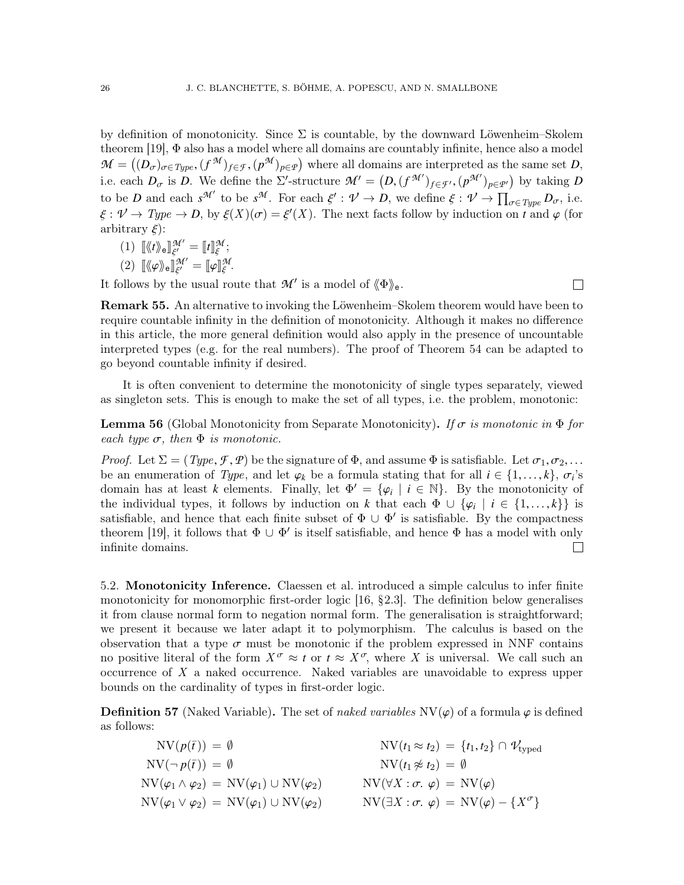by definition of monotonicity. Since $\Sigma$ is countable, by the downward Löwenheim–Skolem theorem [19], $\Phi$ also has a model where all domains are countably infinite, hence also a model $\mathcal{M} = \big((D_\sigma)_{\sigma \in \mathit{Type}}, (f^{\mathcal{M}})_{f \in \mathcal{F}}, (p^{\mathcal{M}})_{p \in \mathcal{P}}\big)$ where all domains are interpreted as the same set $D$, i.e. each $D_\sigma$ is $D$. We define the $\Sigma'$-structure $\mathcal{M}' = \big(D, (f^{\mathcal{M}'})_{f \in \mathcal{F}'}, (p^{\mathcal{M}'})_{p \in \mathcal{P}'}\big)$ by taking $D$ to be $D$ and each $s^{\mathcal{M}'}$ to be $s^{\mathcal{M}}$. For each $\xi' : \mathcal{V} \to D$, we define $\xi : \mathcal{V} \to \prod_{\sigma \in \mathit{Type}} D_\sigma$, i.e. $\xi : \mathcal{V} \to \mathit{Type} \to D$, by $\xi(X)(\sigma) = \xi'(X)$. The next facts follow by induction on $t$ and $\varphi$ (for arbitrary $\xi$):

(1) $[\![\langle\!\langle t \rangle\!\rangle_{\mathsf{e}}]\!]^{\mathcal{M}'}_{\xi'} = [\![t]\!]^{\mathcal{M}}_{\xi}$;
(2) $[\![\langle\!\langle \varphi \rangle\!\rangle_{\mathsf{e}}]\!]^{\mathcal{M}'}_{\xi'} = [\![\varphi]\!]^{\mathcal{M}}_{\xi}$.

It follows by the usual route that $\mathcal{M}'$ is a model of $\langle\!\langle \Phi \rangle\!\rangle_{\mathsf{e}}$. □

**Remark 55.** An alternative to invoking the Löwenheim–Skolem theorem would have been to require countable infinity in the definition of monotonicity. Although it makes no difference in this article, the more general definition would also apply in the presence of uncountable interpreted types (e.g. for the real numbers). The proof of Theorem 54 can be adapted to go beyond countable infinity if desired.

It is often convenient to determine the monotonicity of single types separately, viewed as singleton sets. This is enough to make the set of all types, i.e. the problem, monotonic:

**Lemma 56** (Global Monotonicity from Separate Monotonicity)**.** *If $\sigma$ is monotonic in $\Phi$ for each type $\sigma$, then $\Phi$ is monotonic.*

*Proof.* Let $\Sigma = (\mathit{Type}, \mathcal{F}, \mathcal{P})$ be the signature of $\Phi$, and assume $\Phi$ is satisfiable. Let $\sigma_1, \sigma_2, \ldots$ be an enumeration of $\mathit{Type}$, and let $\varphi_k$ be a formula stating that for all $i \in \{1, \ldots, k\}$, $\sigma_i$'s domain has at least $k$ elements. Finally, let $\Phi' = \{\varphi_i \mid i \in \mathbb{N}\}$. By the monotonicity of the individual types, it follows by induction on $k$ that each $\Phi \cup \{\varphi_i \mid i \in \{1, \ldots, k\}\}$ is satisfiable, and hence that each finite subset of $\Phi \cup \Phi'$ is satisfiable. By the compactness theorem [19], it follows that $\Phi \cup \Phi'$ is itself satisfiable, and hence $\Phi$ has a model with only infinite domains. □

## 5.2. Monotonicity Inference.

Claessen et al. introduced a simple calculus to infer finite monotonicity for monomorphic first-order logic [16, §2.3]. The definition below generalises it from clause normal form to negation normal form. The generalisation is straightforward; we present it because we later adapt it to polymorphism. The calculus is based on the observation that a type $\sigma$ must be monotonic if the problem expressed in NNF contains no positive literal of the form $X^\sigma \approx t$ or $t \approx X^\sigma$, where $X$ is universal. We call such an occurrence of $X$ a naked occurrence. Naked variables are unavoidable to express upper bounds on the cardinality of types in first-order logic.

**Definition 57** (Naked Variable)**.** The set of *naked variables* $\mathrm{NV}(\varphi)$ of a formula $\varphi$ is defined as follows:

$$
\begin{aligned}
\mathrm{NV}(p(\bar{t})) &= \emptyset & \mathrm{NV}(t_1 \approx t_2) &= \{t_1, t_2\} \cap \mathcal{V}_{\text{typed}} \\
\mathrm{NV}(\neg\, p(\bar{t})) &= \emptyset & \mathrm{NV}(t_1 \not\approx t_2) &= \emptyset \\
\mathrm{NV}(\varphi_1 \wedge \varphi_2) &= \mathrm{NV}(\varphi_1) \cup \mathrm{NV}(\varphi_2) & \mathrm{NV}(\forall X : \sigma.\ \varphi) &= \mathrm{NV}(\varphi) \\
\mathrm{NV}(\varphi_1 \vee \varphi_2) &= \mathrm{NV}(\varphi_1) \cup \mathrm{NV}(\varphi_2) & \mathrm{NV}(\exists X : \sigma.\ \varphi) &= \mathrm{NV}(\varphi) - \{X^\sigma\}
\end{aligned}
$$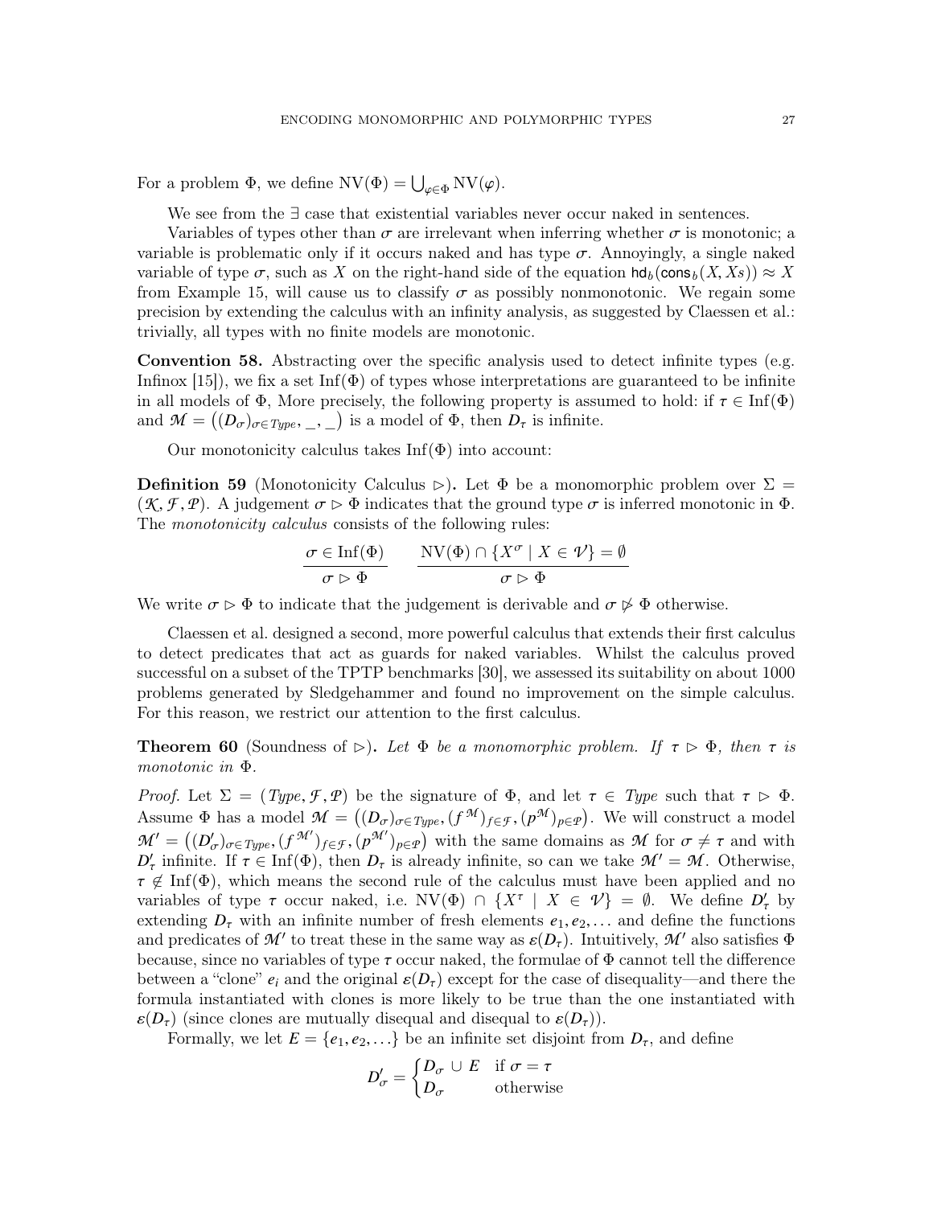For a problem $\Phi$, we define $\mathrm{NV}(\Phi) = \bigcup_{\varphi \in \Phi} \mathrm{NV}(\varphi)$.

We see from the $\exists$ case that existential variables never occur naked in sentences.

Variables of types other than $\sigma$ are irrelevant when inferring whether $\sigma$ is monotonic; a variable is problematic only if it occurs naked and has type $\sigma$. Annoyingly, a single naked variable of type $\sigma$, such as $X$ on the right-hand side of the equation $\mathsf{hd}_b(\mathsf{cons}_b(X, Xs)) \approx X$ from Example 15, will cause us to classify $\sigma$ as possibly nonmonotonic. We regain some precision by extending the calculus with an infinity analysis, as suggested by Claessen et al.: trivially, all types with no finite models are monotonic.

**Convention 58.** Abstracting over the specific analysis used to detect infinite types (e.g. Infinox [15]), we fix a set $\mathrm{Inf}(\Phi)$ of types whose interpretations are guaranteed to be infinite in all models of $\Phi$, More precisely, the following property is assumed to hold: if $\tau \in \mathrm{Inf}(\Phi)$ and $\mathcal{M} = \big((D_\sigma)_{\sigma \in \mathit{Type}}, \_, \_\big)$ is a model of $\Phi$, then $D_\tau$ is infinite.

Our monotonicity calculus takes $\mathrm{Inf}(\Phi)$ into account:

**Definition 59** (Monotonicity Calculus $\rhd$)**.** Let $\Phi$ be a monomorphic problem over $\Sigma = (\mathcal{K}, \mathcal{F}, \mathcal{P})$. A judgement $\sigma \rhd \Phi$ indicates that the ground type $\sigma$ is inferred monotonic in $\Phi$. The *monotonicity calculus* consists of the following rules:

$$\frac{\sigma \in \mathrm{Inf}(\Phi)}{\sigma \rhd \Phi} \qquad \frac{\mathrm{NV}(\Phi) \cap \{X^\sigma \mid X \in \mathcal{V}\} = \emptyset}{\sigma \rhd \Phi}$$

We write $\sigma \rhd \Phi$ to indicate that the judgement is derivable and $\sigma \not\rhd \Phi$ otherwise.

Claessen et al. designed a second, more powerful calculus that extends their first calculus to detect predicates that act as guards for naked variables. Whilst the calculus proved successful on a subset of the TPTP benchmarks [30], we assessed its suitability on about 1000 problems generated by Sledgehammer and found no improvement on the simple calculus. For this reason, we restrict our attention to the first calculus.

**Theorem 60** (Soundness of $\rhd$)**.** *Let $\Phi$ be a monomorphic problem. If $\tau \rhd \Phi$, then $\tau$ is monotonic in $\Phi$.*

*Proof.* Let $\Sigma = (\mathit{Type}, \mathcal{F}, \mathcal{P})$ be the signature of $\Phi$, and let $\tau \in \mathit{Type}$ such that $\tau \rhd \Phi$. Assume $\Phi$ has a model $\mathcal{M} = \big((D_\sigma)_{\sigma \in \mathit{Type}}, (f^{\mathcal{M}})_{f \in \mathcal{F}}, (p^{\mathcal{M}})_{p \in \mathcal{P}}\big)$. We will construct a model $\mathcal{M}' = \big((D'_\sigma)_{\sigma \in \mathit{Type}}, (f^{\mathcal{M}'})_{f \in \mathcal{F}}, (p^{\mathcal{M}'})_{p \in \mathcal{P}}\big)$ with the same domains as $\mathcal{M}$ for $\sigma \neq \tau$ and with $D'_\tau$ infinite. If $\tau \in \mathrm{Inf}(\Phi)$, then $D_\tau$ is already infinite, so can we take $\mathcal{M}' = \mathcal{M}$. Otherwise, $\tau \notin \mathrm{Inf}(\Phi)$, which means the second rule of the calculus must have been applied and no variables of type $\tau$ occur naked, i.e. $\mathrm{NV}(\Phi) \cap \{X^\tau \mid X \in \mathcal{V}\} = \emptyset$. We define $D'_\tau$ by extending $D_\tau$ with an infinite number of fresh elements $e_1, e_2, \ldots$ and define the functions and predicates of $\mathcal{M}'$ to treat these in the same way as $\varepsilon(D_\tau)$. Intuitively, $\mathcal{M}'$ also satisfies $\Phi$ because, since no variables of type $\tau$ occur naked, the formulae of $\Phi$ cannot tell the difference between a "clone" $e_i$ and the original $\varepsilon(D_\tau)$ except for the case of disequality—and there the formula instantiated with clones is more likely to be true than the one instantiated with $\varepsilon(D_\tau)$ (since clones are mutually disequal and disequal to $\varepsilon(D_\tau)$).

Formally, we let $E = \{e_1, e_2, \ldots\}$ be an infinite set disjoint from $D_\tau$, and define

$$D'_\sigma = \begin{cases} D_\sigma \cup E & \text{if } \sigma = \tau \\ D_\sigma & \text{otherwise} \end{cases}$$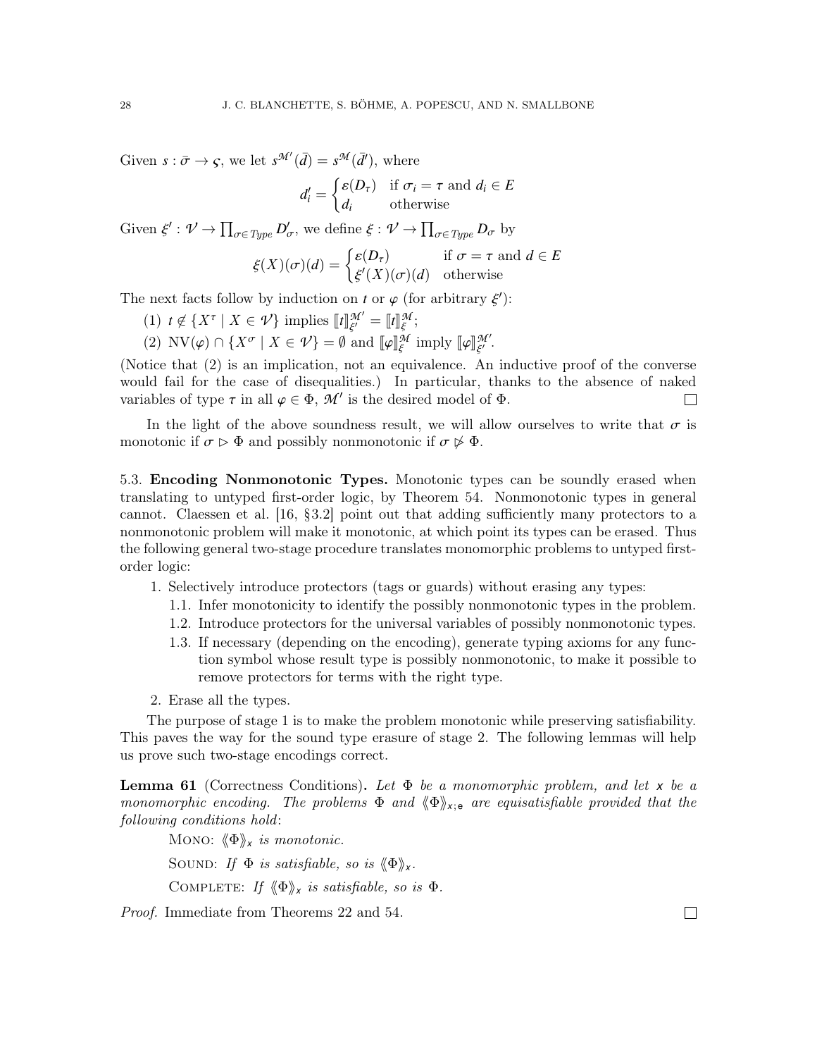Given $s : \bar{\sigma} \to \varsigma$, we let $s^{\mathcal{M}'}(\bar{d}) = s^{\mathcal{M}}(\bar{d}')$, where

$$d'_i = \begin{cases} \varepsilon(D_\tau) & \text{if } \sigma_i = \tau \text{ and } d_i \in E \\ d_i & \text{otherwise} \end{cases}$$

Given $\xi' : \mathcal{V} \to \prod_{\sigma \in \mathit{Type}} D'_\sigma$, we define $\xi : \mathcal{V} \to \prod_{\sigma \in \mathit{Type}} D_\sigma$ by

$$\xi(X)(\sigma)(d) = \begin{cases} \varepsilon(D_\tau) & \text{if } \sigma = \tau \text{ and } d \in E \\ \xi'(X)(\sigma)(d) & \text{otherwise} \end{cases}$$

The next facts follow by induction on $t$ or $\varphi$ (for arbitrary $\xi'$):

(1) $t \notin \{X^\tau \mid X \in \mathcal{V}\}$ implies $[\![t]\!]^{\mathcal{M}'}_{\xi'} = [\![t]\!]^{\mathcal{M}}_{\xi}$;

(2) $\mathrm{NV}(\varphi) \cap \{X^\sigma \mid X \in \mathcal{V}\} = \emptyset$ and $[\![\varphi]\!]^{\mathcal{M}}_{\xi}$ imply $[\![\varphi]\!]^{\mathcal{M}'}_{\xi'}$.

(Notice that (2) is an implication, not an equivalence. An inductive proof of the converse would fail for the case of disequalities.) In particular, thanks to the absence of naked variables of type $\tau$ in all $\varphi \in \Phi$, $\mathcal{M}'$ is the desired model of $\Phi$. ☐

In the light of the above soundness result, we will allow ourselves to write that $\sigma$ is monotonic if $\sigma \rhd \Phi$ and possibly nonmonotonic if $\sigma \not\rhd \Phi$.

5.3. **Encoding Nonmonotonic Types.** Monotonic types can be soundly erased when translating to untyped first-order logic, by Theorem 54. Nonmonotonic types in general cannot. Claessen et al. [16, §3.2] point out that adding sufficiently many protectors to a nonmonotonic problem will make it monotonic, at which point its types can be erased. Thus the following general two-stage procedure translates monomorphic problems to untyped first-order logic:

1. Selectively introduce protectors (tags or guards) without erasing any types:
   1.1. Infer monotonicity to identify the possibly nonmonotonic types in the problem.
   1.2. Introduce protectors for the universal variables of possibly nonmonotonic types.
   1.3. If necessary (depending on the encoding), generate typing axioms for any function symbol whose result type is possibly nonmonotonic, to make it possible to remove protectors for terms with the right type.
2. Erase all the types.

The purpose of stage 1 is to make the problem monotonic while preserving satisfiability. This paves the way for the sound type erasure of stage 2. The following lemmas will help us prove such two-stage encodings correct.

**Lemma 61** (Correctness Conditions)**.** *Let $\Phi$ be a monomorphic problem, and let $\mathsf{x}$ be a monomorphic encoding. The problems $\Phi$ and $\langle\!\langle\Phi\rangle\!\rangle_{\mathsf{x};\mathsf{e}}$ are equisatisfiable provided that the following conditions hold*:

MONO: *$\langle\!\langle\Phi\rangle\!\rangle_{\mathsf{x}}$ is monotonic.*

SOUND: *If $\Phi$ is satisfiable, so is $\langle\!\langle\Phi\rangle\!\rangle_{\mathsf{x}}$.*

COMPLETE: *If $\langle\!\langle\Phi\rangle\!\rangle_{\mathsf{x}}$ is satisfiable, so is $\Phi$.*

*Proof.* Immediate from Theorems 22 and 54. ☐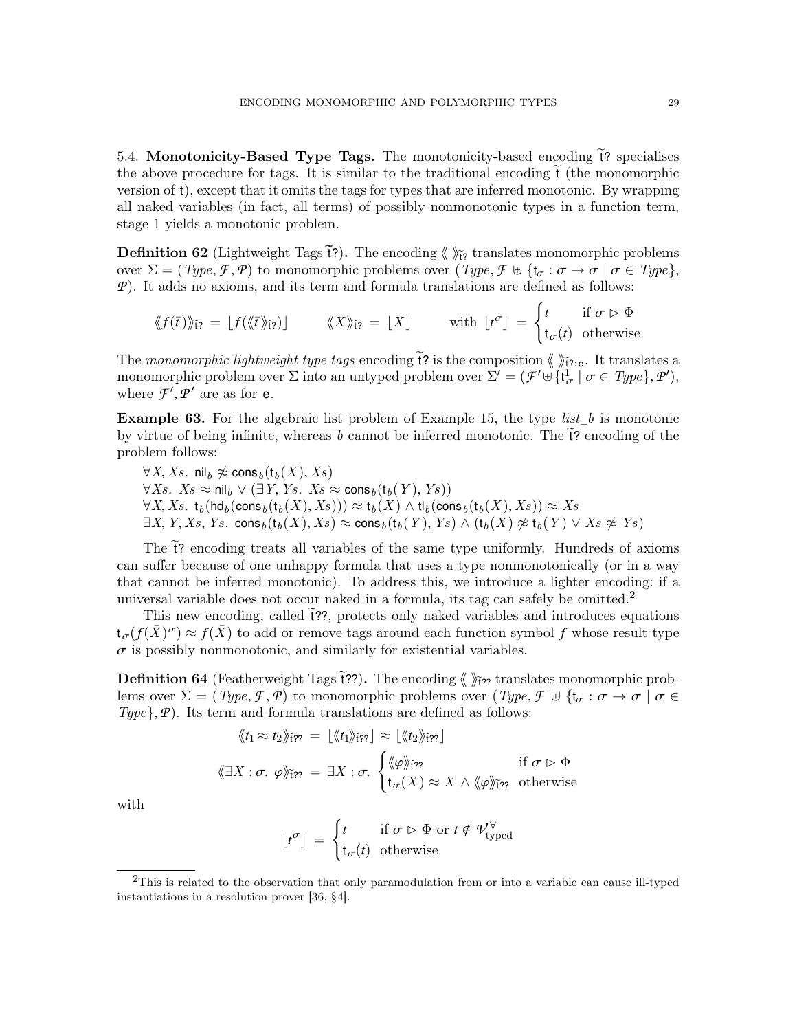5.4. **Monotonicity-Based Type Tags.** The monotonicity-based encoding $\widetilde{\mathsf{t}}?$ specialises the above procedure for tags. It is similar to the traditional encoding $\widetilde{\mathsf{t}}$ (the monomorphic version of $\mathsf{t}$), except that it omits the tags for types that are inferred monotonic. By wrapping all naked variables (in fact, all terms) of possibly nonmonotonic types in a function term, stage 1 yields a monotonic problem.

**Definition 62** (Lightweight Tags $\widetilde{\mathsf{t}}?$)**.** The encoding $\langle\!\langle\ \rangle\!\rangle_{\widetilde{\mathsf{t}}?}$ translates monomorphic problems over $\Sigma = (\mathit{Type}, \mathcal{F}, \mathcal{P})$ to monomorphic problems over $(\mathit{Type}, \mathcal{F} \uplus \{\mathsf{t}_\sigma : \sigma \to \sigma \mid \sigma \in \mathit{Type}\}, \mathcal{P})$. It adds no axioms, and its term and formula translations are defined as follows:

$$\langle\!\langle f(\bar{t})\rangle\!\rangle_{\widetilde{\mathsf{t}}?} = \lfloor f(\langle\!\langle \bar{t}\rangle\!\rangle_{\widetilde{\mathsf{t}}?})\rfloor \qquad \langle\!\langle X\rangle\!\rangle_{\widetilde{\mathsf{t}}?} = \lfloor X\rfloor \qquad \text{with } \lfloor t^\sigma \rfloor = \begin{cases} t & \text{if } \sigma \rhd \Phi \\ \mathsf{t}_\sigma(t) & \text{otherwise} \end{cases}$$

The *monomorphic lightweight type tags* encoding $\widetilde{\mathsf{t}}?$ is the composition $\langle\!\langle\ \rangle\!\rangle_{\widetilde{\mathsf{t}}?;\mathsf{e}}$. It translates a monomorphic problem over $\Sigma$ into an untyped problem over $\Sigma' = (\mathcal{F}' \uplus \{\mathsf{t}^1_\sigma \mid \sigma \in \mathit{Type}\}, \mathcal{P}')$, where $\mathcal{F}', \mathcal{P}'$ are as for $\mathsf{e}$.

**Example 63.** For the algebraic list problem of Example 15, the type *list_b* is monotonic by virtue of being infinite, whereas $b$ cannot be inferred monotonic. The $\widetilde{\mathsf{t}}?$ encoding of the problem follows:

$\forall X, Xs.\ \mathsf{nil}_b \not\approx \mathsf{cons}_b(\mathsf{t}_b(X), Xs)$
$\forall Xs.\ Xs \approx \mathsf{nil}_b \vee (\exists Y, Ys.\ Xs \approx \mathsf{cons}_b(\mathsf{t}_b(Y), Ys))$
$\forall X, Xs.\ \mathsf{t}_b(\mathsf{hd}_b(\mathsf{cons}_b(\mathsf{t}_b(X), Xs))) \approx \mathsf{t}_b(X) \wedge \mathsf{tl}_b(\mathsf{cons}_b(\mathsf{t}_b(X), Xs)) \approx Xs$
$\exists X, Y, Xs, Ys.\ \mathsf{cons}_b(\mathsf{t}_b(X), Xs) \approx \mathsf{cons}_b(\mathsf{t}_b(Y), Ys) \wedge (\mathsf{t}_b(X) \not\approx \mathsf{t}_b(Y) \vee Xs \not\approx Ys)$

The $\widetilde{\mathsf{t}}?$ encoding treats all variables of the same type uniformly. Hundreds of axioms can suffer because of one unhappy formula that uses a type nonmonotonically (or in a way that cannot be inferred monotonic). To address this, we introduce a lighter encoding: if a universal variable does not occur naked in a formula, its tag can safely be omitted.[2]

This new encoding, called $\widetilde{\mathsf{t}}??$, protects only naked variables and introduces equations $\mathsf{t}_\sigma(f(\bar{X})^\sigma) \approx f(\bar{X})$ to add or remove tags around each function symbol $f$ whose result type $\sigma$ is possibly nonmonotonic, and similarly for existential variables.

**Definition 64** (Featherweight Tags $\widetilde{\mathsf{t}}??$)**.** The encoding $\langle\!\langle\ \rangle\!\rangle_{\widetilde{\mathsf{t}}??}$ translates monomorphic problems over $\Sigma = (\mathit{Type}, \mathcal{F}, \mathcal{P})$ to monomorphic problems over $(\mathit{Type}, \mathcal{F} \uplus \{\mathsf{t}_\sigma : \sigma \to \sigma \mid \sigma \in \mathit{Type}\}, \mathcal{P})$. Its term and formula translations are defined as follows:

$$\langle\!\langle t_1 \approx t_2\rangle\!\rangle_{\widetilde{\mathsf{t}}??} = \lfloor \langle\!\langle t_1\rangle\!\rangle_{\widetilde{\mathsf{t}}??}\rfloor \approx \lfloor \langle\!\langle t_2\rangle\!\rangle_{\widetilde{\mathsf{t}}??}\rfloor$$

$$\langle\!\langle \exists X : \sigma.\ \varphi\rangle\!\rangle_{\widetilde{\mathsf{t}}??} = \exists X : \sigma.\ \begin{cases} \langle\!\langle \varphi\rangle\!\rangle_{\widetilde{\mathsf{t}}??} & \text{if } \sigma \rhd \Phi \\ \mathsf{t}_\sigma(X) \approx X \wedge \langle\!\langle \varphi\rangle\!\rangle_{\widetilde{\mathsf{t}}??} & \text{otherwise} \end{cases}$$

with

$$\lfloor t^\sigma \rfloor = \begin{cases} t & \text{if } \sigma \rhd \Phi \text{ or } t \notin \mathcal{V}^{\forall}_{\text{typed}} \\ \mathsf{t}_\sigma(t) & \text{otherwise} \end{cases}$$

[2] This is related to the observation that only paramodulation from or into a variable can cause ill-typed instantiations in a resolution prover [36, §4].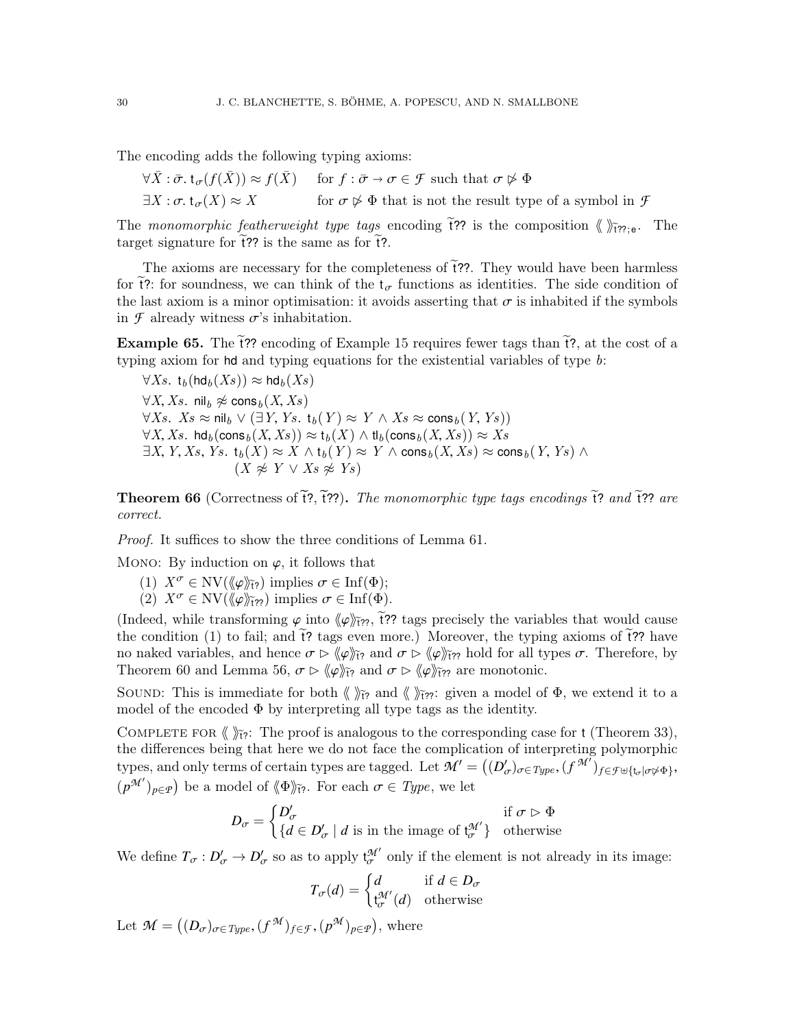The encoding adds the following typing axioms:

$$\forall \bar{X} : \bar{\sigma}.\ \mathsf{t}_\sigma(f(\bar{X})) \approx f(\bar{X}) \qquad \text{for } f : \bar{\sigma} \to \sigma \in \mathcal{F} \text{ such that } \sigma \not\rhd \Phi$$

$$\exists X : \sigma.\ \mathsf{t}_\sigma(X) \approx X \qquad \text{for } \sigma \not\rhd \Phi \text{ that is not the result type of a symbol in } \mathcal{F}$$

The *monomorphic featherweight type tags* encoding $\widetilde{\mathsf{t}}\mathsf{??}$ is the composition $\langle\!\langle\ \rangle\!\rangle_{\widetilde{\mathsf{t}}\mathsf{??};\mathsf{e}}$. The target signature for $\widetilde{\mathsf{t}}\mathsf{??}$ is the same as for $\widetilde{\mathsf{t}}\mathsf{?}$.

The axioms are necessary for the completeness of $\widetilde{\mathsf{t}}\mathsf{??}$. They would have been harmless for $\widetilde{\mathsf{t}}\mathsf{?}$: for soundness, we can think of the $\mathsf{t}_\sigma$ functions as identities. The side condition of the last axiom is a minor optimisation: it avoids asserting that $\sigma$ is inhabited if the symbols in $\mathcal{F}$ already witness $\sigma$'s inhabitation.

**Example 65.** The $\widetilde{\mathsf{t}}\mathsf{??}$ encoding of Example 15 requires fewer tags than $\widetilde{\mathsf{t}}\mathsf{?}$, at the cost of a typing axiom for $\mathsf{hd}$ and typing equations for the existential variables of type $b$:

$$\forall Xs.\ \mathsf{t}_b(\mathsf{hd}_b(Xs)) \approx \mathsf{hd}_b(Xs)$$
$$\forall X, Xs.\ \mathsf{nil}_b \not\approx \mathsf{cons}_b(X, Xs)$$
$$\forall Xs.\ Xs \approx \mathsf{nil}_b \lor (\exists Y, Ys.\ \mathsf{t}_b(Y) \approx Y \land Xs \approx \mathsf{cons}_b(Y, Ys))$$
$$\forall X, Xs.\ \mathsf{hd}_b(\mathsf{cons}_b(X, Xs)) \approx \mathsf{t}_b(X) \land \mathsf{tl}_b(\mathsf{cons}_b(X, Xs)) \approx Xs$$
$$\exists X, Y, Xs, Ys.\ \mathsf{t}_b(X) \approx X \land \mathsf{t}_b(Y) \approx Y \land \mathsf{cons}_b(X, Xs) \approx \mathsf{cons}_b(Y, Ys) \land (X \not\approx Y \lor Xs \not\approx Ys)$$

**Theorem 66** (Correctness of $\widetilde{\mathsf{t}}\mathsf{?}$, $\widetilde{\mathsf{t}}\mathsf{??}$)**.** *The monomorphic type tags encodings $\widetilde{\mathsf{t}}\mathsf{?}$ and $\widetilde{\mathsf{t}}\mathsf{??}$ are correct.*

*Proof.* It suffices to show the three conditions of Lemma 61.

MONO: By induction on $\varphi$, it follows that

1. $X^\sigma \in \mathrm{NV}(\langle\!\langle\varphi\rangle\!\rangle_{\widetilde{\mathsf{t}}\mathsf{?}})$ implies $\sigma \in \mathrm{Inf}(\Phi)$;
2. $X^\sigma \in \mathrm{NV}(\langle\!\langle\varphi\rangle\!\rangle_{\widetilde{\mathsf{t}}\mathsf{??}})$ implies $\sigma \in \mathrm{Inf}(\Phi)$.

(Indeed, while transforming $\varphi$ into $\langle\!\langle\varphi\rangle\!\rangle_{\widetilde{\mathsf{t}}\mathsf{??}}$, $\widetilde{\mathsf{t}}\mathsf{??}$ tags precisely the variables that would cause the condition (1) to fail; and $\widetilde{\mathsf{t}}\mathsf{?}$ tags even more.) Moreover, the typing axioms of $\widetilde{\mathsf{t}}\mathsf{??}$ have no naked variables, and hence $\sigma \rhd \langle\!\langle\varphi\rangle\!\rangle_{\widetilde{\mathsf{t}}\mathsf{?}}$ and $\sigma \rhd \langle\!\langle\varphi\rangle\!\rangle_{\widetilde{\mathsf{t}}\mathsf{??}}$ hold for all types $\sigma$. Therefore, by Theorem 60 and Lemma 56, $\sigma \rhd \langle\!\langle\varphi\rangle\!\rangle_{\widetilde{\mathsf{t}}\mathsf{?}}$ and $\sigma \rhd \langle\!\langle\varphi\rangle\!\rangle_{\widetilde{\mathsf{t}}\mathsf{??}}$ are monotonic.

SOUND: This is immediate for both $\langle\!\langle\ \rangle\!\rangle_{\widetilde{\mathsf{t}}\mathsf{?}}$ and $\langle\!\langle\ \rangle\!\rangle_{\widetilde{\mathsf{t}}\mathsf{??}}$: given a model of $\Phi$, we extend it to a model of the encoded $\Phi$ by interpreting all type tags as the identity.

COMPLETE FOR $\langle\!\langle\ \rangle\!\rangle_{\widetilde{\mathsf{t}}\mathsf{?}}$: The proof is analogous to the corresponding case for $\mathsf{t}$ (Theorem 33), the differences being that here we do not face the complication of interpreting polymorphic types, and only terms of certain types are tagged. Let $\mathcal{M}' = \big((D'_\sigma)_{\sigma \in \mathit{Type}}, (f^{\mathcal{M}'})_{f \in \mathcal{F} \uplus \{\mathsf{t}_\sigma \mid \sigma \not\rhd \Phi\}}, (p^{\mathcal{M}'})_{p \in \mathcal{P}}\big)$ be a model of $\langle\!\langle\Phi\rangle\!\rangle_{\widetilde{\mathsf{t}}\mathsf{?}}$. For each $\sigma \in \mathit{Type}$, we let

$$D_\sigma = \begin{cases} D'_\sigma & \text{if } \sigma \rhd \Phi \\ \{d \in D'_\sigma \mid d \text{ is in the image of } \mathsf{t}_\sigma^{\mathcal{M}'}\} & \text{otherwise} \end{cases}$$

We define $T_\sigma : D'_\sigma \to D'_\sigma$ so as to apply $\mathsf{t}_\sigma^{\mathcal{M}'}$ only if the element is not already in its image:

$$T_\sigma(d) = \begin{cases} d & \text{if } d \in D_\sigma \\ \mathsf{t}_\sigma^{\mathcal{M}'}(d) & \text{otherwise} \end{cases}$$

Let $\mathcal{M} = \big((D_\sigma)_{\sigma \in \mathit{Type}}, (f^{\mathcal{M}})_{f \in \mathcal{F}}, (p^{\mathcal{M}})_{p \in \mathcal{P}}\big)$, where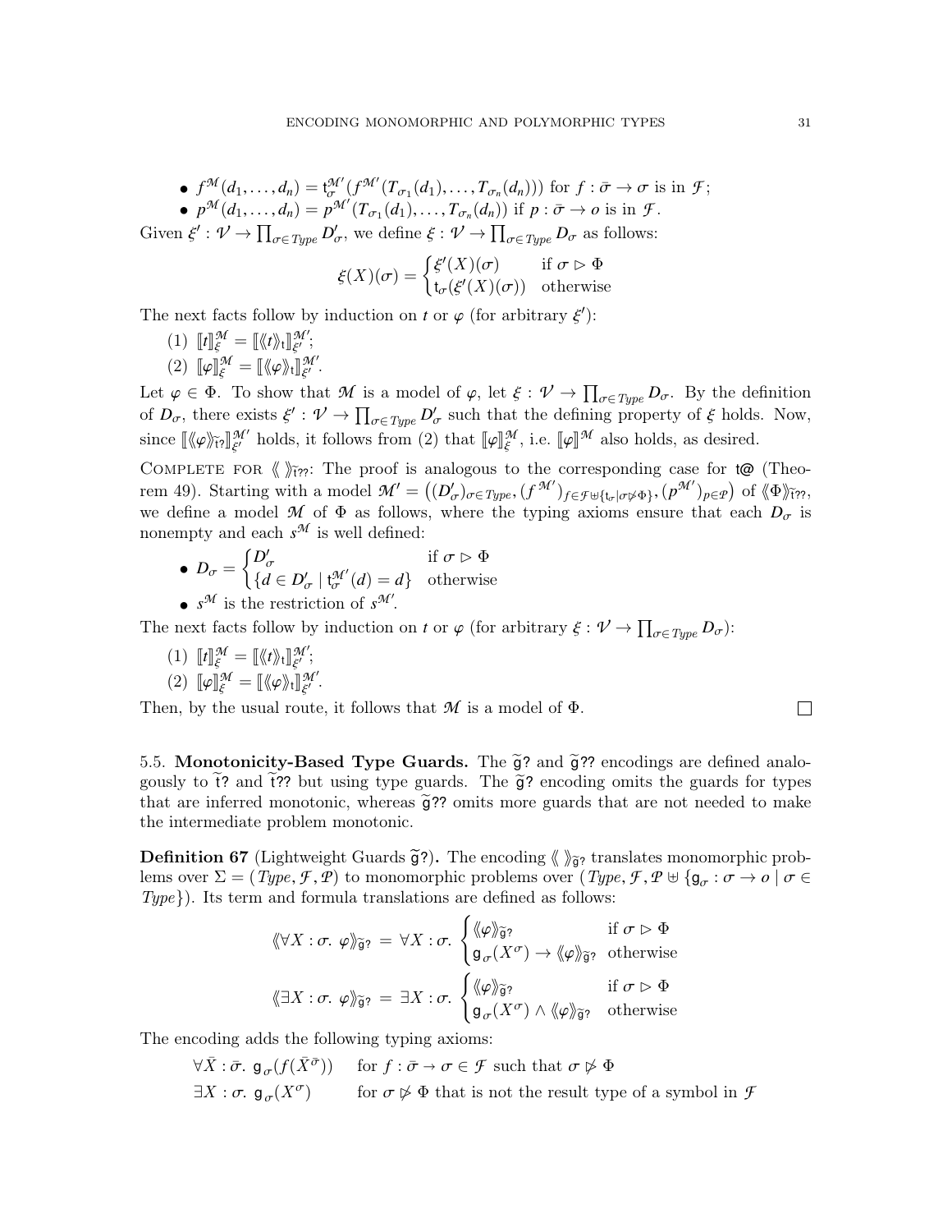- $f^{\mathcal{M}}(d_1, \ldots, d_n) = \mathsf{t}_\sigma^{\mathcal{M}'}(f^{\mathcal{M}'}(T_{\sigma_1}(d_1), \ldots, T_{\sigma_n}(d_n)))$ for $f : \bar{\sigma} \to \sigma$ is in $\mathcal{F}$;
- $p^{\mathcal{M}}(d_1, \ldots, d_n) = p^{\mathcal{M}'}(T_{\sigma_1}(d_1), \ldots, T_{\sigma_n}(d_n))$ if $p : \bar{\sigma} \to o$ is in $\mathcal{F}$.

Given $\xi' : \mathcal{V} \to \prod_{\sigma \in \mathit{Type}} D'_\sigma$, we define $\xi : \mathcal{V} \to \prod_{\sigma \in \mathit{Type}} D_\sigma$ as follows:

$$\xi(X)(\sigma) = \begin{cases} \xi'(X)(\sigma) & \text{if } \sigma \rhd \Phi \\ \mathsf{t}_\sigma(\xi'(X)(\sigma)) & \text{otherwise} \end{cases}$$

The next facts follow by induction on $t$ or $\varphi$ (for arbitrary $\xi'$):

(1) $[\![t]\!]_\xi^{\mathcal{M}} = [\![\langle\!\langle t \rangle\!\rangle_{\mathsf{t}}]\!]_{\xi'}^{\mathcal{M}'}$;
(2) $[\![\varphi]\!]_\xi^{\mathcal{M}} = [\![\langle\!\langle \varphi \rangle\!\rangle_{\mathsf{t}}]\!]_{\xi'}^{\mathcal{M}'}$.

Let $\varphi \in \Phi$. To show that $\mathcal{M}$ is a model of $\varphi$, let $\xi : \mathcal{V} \to \prod_{\sigma \in \mathit{Type}} D_\sigma$. By the definition of $D_\sigma$, there exists $\xi' : \mathcal{V} \to \prod_{\sigma \in \mathit{Type}} D'_\sigma$ such that the defining property of $\xi$ holds. Now, since $[\![\langle\!\langle \varphi \rangle\!\rangle_{\tilde{\mathsf{t}}?}]\!]_{\xi'}^{\mathcal{M}'}$ holds, it follows from (2) that $[\![\varphi]\!]_\xi^{\mathcal{M}}$, i.e. $[\![\varphi]\!]^{\mathcal{M}}$ also holds, as desired.

Complete for $\langle\!\langle\ \rangle\!\rangle_{\tilde{\mathsf{t}}??}$: The proof is analogous to the corresponding case for $\mathsf{t@}$ (Theorem 49). Starting with a model $\mathcal{M}' = \big((D'_\sigma)_{\sigma \in \mathit{Type}}, (f^{\mathcal{M}'})_{f \in \mathcal{F} \uplus \{\mathsf{t}_\sigma \mid \sigma \not\rhd \Phi\}}, (p^{\mathcal{M}'})_{p \in \mathcal{P}}\big)$ of $\langle\!\langle \Phi \rangle\!\rangle_{\tilde{\mathsf{t}}??}$, we define a model $\mathcal{M}$ of $\Phi$ as follows, where the typing axioms ensure that each $D_\sigma$ is nonempty and each $s^{\mathcal{M}}$ is well defined:

- $D_\sigma = \begin{cases} D'_\sigma & \text{if } \sigma \rhd \Phi \\ \{d \in D'_\sigma \mid \mathsf{t}_\sigma^{\mathcal{M}'}(d) = d\} & \text{otherwise} \end{cases}$
- $s^{\mathcal{M}}$ is the restriction of $s^{\mathcal{M}'}$.

The next facts follow by induction on $t$ or $\varphi$ (for arbitrary $\xi : \mathcal{V} \to \prod_{\sigma \in \mathit{Type}} D_\sigma$):

(1) $[\![t]\!]_\xi^{\mathcal{M}} = [\![\langle\!\langle t \rangle\!\rangle_{\mathsf{t}}]\!]_{\xi'}^{\mathcal{M}'}$;
(2) $[\![\varphi]\!]_\xi^{\mathcal{M}} = [\![\langle\!\langle \varphi \rangle\!\rangle_{\mathsf{t}}]\!]_{\xi'}^{\mathcal{M}'}$.

Then, by the usual route, it follows that $\mathcal{M}$ is a model of $\Phi$. ◻

5.5. **Monotonicity-Based Type Guards.** The $\tilde{\mathsf{g}}?$ and $\tilde{\mathsf{g}}??$ encodings are defined analogously to $\tilde{\mathsf{t}}?$ and $\tilde{\mathsf{t}}??$ but using type guards. The $\tilde{\mathsf{g}}?$ encoding omits the guards for types that are inferred monotonic, whereas $\tilde{\mathsf{g}}??$ omits more guards that are not needed to make the intermediate problem monotonic.

**Definition 67** (Lightweight Guards $\tilde{\mathsf{g}}?$)**.** The encoding $\langle\!\langle\ \rangle\!\rangle_{\tilde{\mathsf{g}}?}$ translates monomorphic problems over $\Sigma = (\mathit{Type}, \mathcal{F}, \mathcal{P})$ to monomorphic problems over $(\mathit{Type}, \mathcal{F}, \mathcal{P} \uplus \{\mathsf{g}_\sigma : \sigma \to o \mid \sigma \in \mathit{Type}\})$. Its term and formula translations are defined as follows:

$$\langle\!\langle \forall X : \sigma.\ \varphi \rangle\!\rangle_{\tilde{\mathsf{g}}?} \,=\, \forall X : \sigma.\ \begin{cases} \langle\!\langle \varphi \rangle\!\rangle_{\tilde{\mathsf{g}}?} & \text{if } \sigma \rhd \Phi \\ \mathsf{g}_\sigma(X^\sigma) \to \langle\!\langle \varphi \rangle\!\rangle_{\tilde{\mathsf{g}}?} & \text{otherwise} \end{cases}$$

$$\langle\!\langle \exists X : \sigma.\ \varphi \rangle\!\rangle_{\tilde{\mathsf{g}}?} \,=\, \exists X : \sigma.\ \begin{cases} \langle\!\langle \varphi \rangle\!\rangle_{\tilde{\mathsf{g}}?} & \text{if } \sigma \rhd \Phi \\ \mathsf{g}_\sigma(X^\sigma) \wedge \langle\!\langle \varphi \rangle\!\rangle_{\tilde{\mathsf{g}}?} & \text{otherwise} \end{cases}$$

The encoding adds the following typing axioms:

| | |
|---|---|
| $\forall \bar{X} : \bar{\sigma}.\ \mathsf{g}_\sigma(f(\bar{X}^{\bar{\sigma}}))$ | for $f : \bar{\sigma} \to \sigma \in \mathcal{F}$ such that $\sigma \not\rhd \Phi$ |
| $\exists X : \sigma.\ \mathsf{g}_\sigma(X^\sigma)$ | for $\sigma \not\rhd \Phi$ that is not the result type of a symbol in $\mathcal{F}$ |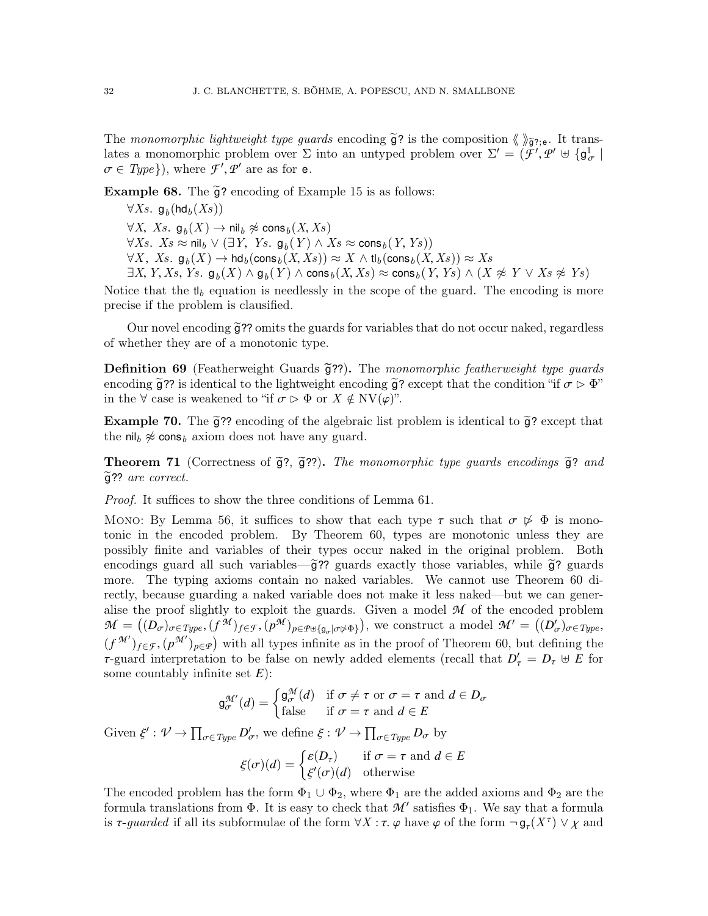The *monomorphic lightweight type guards* encoding $\widetilde{\mathsf{g}}?$ is the composition $\langle\!\langle\ \rangle\!\rangle_{\widetilde{\mathsf{g}}?;\mathsf{e}}$. It translates a monomorphic problem over $\Sigma$ into an untyped problem over $\Sigma' = (\mathcal{F}', \mathcal{P}' \uplus \{\mathsf{g}^1_\sigma \mid \sigma \in \mathit{Type}\})$, where $\mathcal{F}', \mathcal{P}'$ are as for $\mathsf{e}$.

**Example 68.** The $\widetilde{\mathsf{g}}?$ encoding of Example 15 is as follows:

$\forall Xs.\ \mathsf{g}_b(\mathsf{hd}_b(Xs))$
$\forall X,\ Xs.\ \mathsf{g}_b(X) \rightarrow \mathsf{nil}_b \not\approx \mathsf{cons}_b(X, Xs)$
$\forall Xs.\ Xs \approx \mathsf{nil}_b \vee (\exists Y,\ Ys.\ \mathsf{g}_b(Y) \wedge Xs \approx \mathsf{cons}_b(Y, Ys))$
$\forall X,\ Xs.\ \mathsf{g}_b(X) \rightarrow \mathsf{hd}_b(\mathsf{cons}_b(X, Xs)) \approx X \wedge \mathsf{tl}_b(\mathsf{cons}_b(X, Xs)) \approx Xs$
$\exists X, Y, Xs, Ys.\ \mathsf{g}_b(X) \wedge \mathsf{g}_b(Y) \wedge \mathsf{cons}_b(X, Xs) \approx \mathsf{cons}_b(Y, Ys) \wedge (X \not\approx Y \vee Xs \not\approx Ys)$

Notice that the $\mathsf{tl}_b$ equation is needlessly in the scope of the guard. The encoding is more precise if the problem is clausified.

Our novel encoding $\widetilde{\mathsf{g}}??$ omits the guards for variables that do not occur naked, regardless of whether they are of a monotonic type.

**Definition 69** (Featherweight Guards $\widetilde{\mathsf{g}}??$)**.** The *monomorphic featherweight type guards* encoding $\widetilde{\mathsf{g}}??$ is identical to the lightweight encoding $\widetilde{\mathsf{g}}?$ except that the condition "if $\sigma \rhd \Phi$" in the $\forall$ case is weakened to "if $\sigma \rhd \Phi$ or $X \notin \mathrm{NV}(\varphi)$".

**Example 70.** The $\widetilde{\mathsf{g}}??$ encoding of the algebraic list problem is identical to $\widetilde{\mathsf{g}}?$ except that the $\mathsf{nil}_b \not\approx \mathsf{cons}_b$ axiom does not have any guard.

**Theorem 71** (Correctness of $\widetilde{\mathsf{g}}?$, $\widetilde{\mathsf{g}}??$)**.** *The monomorphic type guards encodings $\widetilde{\mathsf{g}}?$ and $\widetilde{\mathsf{g}}??$ are correct.*

*Proof.* It suffices to show the three conditions of Lemma 61.

Mono: By Lemma 56, it suffices to show that each type $\tau$ such that $\sigma \not\rhd \Phi$ is monotonic in the encoded problem. By Theorem 60, types are monotonic unless they are possibly finite and variables of their types occur naked in the original problem. Both encodings guard all such variables—$\widetilde{\mathsf{g}}??$ guards exactly those variables, while $\widetilde{\mathsf{g}}?$ guards more. The typing axioms contain no naked variables. We cannot use Theorem 60 directly, because guarding a naked variable does not make it less naked—but we can generalise the proof slightly to exploit the guards. Given a model $\mathcal{M}$ of the encoded problem $\mathcal{M} = \big((D_\sigma)_{\sigma \in \mathit{Type}}, (f^{\mathcal{M}})_{f \in \mathcal{F}}, (p^{\mathcal{M}})_{p \in \mathcal{P} \uplus \{\mathsf{g}_\sigma \mid \sigma \not\rhd \Phi\}}\big)$, we construct a model $\mathcal{M}' = \big((D'_\sigma)_{\sigma \in \mathit{Type}}, (f^{\mathcal{M}'})_{f \in \mathcal{F}}, (p^{\mathcal{M}'})_{p \in \mathcal{P}}\big)$ with all types infinite as in the proof of Theorem 60, but defining the $\tau$-guard interpretation to be false on newly added elements (recall that $D'_\tau = D_\tau \uplus E$ for some countably infinite set $E$):

$$\mathsf{g}^{\mathcal{M}'}_\sigma(d) = \begin{cases} \mathsf{g}^{\mathcal{M}}_\sigma(d) & \text{if } \sigma \neq \tau \text{ or } \sigma = \tau \text{ and } d \in D_\sigma \\ \text{false} & \text{if } \sigma = \tau \text{ and } d \in E \end{cases}$$

Given $\xi' : \mathcal{V} \rightarrow \prod_{\sigma \in \mathit{Type}} D'_\sigma$, we define $\xi : \mathcal{V} \rightarrow \prod_{\sigma \in \mathit{Type}} D_\sigma$ by

$$\xi(\sigma)(d) = \begin{cases} \varepsilon(D_\tau) & \text{if } \sigma = \tau \text{ and } d \in E \\ \xi'(\sigma)(d) & \text{otherwise} \end{cases}$$

The encoded problem has the form $\Phi_1 \cup \Phi_2$, where $\Phi_1$ are the added axioms and $\Phi_2$ are the formula translations from $\Phi$. It is easy to check that $\mathcal{M}'$ satisfies $\Phi_1$. We say that a formula is $\tau$-*guarded* if all its subformulae of the form $\forall X : \tau.\ \varphi$ have $\varphi$ of the form $\neg\, \mathsf{g}_\tau(X^\tau) \vee \chi$ and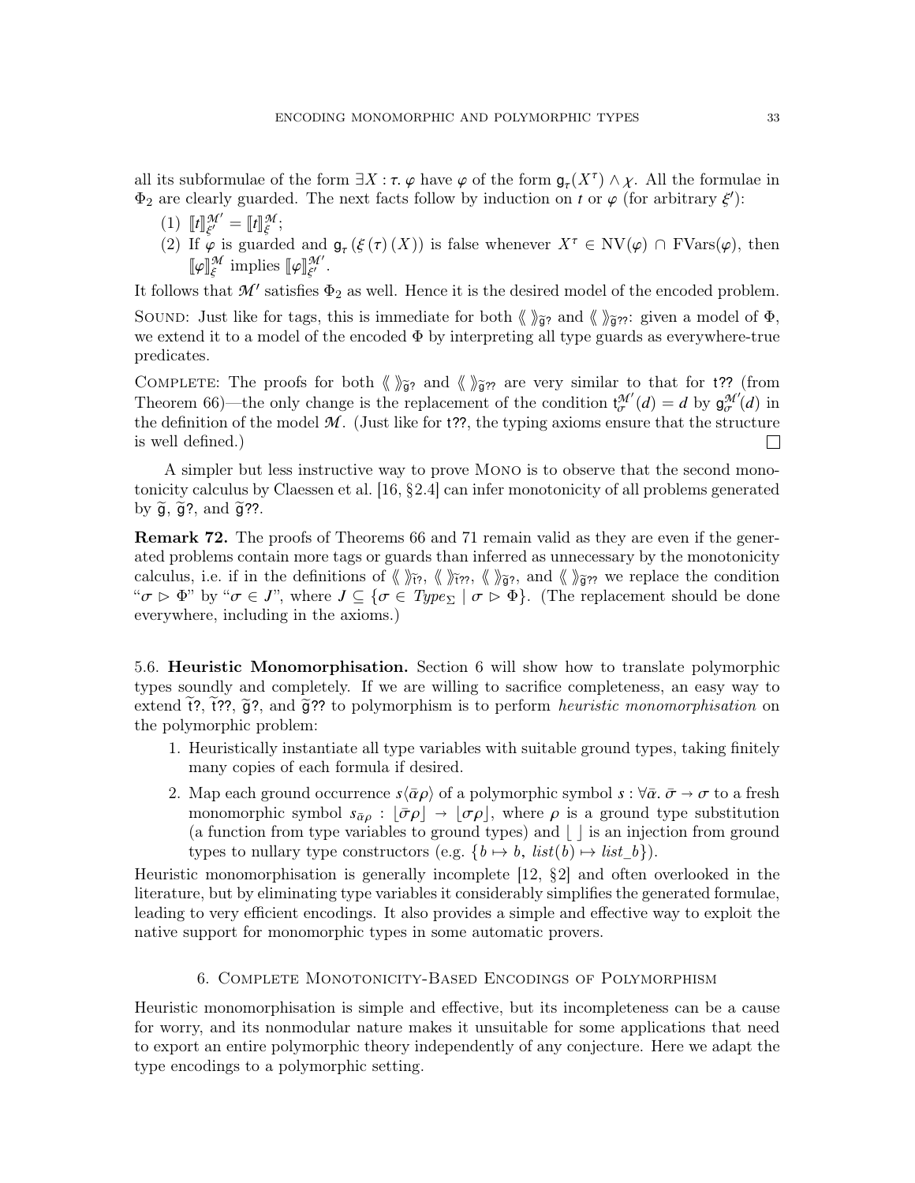all its subformulae of the form $\exists X : \tau.\ \varphi$ have $\varphi$ of the form $\mathsf{g}_\tau(X^\tau) \wedge \chi$. All the formulae in $\Phi_2$ are clearly guarded. The next facts follow by induction on $t$ or $\varphi$ (for arbitrary $\xi'$):

(1) $[\![t]\!]^{\mathcal{M}'}_{\xi'} = [\![t]\!]^{\mathcal{M}}_{\xi}$;

(2) If $\varphi$ is guarded and $\mathsf{g}_\tau(\xi(\tau)(X))$ is false whenever $X^\tau \in \mathrm{NV}(\varphi) \cap \mathrm{FVars}(\varphi)$, then $[\![\varphi]\!]^{\mathcal{M}}_{\xi}$ implies $[\![\varphi]\!]^{\mathcal{M}'}_{\xi'}$.

It follows that $\mathcal{M}'$ satisfies $\Phi_2$ as well. Hence it is the desired model of the encoded problem.

Sound: Just like for tags, this is immediate for both $\langle\!\langle\ \rangle\!\rangle_{\widetilde{\mathsf{g}}?}$ and $\langle\!\langle\ \rangle\!\rangle_{\widetilde{\mathsf{g}}??}$: given a model of $\Phi$, we extend it to a model of the encoded $\Phi$ by interpreting all type guards as everywhere-true predicates.

Complete: The proofs for both $\langle\!\langle\ \rangle\!\rangle_{\widetilde{\mathsf{g}}?}$ and $\langle\!\langle\ \rangle\!\rangle_{\widetilde{\mathsf{g}}??}$ are very similar to that for $\mathsf{t}??$ (from Theorem 66)—the only change is the replacement of the condition $\mathsf{t}^{\mathcal{M}'}_{\sigma}(d) = d$ by $\mathsf{g}^{\mathcal{M}'}_{\sigma}(d)$ in the definition of the model $\mathcal{M}$. (Just like for $\mathsf{t}??$, the typing axioms ensure that the structure is well defined.) ☐

A simpler but less instructive way to prove Mono is to observe that the second monotonicity calculus by Claessen et al. [16, §2.4] can infer monotonicity of all problems generated by $\widetilde{\mathsf{g}}$, $\widetilde{\mathsf{g}}?$, and $\widetilde{\mathsf{g}}??$.

**Remark 72.** The proofs of Theorems 66 and 71 remain valid as they are even if the generated problems contain more tags or guards than inferred as unnecessary by the monotonicity calculus, i.e. if in the definitions of $\langle\!\langle\ \rangle\!\rangle_{\widetilde{\mathsf{t}}?}$, $\langle\!\langle\ \rangle\!\rangle_{\widetilde{\mathsf{t}}??}$, $\langle\!\langle\ \rangle\!\rangle_{\widetilde{\mathsf{g}}?}$, and $\langle\!\langle\ \rangle\!\rangle_{\widetilde{\mathsf{g}}??}$ we replace the condition "$\sigma \rhd \Phi$" by "$\sigma \in J$", where $J \subseteq \{\sigma \in \mathit{Type}_\Sigma \mid \sigma \rhd \Phi\}$. (The replacement should be done everywhere, including in the axioms.)

5.6. **Heuristic Monomorphisation.** Section 6 will show how to translate polymorphic types soundly and completely. If we are willing to sacrifice completeness, an easy way to extend $\widetilde{\mathsf{t}}?$, $\widetilde{\mathsf{t}}??$, $\widetilde{\mathsf{g}}?$, and $\widetilde{\mathsf{g}}??$ to polymorphism is to perform *heuristic monomorphisation* on the polymorphic problem:

1. Heuristically instantiate all type variables with suitable ground types, taking finitely many copies of each formula if desired.
2. Map each ground occurrence $s\langle\bar{\alpha}\rho\rangle$ of a polymorphic symbol $s : \forall\bar{\alpha}.\ \bar{\sigma} \to \sigma$ to a fresh monomorphic symbol $s_{\bar{\alpha}\rho} : \lfloor\bar{\sigma}\rho\rfloor \to \lfloor\sigma\rho\rfloor$, where $\rho$ is a ground type substitution (a function from type variables to ground types) and $\lfloor\ \rfloor$ is an injection from ground types to nullary type constructors (e.g. $\{b \mapsto b,\ \mathit{list}(b) \mapsto \mathit{list\_b}\}$).

Heuristic monomorphisation is generally incomplete [12, §2] and often overlooked in the literature, but by eliminating type variables it considerably simplifies the generated formulae, leading to very efficient encodings. It also provides a simple and effective way to exploit the native support for monomorphic types in some automatic provers.

## 6. Complete Monotonicity-Based Encodings of Polymorphism

Heuristic monomorphisation is simple and effective, but its incompleteness can be a cause for worry, and its nonmodular nature makes it unsuitable for some applications that need to export an entire polymorphic theory independently of any conjecture. Here we adapt the type encodings to a polymorphic setting.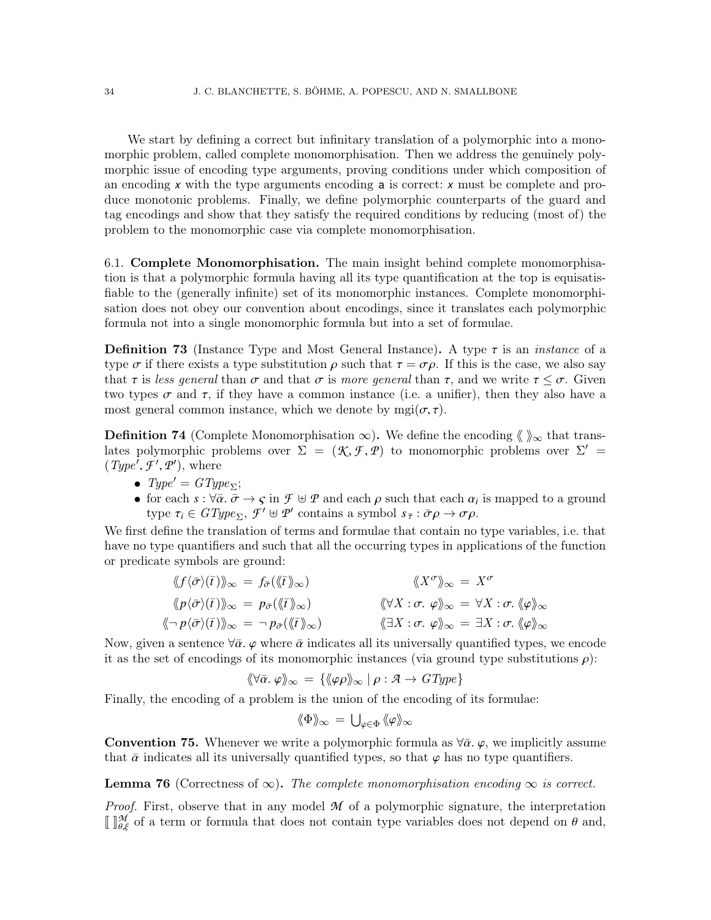We start by defining a correct but infinitary translation of a polymorphic into a monomorphic problem, called complete monomorphisation. Then we address the genuinely polymorphic issue of encoding type arguments, proving conditions under which composition of an encoding $x$ with the type arguments encoding $\mathsf{a}$ is correct: $x$ must be complete and produce monotonic problems. Finally, we define polymorphic counterparts of the guard and tag encodings and show that they satisfy the required conditions by reducing (most of) the problem to the monomorphic case via complete monomorphisation.

## 6.1. Complete Monomorphisation.

The main insight behind complete monomorphisation is that a polymorphic formula having all its type quantification at the top is equisatisfiable to the (generally infinite) set of its monomorphic instances. Complete monomorphisation does not obey our convention about encodings, since it translates each polymorphic formula not into a single monomorphic formula but into a set of formulae.

**Definition 73** (Instance Type and Most General Instance)**.** A type $\tau$ is an *instance* of a type $\sigma$ if there exists a type substitution $\rho$ such that $\tau = \sigma\rho$. If this is the case, we also say that $\tau$ is *less general* than $\sigma$ and that $\sigma$ is *more general* than $\tau$, and we write $\tau \leq \sigma$. Given two types $\sigma$ and $\tau$, if they have a common instance (i.e. a unifier), then they also have a most general common instance, which we denote by $\mathrm{mgi}(\sigma, \tau)$.

**Definition 74** (Complete Monomorphisation $\infty$)**.** We define the encoding $\langle\!\langle\ \rangle\!\rangle_\infty$ that translates polymorphic problems over $\Sigma = (\mathcal{K}, \mathcal{F}, \mathcal{P})$ to monomorphic problems over $\Sigma' = (\mathit{Type}', \mathcal{F}', \mathcal{P}')$, where

- $\mathit{Type}' = \mathit{GType}_\Sigma$;
- for each $s : \forall\bar{\alpha}.\ \bar{\sigma} \to \varsigma$ in $\mathcal{F} \uplus \mathcal{P}$ and each $\rho$ such that each $\alpha_i$ is mapped to a ground type $\tau_i \in \mathit{GType}_\Sigma$, $\mathcal{F}' \uplus \mathcal{P}'$ contains a symbol $s_{\bar{\tau}} : \bar{\sigma}\rho \to \sigma\rho$.

We first define the translation of terms and formulae that contain no type variables, i.e. that have no type quantifiers and such that all the occurring types in applications of the function or predicate symbols are ground:

$$
\begin{aligned}
\langle\!\langle f\langle\bar{\sigma}\rangle(\bar{t})\rangle\!\rangle_\infty &= f_{\bar{\sigma}}(\langle\!\langle\bar{t}\rangle\!\rangle_\infty) & \langle\!\langle X^\sigma\rangle\!\rangle_\infty &= X^\sigma \\
\langle\!\langle p\langle\bar{\sigma}\rangle(\bar{t})\rangle\!\rangle_\infty &= p_{\bar{\sigma}}(\langle\!\langle\bar{t}\rangle\!\rangle_\infty) & \langle\!\langle \forall X : \sigma.\ \varphi\rangle\!\rangle_\infty &= \forall X : \sigma.\ \langle\!\langle\varphi\rangle\!\rangle_\infty \\
\langle\!\langle \neg\, p\langle\bar{\sigma}\rangle(\bar{t})\rangle\!\rangle_\infty &= \neg\, p_{\bar{\sigma}}(\langle\!\langle\bar{t}\rangle\!\rangle_\infty) & \langle\!\langle \exists X : \sigma.\ \varphi\rangle\!\rangle_\infty &= \exists X : \sigma.\ \langle\!\langle\varphi\rangle\!\rangle_\infty
\end{aligned}
$$

Now, given a sentence $\forall\bar{\alpha}.\ \varphi$ where $\bar{\alpha}$ indicates all its universally quantified types, we encode it as the set of encodings of its monomorphic instances (via ground type substitutions $\rho$):

$$\langle\!\langle \forall\bar{\alpha}.\ \varphi\rangle\!\rangle_\infty = \{\langle\!\langle\varphi\rho\rangle\!\rangle_\infty \mid \rho : \mathcal{A} \to \mathit{GType}\}$$

Finally, the encoding of a problem is the union of the encoding of its formulae:

$$\langle\!\langle\Phi\rangle\!\rangle_\infty = \textstyle\bigcup_{\varphi\in\Phi} \langle\!\langle\varphi\rangle\!\rangle_\infty$$

**Convention 75.** Whenever we write a polymorphic formula as $\forall\bar{\alpha}.\ \varphi$, we implicitly assume that $\bar{\alpha}$ indicates all its universally quantified types, so that $\varphi$ has no type quantifiers.

**Lemma 76** (Correctness of $\infty$)**.** *The complete monomorphisation encoding $\infty$ is correct.*

*Proof.* First, observe that in any model $\mathcal{M}$ of a polymorphic signature, the interpretation $[\![\ ]\!]^{\mathcal{M}}_{\theta,\xi}$ of a term or formula that does not contain type variables does not depend on $\theta$ and,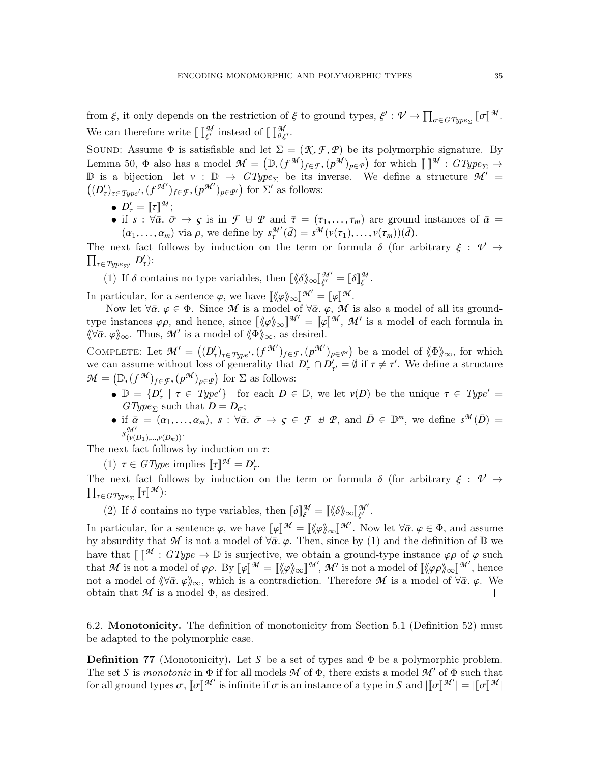from $\xi$, it only depends on the restriction of $\xi$ to ground types, $\xi' : \mathcal{V} \to \prod_{\sigma \in GType_\Sigma} [\![\sigma]\!]^{\mathcal{M}}$. We can therefore write $[\![\ ]\!]^{\mathcal{M}}_{\xi'}$ instead of $[\![\ ]\!]^{\mathcal{M}}_{\theta,\xi'}$.

SOUND: Assume $\Phi$ is satisfiable and let $\Sigma = (\mathcal{K}, \mathcal{F}, \mathcal{P})$ be its polymorphic signature. By Lemma 50, $\Phi$ also has a model $\mathcal{M} = \big(\mathbb{D}, (f^{\mathcal{M}})_{f \in \mathcal{F}}, (p^{\mathcal{M}})_{p \in \mathcal{P}}\big)$ for which $[\![\ ]\!]^{\mathcal{M}} : GType_\Sigma \to \mathbb{D}$ is a bijection—let $v : \mathbb{D} \to GType_\Sigma$ be its inverse. We define a structure $\mathcal{M}' = \big((D'_\tau)_{\tau \in Type'}, (f^{\mathcal{M}'})_{f \in \mathcal{F}}, (p^{\mathcal{M}'})_{p \in \mathcal{P}'}\big)$ for $\Sigma'$ as follows:

- $D'_\tau = [\![\tau]\!]^{\mathcal{M}}$;
- if $s : \forall \bar{\alpha}.\ \bar{\sigma} \to \varsigma$ is in $\mathcal{F} \uplus \mathcal{P}$ and $\bar{\tau} = (\tau_1, \ldots, \tau_m)$ are ground instances of $\bar{\alpha} = (\alpha_1, \ldots, \alpha_m)$ via $\rho$, we define by $s^{\mathcal{M}'}_{\bar{\tau}}(\bar{d}) = s^{\mathcal{M}}(v(\tau_1), \ldots, v(\tau_m))(\bar{d})$.

The next fact follows by induction on the term or formula $\delta$ (for arbitrary $\xi : \mathcal{V} \to \prod_{\tau \in Type_{\Sigma'}} D'_\tau$):

(1) If $\delta$ contains no type variables, then $[\![\langle\!\langle \delta \rangle\!\rangle_\infty]\!]^{\mathcal{M}'}_{\xi'} = [\![\delta]\!]^{\mathcal{M}}_{\xi}$.

In particular, for a sentence $\varphi$, we have $[\![\langle\!\langle \varphi \rangle\!\rangle_\infty]\!]^{\mathcal{M}'} = [\![\varphi]\!]^{\mathcal{M}}$.

Now let $\forall \bar{\alpha}.\ \varphi \in \Phi$. Since $\mathcal{M}$ is a model of $\forall \bar{\alpha}.\ \varphi$, $\mathcal{M}$ is also a model of all its ground-type instances $\varphi\rho$, and hence, since $[\![\langle\!\langle \varphi \rangle\!\rangle_\infty]\!]^{\mathcal{M}'} = [\![\varphi]\!]^{\mathcal{M}}$, $\mathcal{M}'$ is a model of each formula in $\langle\!\langle \forall \bar{\alpha}.\ \varphi \rangle\!\rangle_\infty$. Thus, $\mathcal{M}'$ is a model of $\langle\!\langle \Phi \rangle\!\rangle_\infty$, as desired.

COMPLETE: Let $\mathcal{M}' = \big((D'_\tau)_{\tau \in Type'}, (f^{\mathcal{M}'})_{f \in \mathcal{F}}, (p^{\mathcal{M}'})_{p \in \mathcal{P}'}\big)$ be a model of $\langle\!\langle \Phi \rangle\!\rangle_\infty$, for which we can assume without loss of generality that $D'_\tau \cap D'_{\tau'} = \emptyset$ if $\tau \neq \tau'$. We define a structure $\mathcal{M} = \big(\mathbb{D}, (f^{\mathcal{M}})_{f \in \mathcal{F}}, (p^{\mathcal{M}})_{p \in \mathcal{P}}\big)$ for $\Sigma$ as follows:

- $\mathbb{D} = \{D'_\tau \mid \tau \in Type'\}$—for each $D \in \mathbb{D}$, we let $v(D)$ be the unique $\tau \in Type' = GType_\Sigma$ such that $D = D_\sigma$;
- if $\bar{\alpha} = (\alpha_1, \ldots, \alpha_m)$, $s : \forall \bar{\alpha}.\ \bar{\sigma} \to \varsigma \in \mathcal{F} \uplus \mathcal{P}$, and $\bar{D} \in \mathbb{D}^m$, we define $s^{\mathcal{M}}(\bar{D}) = s^{\mathcal{M}'}_{(v(D_1), \ldots, v(D_m))}$.

The next fact follows by induction on $\tau$:

(1) $\tau \in GType$ implies $[\![\tau]\!]^{\mathcal{M}} = D'_\tau$.

The next fact follows by induction on the term or formula $\delta$ (for arbitrary $\xi : \mathcal{V} \to \prod_{\tau \in GType_\Sigma} [\![\tau]\!]^{\mathcal{M}}$):

(2) If $\delta$ contains no type variables, then $[\![\delta]\!]^{\mathcal{M}}_{\xi} = [\![\langle\!\langle \delta \rangle\!\rangle_\infty]\!]^{\mathcal{M}'}_{\xi'}$.

In particular, for a sentence $\varphi$, we have $[\![\varphi]\!]^{\mathcal{M}} = [\![\langle\!\langle \varphi \rangle\!\rangle_\infty]\!]^{\mathcal{M}'}$. Now let $\forall \bar{\alpha}.\ \varphi \in \Phi$, and assume by absurdity that $\mathcal{M}$ is not a model of $\forall \bar{\alpha}.\ \varphi$. Then, since by (1) and the definition of $\mathbb{D}$ we have that $[\![\ ]\!]^{\mathcal{M}} : GType \to \mathbb{D}$ is surjective, we obtain a ground-type instance $\varphi\rho$ of $\varphi$ such that $\mathcal{M}$ is not a model of $\varphi\rho$. By $[\![\varphi]\!]^{\mathcal{M}} = [\![\langle\!\langle \varphi \rangle\!\rangle_\infty]\!]^{\mathcal{M}'}$, $\mathcal{M}'$ is not a model of $[\![\langle\!\langle \varphi\rho \rangle\!\rangle_\infty]\!]^{\mathcal{M}'}$, hence not a model of $\langle\!\langle \forall \bar{\alpha}.\ \varphi \rangle\!\rangle_\infty$, which is a contradiction. Therefore $\mathcal{M}$ is a model of $\forall \bar{\alpha}.\ \varphi$. We obtain that $\mathcal{M}$ is a model $\Phi$, as desired. $\square$

## 6.2. Monotonicity.

The definition of monotonicity from Section 5.1 (Definition 52) must be adapted to the polymorphic case.

**Definition 77** (Monotonicity)**.** Let $S$ be a set of types and $\Phi$ be a polymorphic problem. The set $S$ is *monotonic* in $\Phi$ if for all models $\mathcal{M}$ of $\Phi$, there exists a model $\mathcal{M}'$ of $\Phi$ such that for all ground types $\sigma$, $[\![\sigma]\!]^{\mathcal{M}'}$ is infinite if $\sigma$ is an instance of a type in $S$ and $|[\![\sigma]\!]^{\mathcal{M}'}| = |[\![\sigma]\!]^{\mathcal{M}}|$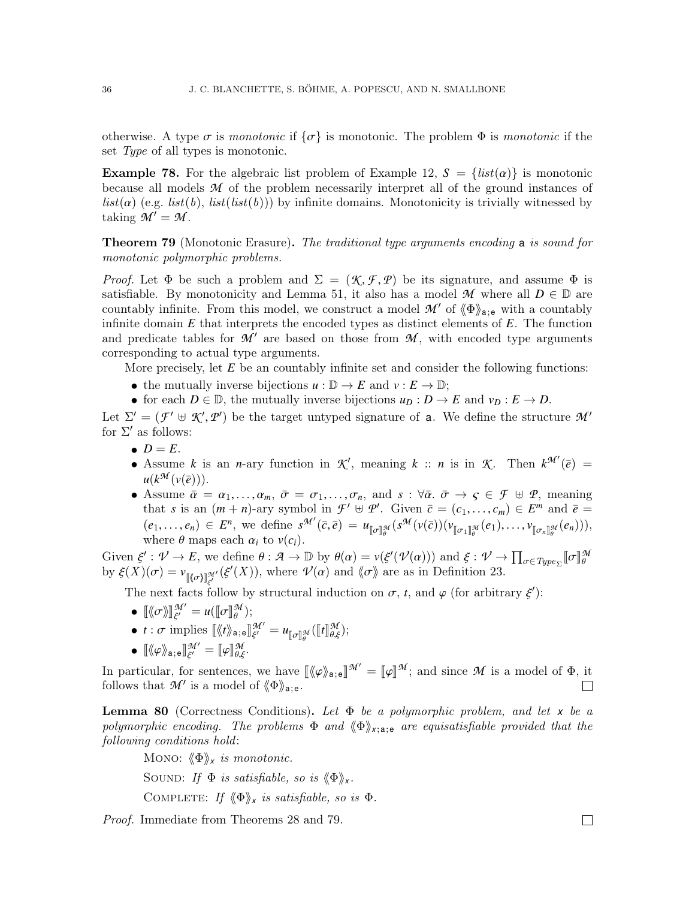otherwise. A type $\sigma$ is *monotonic* if $\{\sigma\}$ is monotonic. The problem $\Phi$ is *monotonic* if the set *Type* of all types is monotonic.

**Example 78.** For the algebraic list problem of Example 12, $S = \{list(\alpha)\}$ is monotonic because all models $\mathcal{M}$ of the problem necessarily interpret all of the ground instances of $list(\alpha)$ (e.g. $list(b)$, $list(list(b))$) by infinite domains. Monotonicity is trivially witnessed by taking $\mathcal{M}' = \mathcal{M}$.

**Theorem 79** (Monotonic Erasure)**.** *The traditional type arguments encoding* $\mathsf{a}$ *is sound for monotonic polymorphic problems.*

*Proof.* Let $\Phi$ be such a problem and $\Sigma = (\mathcal{K}, \mathcal{F}, \mathcal{P})$ be its signature, and assume $\Phi$ is satisfiable. By monotonicity and Lemma 51, it also has a model $\mathcal{M}$ where all $D \in \mathbb{D}$ are countably infinite. From this model, we construct a model $\mathcal{M}'$ of $\langle\!\langle \Phi \rangle\!\rangle_{\mathsf{a;e}}$ with a countably infinite domain $E$ that interprets the encoded types as distinct elements of $E$. The function and predicate tables for $\mathcal{M}'$ are based on those from $\mathcal{M}$, with encoded type arguments corresponding to actual type arguments.

More precisely, let $E$ be an countably infinite set and consider the following functions:

- the mutually inverse bijections $u : \mathbb{D} \to E$ and $v : E \to \mathbb{D}$;
- for each $D \in \mathbb{D}$, the mutually inverse bijections $u_D : D \to E$ and $v_D : E \to D$.

Let $\Sigma' = (\mathcal{F}' \uplus \mathcal{K}', \mathcal{P}')$ be the target untyped signature of $\mathsf{a}$. We define the structure $\mathcal{M}'$ for $\Sigma'$ as follows:

- $D = E$.
- Assume $k$ is an $n$-ary function in $\mathcal{K}'$, meaning $k :: n$ is in $\mathcal{K}$. Then $k^{\mathcal{M}'}(\bar{e}) = u(k^{\mathcal{M}}(v(\bar{e})))$.
- Assume $\bar{\alpha} = \alpha_1, \ldots, \alpha_m$, $\bar{\sigma} = \sigma_1, \ldots, \sigma_n$, and $s : \forall \bar{\alpha}.\ \bar{\sigma} \to \varsigma \in \mathcal{F} \uplus \mathcal{P}$, meaning that $s$ is an $(m+n)$-ary symbol in $\mathcal{F}' \uplus \mathcal{P}'$. Given $\bar{c} = (c_1, \ldots, c_m) \in E^m$ and $\bar{e} = (e_1, \ldots, e_n) \in E^n$, we define $s^{\mathcal{M}'}(\bar{c}, \bar{e}) = u_{[\![\sigma]\!]^{\mathcal{M}}_{\theta}}(s^{\mathcal{M}}(v(\bar{c}))(v_{[\![\sigma_1]\!]^{\mathcal{M}}_{\theta}}(e_1), \ldots, v_{[\![\sigma_n]\!]^{\mathcal{M}}_{\theta}}(e_n)))$, where $\theta$ maps each $\alpha_i$ to $v(c_i)$.

Given $\xi' : \mathcal{V} \to E$, we define $\theta : \mathcal{A} \to \mathbb{D}$ by $\theta(\alpha) = v(\xi'(\mathcal{V}(\alpha)))$ and $\xi : \mathcal{V} \to \prod_{\sigma \in Type_\Sigma} [\![\sigma]\!]^{\mathcal{M}}_{\theta}$ by $\xi(X)(\sigma) = v_{[\![\langle\!\langle \sigma \rangle\!\rangle]\!]^{\mathcal{M}'}_{\xi'}}(\xi'(X))$, where $\mathcal{V}(\alpha)$ and $\langle\!\langle \sigma \rangle\!\rangle$ are as in Definition 23.

The next facts follow by structural induction on $\sigma$, $t$, and $\varphi$ (for arbitrary $\xi'$):

- $[\![\langle\!\langle \sigma \rangle\!\rangle]\!]^{\mathcal{M}'}_{\xi'} = u([\![\sigma]\!]^{\mathcal{M}}_{\theta})$;
- $t : \sigma$ implies $[\![\langle\!\langle t \rangle\!\rangle_{\mathsf{a;e}}]\!]^{\mathcal{M}'}_{\xi'} = u_{[\![\sigma]\!]^{\mathcal{M}}_{\theta}}([\![t]\!]^{\mathcal{M}}_{\theta,\xi})$;
- $[\![\langle\!\langle \varphi \rangle\!\rangle_{\mathsf{a;e}}]\!]^{\mathcal{M}'}_{\xi'} = [\![\varphi]\!]^{\mathcal{M}}_{\theta,\xi}$.

In particular, for sentences, we have $[\![\langle\!\langle \varphi \rangle\!\rangle_{\mathsf{a;e}}]\!]^{\mathcal{M}'} = [\![\varphi]\!]^{\mathcal{M}}$; and since $\mathcal{M}$ is a model of $\Phi$, it follows that $\mathcal{M}'$ is a model of $\langle\!\langle \Phi \rangle\!\rangle_{\mathsf{a;e}}$. $\square$

**Lemma 80** (Correctness Conditions)**.** *Let* $\Phi$ *be a polymorphic problem, and let* $\mathsf{x}$ *be a polymorphic encoding. The problems* $\Phi$ *and* $\langle\!\langle \Phi \rangle\!\rangle_{\mathsf{x;a;e}}$ *are equisatisfiable provided that the following conditions hold*:

Mono: $\langle\!\langle \Phi \rangle\!\rangle_{\mathsf{x}}$ *is monotonic.*

Sound: *If* $\Phi$ *is satisfiable, so is* $\langle\!\langle \Phi \rangle\!\rangle_{\mathsf{x}}$.

Complete: *If* $\langle\!\langle \Phi \rangle\!\rangle_{\mathsf{x}}$ *is satisfiable, so is* $\Phi$.

*Proof.* Immediate from Theorems 28 and 79. $\square$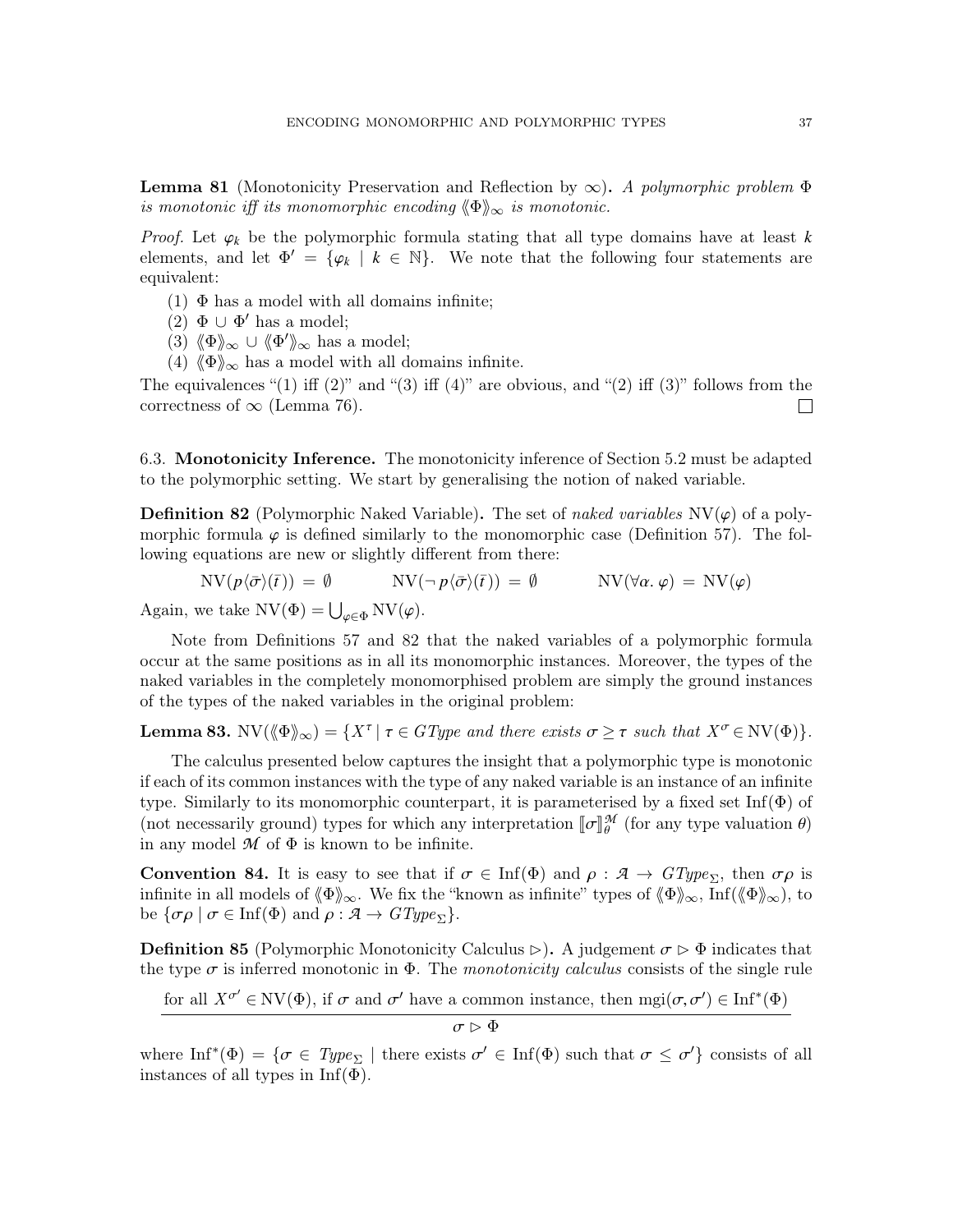**Lemma 81** (Monotonicity Preservation and Reflection by $\infty$)**.** *A polymorphic problem $\Phi$ is monotonic iff its monomorphic encoding $\langle\!\langle \Phi \rangle\!\rangle_\infty$ is monotonic.*

*Proof.* Let $\varphi_k$ be the polymorphic formula stating that all type domains have at least $k$ elements, and let $\Phi' = \{\varphi_k \mid k \in \mathbb{N}\}$. We note that the following four statements are equivalent:

(1) $\Phi$ has a model with all domains infinite;
(2) $\Phi \cup \Phi'$ has a model;
(3) $\langle\!\langle \Phi \rangle\!\rangle_\infty \cup \langle\!\langle \Phi' \rangle\!\rangle_\infty$ has a model;
(4) $\langle\!\langle \Phi \rangle\!\rangle_\infty$ has a model with all domains infinite.

The equivalences "(1) iff (2)" and "(3) iff (4)" are obvious, and "(2) iff (3)" follows from the correctness of $\infty$ (Lemma 76). ☐

6.3. **Monotonicity Inference.** The monotonicity inference of Section 5.2 must be adapted to the polymorphic setting. We start by generalising the notion of naked variable.

**Definition 82** (Polymorphic Naked Variable)**.** The set of *naked variables* $\mathrm{NV}(\varphi)$ of a polymorphic formula $\varphi$ is defined similarly to the monomorphic case (Definition 57). The following equations are new or slightly different from there:

$$\mathrm{NV}(p\langle\bar{\sigma}\rangle(\bar{t})) = \emptyset \qquad \mathrm{NV}(\neg\, p\langle\bar{\sigma}\rangle(\bar{t})) = \emptyset \qquad \mathrm{NV}(\forall\alpha.\ \varphi) = \mathrm{NV}(\varphi)$$

Again, we take $\mathrm{NV}(\Phi) = \bigcup_{\varphi\in\Phi} \mathrm{NV}(\varphi)$.

Note from Definitions 57 and 82 that the naked variables of a polymorphic formula occur at the same positions as in all its monomorphic instances. Moreover, the types of the naked variables in the completely monomorphised problem are simply the ground instances of the types of the naked variables in the original problem:

**Lemma 83.** $\mathrm{NV}(\langle\!\langle \Phi \rangle\!\rangle_\infty) = \{X^\tau \mid \tau \in \mathit{GType}$ *and there exists* $\sigma \geq \tau$ *such that* $X^\sigma \in \mathrm{NV}(\Phi)\}$.

The calculus presented below captures the insight that a polymorphic type is monotonic if each of its common instances with the type of any naked variable is an instance of an infinite type. Similarly to its monomorphic counterpart, it is parameterised by a fixed set $\mathrm{Inf}(\Phi)$ of (not necessarily ground) types for which any interpretation $[\![\sigma]\!]^{\mathcal{M}}_\theta$ (for any type valuation $\theta$) in any model $\mathcal{M}$ of $\Phi$ is known to be infinite.

**Convention 84.** It is easy to see that if $\sigma \in \mathrm{Inf}(\Phi)$ and $\rho : \mathcal{A} \to \mathit{GType}_\Sigma$, then $\sigma\rho$ is infinite in all models of $\langle\!\langle \Phi \rangle\!\rangle_\infty$. We fix the "known as infinite" types of $\langle\!\langle \Phi \rangle\!\rangle_\infty$, $\mathrm{Inf}(\langle\!\langle \Phi \rangle\!\rangle_\infty)$, to be $\{\sigma\rho \mid \sigma \in \mathrm{Inf}(\Phi)$ and $\rho : \mathcal{A} \to \mathit{GType}_\Sigma\}$.

**Definition 85** (Polymorphic Monotonicity Calculus $\rhd$)**.** A judgement $\sigma \rhd \Phi$ indicates that the type $\sigma$ is inferred monotonic in $\Phi$. The *monotonicity calculus* consists of the single rule

$$\frac{\text{for all } X^{\sigma'} \in \mathrm{NV}(\Phi)\text{, if } \sigma \text{ and } \sigma' \text{ have a common instance, then } \mathrm{mgi}(\sigma, \sigma') \in \mathrm{Inf}^*(\Phi)}{\sigma \rhd \Phi}$$

where $\mathrm{Inf}^*(\Phi) = \{\sigma \in \mathit{Type}_\Sigma \mid$ there exists $\sigma' \in \mathrm{Inf}(\Phi)$ such that $\sigma \leq \sigma'\}$ consists of all instances of all types in $\mathrm{Inf}(\Phi)$.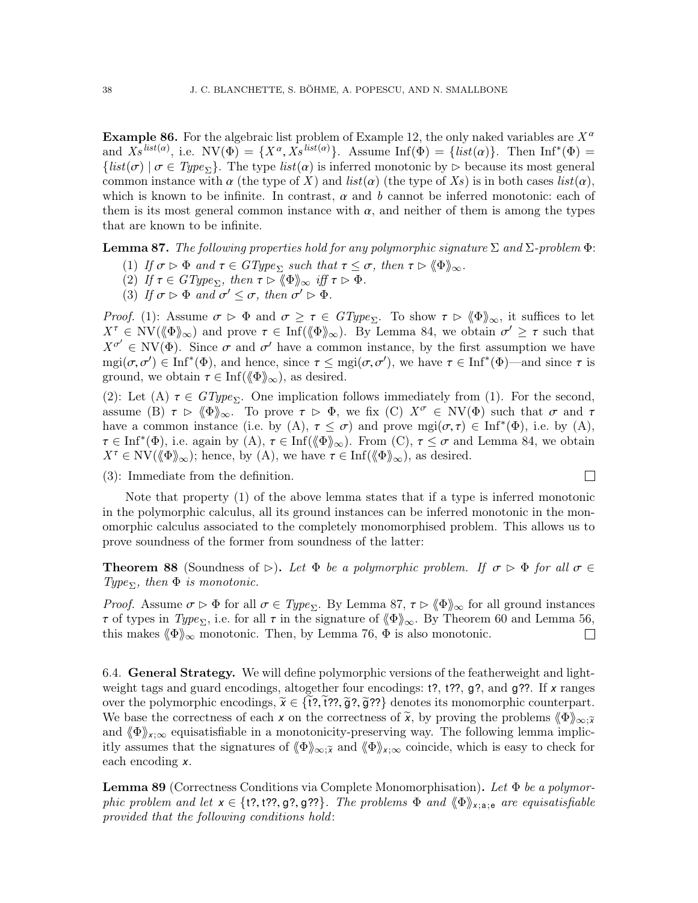**Example 86.** For the algebraic list problem of Example 12, the only naked variables are $X^{\alpha}$ and $Xs^{list(\alpha)}$, i.e. $\mathrm{NV}(\Phi) = \{X^{\alpha}, Xs^{list(\alpha)}\}$. Assume $\mathrm{Inf}(\Phi) = \{list(\alpha)\}$. Then $\mathrm{Inf}^*(\Phi) = \{list(\sigma) \mid \sigma \in \mathit{Type}_\Sigma\}$. The type $list(\alpha)$ is inferred monotonic by $\rhd$ because its most general common instance with $\alpha$ (the type of $X$) and $list(\alpha)$ (the type of $Xs$) is in both cases $list(\alpha)$, which is known to be infinite. In contrast, $\alpha$ and $b$ cannot be inferred monotonic: each of them is its most general common instance with $\alpha$, and neither of them is among the types that are known to be infinite.

**Lemma 87.** *The following properties hold for any polymorphic signature $\Sigma$ and $\Sigma$-problem $\Phi$:*

1. *If $\sigma \rhd \Phi$ and $\tau \in \mathit{GType}_\Sigma$ such that $\tau \leq \sigma$, then $\tau \rhd \langle\!\langle \Phi \rangle\!\rangle_\infty$.*
2. *If $\tau \in \mathit{GType}_\Sigma$, then $\tau \rhd \langle\!\langle \Phi \rangle\!\rangle_\infty$ iff $\tau \rhd \Phi$.*
3. *If $\sigma \rhd \Phi$ and $\sigma' \leq \sigma$, then $\sigma' \rhd \Phi$.*

*Proof.* (1): Assume $\sigma \rhd \Phi$ and $\sigma \geq \tau \in \mathit{GType}_\Sigma$. To show $\tau \rhd \langle\!\langle \Phi \rangle\!\rangle_\infty$, it suffices to let $X^{\tau} \in \mathrm{NV}(\langle\!\langle \Phi \rangle\!\rangle_\infty)$ and prove $\tau \in \mathrm{Inf}(\langle\!\langle \Phi \rangle\!\rangle_\infty)$. By Lemma 84, we obtain $\sigma' \geq \tau$ such that $X^{\sigma'} \in \mathrm{NV}(\Phi)$. Since $\sigma$ and $\sigma'$ have a common instance, by the first assumption we have $\mathrm{mgi}(\sigma, \sigma') \in \mathrm{Inf}^*(\Phi)$, and hence, since $\tau \leq \mathrm{mgi}(\sigma, \sigma')$, we have $\tau \in \mathrm{Inf}^*(\Phi)$—and since $\tau$ is ground, we obtain $\tau \in \mathrm{Inf}(\langle\!\langle \Phi \rangle\!\rangle_\infty)$, as desired.

(2): Let (A) $\tau \in \mathit{GType}_\Sigma$. One implication follows immediately from (1). For the second, assume (B) $\tau \rhd \langle\!\langle \Phi \rangle\!\rangle_\infty$. To prove $\tau \rhd \Phi$, we fix (C) $X^{\sigma} \in \mathrm{NV}(\Phi)$ such that $\sigma$ and $\tau$ have a common instance (i.e. by (A), $\tau \leq \sigma$) and prove $\mathrm{mgi}(\sigma, \tau) \in \mathrm{Inf}^*(\Phi)$, i.e. by (A), $\tau \in \mathrm{Inf}^*(\Phi)$, i.e. again by (A), $\tau \in \mathrm{Inf}(\langle\!\langle \Phi \rangle\!\rangle_\infty)$. From (C), $\tau \leq \sigma$ and Lemma 84, we obtain $X^{\tau} \in \mathrm{NV}(\langle\!\langle \Phi \rangle\!\rangle_\infty)$; hence, by (A), we have $\tau \in \mathrm{Inf}(\langle\!\langle \Phi \rangle\!\rangle_\infty)$, as desired.

(3): Immediate from the definition. □

Note that property (1) of the above lemma states that if a type is inferred monotonic in the polymorphic calculus, all its ground instances can be inferred monotonic in the monomorphic calculus associated to the completely monomorphised problem. This allows us to prove soundness of the former from soundness of the latter:

**Theorem 88** (Soundness of $\rhd$)**.** *Let $\Phi$ be a polymorphic problem. If $\sigma \rhd \Phi$ for all $\sigma \in \mathit{Type}_\Sigma$, then $\Phi$ is monotonic.*

*Proof.* Assume $\sigma \rhd \Phi$ for all $\sigma \in \mathit{Type}_\Sigma$. By Lemma 87, $\tau \rhd \langle\!\langle \Phi \rangle\!\rangle_\infty$ for all ground instances $\tau$ of types in $\mathit{Type}_\Sigma$, i.e. for all $\tau$ in the signature of $\langle\!\langle \Phi \rangle\!\rangle_\infty$. By Theorem 60 and Lemma 56, this makes $\langle\!\langle \Phi \rangle\!\rangle_\infty$ monotonic. Then, by Lemma 76, $\Phi$ is also monotonic. □

### 6.4. General Strategy.

We will define polymorphic versions of the featherweight and lightweight tags and guard encodings, altogether four encodings: $\mathsf{t?}$, $\mathsf{t??}$, $\mathsf{g?}$, and $\mathsf{g??}$. If $\mathsf{x}$ ranges over the polymorphic encodings, $\widetilde{\mathsf{x}} \in \{\widetilde{\mathsf{t?}}, \widetilde{\mathsf{t??}}, \widetilde{\mathsf{g?}}, \widetilde{\mathsf{g??}}\}$ denotes its monomorphic counterpart. We base the correctness of each $\mathsf{x}$ on the correctness of $\widetilde{\mathsf{x}}$, by proving the problems $\langle\!\langle \Phi \rangle\!\rangle_{\infty;\widetilde{\mathsf{x}}}$ and $\langle\!\langle \Phi \rangle\!\rangle_{\mathsf{x};\infty}$ equisatisfiable in a monotonicity-preserving way. The following lemma implicitly assumes that the signatures of $\langle\!\langle \Phi \rangle\!\rangle_{\infty;\widetilde{\mathsf{x}}}$ and $\langle\!\langle \Phi \rangle\!\rangle_{\mathsf{x};\infty}$ coincide, which is easy to check for each encoding $\mathsf{x}$.

**Lemma 89** (Correctness Conditions via Complete Monomorphisation)**.** *Let $\Phi$ be a polymorphic problem and let $\mathsf{x} \in \{\mathsf{t?}, \mathsf{t??}, \mathsf{g?}, \mathsf{g??}\}$. The problems $\Phi$ and $\langle\!\langle \Phi \rangle\!\rangle_{\mathsf{x};\mathsf{a};\mathsf{e}}$ are equisatisfiable provided that the following conditions hold:*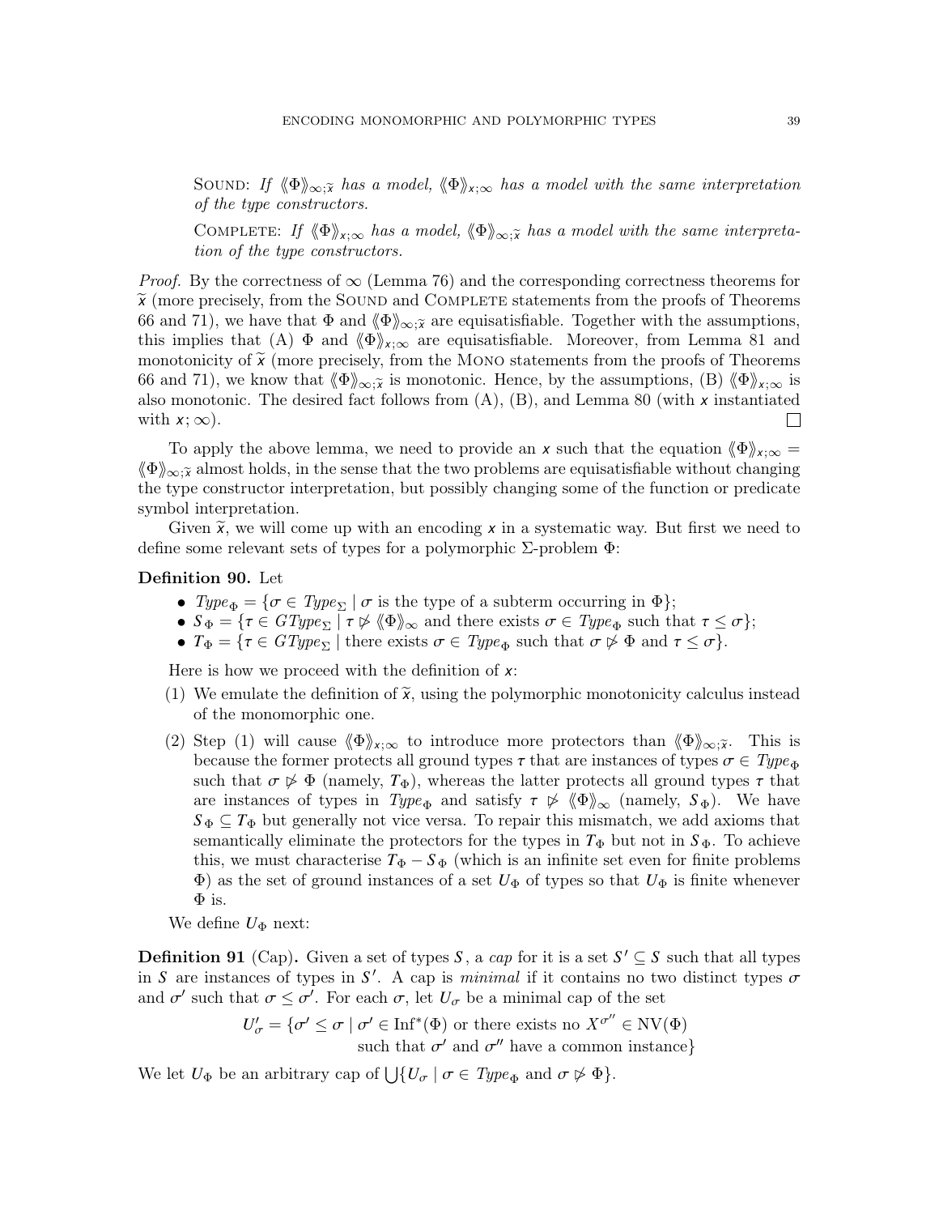SOUND: *If* $\langle\!\langle \Phi \rangle\!\rangle_{\infty;\widetilde{x}}$ *has a model,* $\langle\!\langle \Phi \rangle\!\rangle_{x;\infty}$ *has a model with the same interpretation of the type constructors.*

COMPLETE: *If* $\langle\!\langle \Phi \rangle\!\rangle_{x;\infty}$ *has a model,* $\langle\!\langle \Phi \rangle\!\rangle_{\infty;\widetilde{x}}$ *has a model with the same interpretation of the type constructors.*

*Proof.* By the correctness of $\infty$ (Lemma 76) and the corresponding correctness theorems for $\widetilde{x}$ (more precisely, from the SOUND and COMPLETE statements from the proofs of Theorems 66 and 71), we have that $\Phi$ and $\langle\!\langle \Phi \rangle\!\rangle_{\infty;\widetilde{x}}$ are equisatisfiable. Together with the assumptions, this implies that (A) $\Phi$ and $\langle\!\langle \Phi \rangle\!\rangle_{x;\infty}$ are equisatisfiable. Moreover, from Lemma 81 and monotonicity of $\widetilde{x}$ (more precisely, from the MONO statements from the proofs of Theorems 66 and 71), we know that $\langle\!\langle \Phi \rangle\!\rangle_{\infty;\widetilde{x}}$ is monotonic. Hence, by the assumptions, (B) $\langle\!\langle \Phi \rangle\!\rangle_{x;\infty}$ is also monotonic. The desired fact follows from (A), (B), and Lemma 80 (with $x$ instantiated with $x;\infty$). □

To apply the above lemma, we need to provide an $x$ such that the equation $\langle\!\langle \Phi \rangle\!\rangle_{x;\infty} = \langle\!\langle \Phi \rangle\!\rangle_{\infty;\widetilde{x}}$ almost holds, in the sense that the two problems are equisatisfiable without changing the type constructor interpretation, but possibly changing some of the function or predicate symbol interpretation.

Given $\widetilde{x}$, we will come up with an encoding $x$ in a systematic way. But first we need to define some relevant sets of types for a polymorphic $\Sigma$-problem $\Phi$:

**Definition 90.** Let

- $\mathit{Type}_\Phi = \{\sigma \in \mathit{Type}_\Sigma \mid \sigma \text{ is the type of a subterm occurring in } \Phi\}$;
- $S_\Phi = \{\tau \in \mathit{GType}_\Sigma \mid \tau \not\rhd \langle\!\langle \Phi \rangle\!\rangle_\infty \text{ and there exists } \sigma \in \mathit{Type}_\Phi \text{ such that } \tau \le \sigma\}$;
- $T_\Phi = \{\tau \in \mathit{GType}_\Sigma \mid \text{there exists } \sigma \in \mathit{Type}_\Phi \text{ such that } \sigma \not\rhd \Phi \text{ and } \tau \le \sigma\}$.

Here is how we proceed with the definition of $x$:

1. We emulate the definition of $\widetilde{x}$, using the polymorphic monotonicity calculus instead of the monomorphic one.
2. Step (1) will cause $\langle\!\langle \Phi \rangle\!\rangle_{x;\infty}$ to introduce more protectors than $\langle\!\langle \Phi \rangle\!\rangle_{\infty;\widetilde{x}}$. This is because the former protects all ground types $\tau$ that are instances of types $\sigma \in \mathit{Type}_\Phi$ such that $\sigma \not\rhd \Phi$ (namely, $T_\Phi$), whereas the latter protects all ground types $\tau$ that are instances of types in $\mathit{Type}_\Phi$ and satisfy $\tau \not\rhd \langle\!\langle \Phi \rangle\!\rangle_\infty$ (namely, $S_\Phi$). We have $S_\Phi \subseteq T_\Phi$ but generally not vice versa. To repair this mismatch, we add axioms that semantically eliminate the protectors for the types in $T_\Phi$ but not in $S_\Phi$. To achieve this, we must characterise $T_\Phi - S_\Phi$ (which is an infinite set even for finite problems $\Phi$) as the set of ground instances of a set $U_\Phi$ of types so that $U_\Phi$ is finite whenever $\Phi$ is.

We define $U_\Phi$ next:

**Definition 91** (Cap)**.** Given a set of types $S$, a *cap* for it is a set $S' \subseteq S$ such that all types in $S$ are instances of types in $S'$. A cap is *minimal* if it contains no two distinct types $\sigma$ and $\sigma'$ such that $\sigma \le \sigma'$. For each $\sigma$, let $U_\sigma$ be a minimal cap of the set

$$U'_\sigma = \{\sigma' \le \sigma \mid \sigma' \in \mathrm{Inf}^*(\Phi) \text{ or there exists no } X^{\sigma''} \in \mathrm{NV}(\Phi) \text{ such that } \sigma' \text{ and } \sigma'' \text{ have a common instance}\}$$

We let $U_\Phi$ be an arbitrary cap of $\bigcup\{U_\sigma \mid \sigma \in \mathit{Type}_\Phi \text{ and } \sigma \not\rhd \Phi\}$.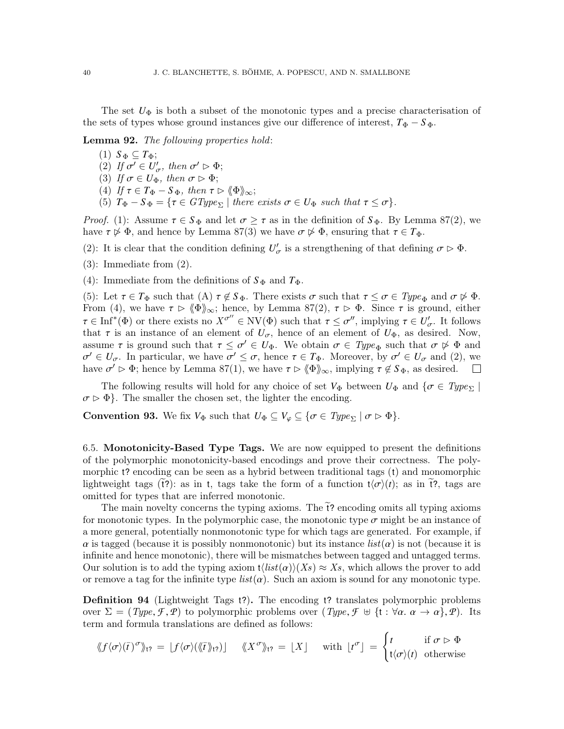The set $U_\Phi$ is both a subset of the monotonic types and a precise characterisation of the sets of types whose ground instances give our difference of interest, $T_\Phi - S_\Phi$.

**Lemma 92.** *The following properties hold*:

1. $S_\Phi \subseteq T_\Phi$;
2. *If* $\sigma' \in U'_\sigma$, *then* $\sigma' \rhd \Phi$;
3. *If* $\sigma \in U_\Phi$, *then* $\sigma \rhd \Phi$;
4. *If* $\tau \in T_\Phi - S_\Phi$, *then* $\tau \rhd \langle\!\langle \Phi \rangle\!\rangle_\infty$;
5. $T_\Phi - S_\Phi = \{\tau \in \mathit{GType}_\Sigma \mid \text{there exists } \sigma \in U_\Phi \text{ such that } \tau \leq \sigma\}$.

*Proof.* (1): Assume $\tau \in S_\Phi$ and let $\sigma \geq \tau$ as in the definition of $S_\Phi$. By Lemma 87(2), we have $\tau \not\rhd \Phi$, and hence by Lemma 87(3) we have $\sigma \not\rhd \Phi$, ensuring that $\tau \in T_\Phi$.

(2): It is clear that the condition defining $U'_\sigma$ is a strengthening of that defining $\sigma \rhd \Phi$.

(3): Immediate from (2).

(4): Immediate from the definitions of $S_\Phi$ and $T_\Phi$.

(5): Let $\tau \in T_\Phi$ such that (A) $\tau \notin S_\Phi$. There exists $\sigma$ such that $\tau \leq \sigma \in \mathit{Type}_\Phi$ and $\sigma \not\rhd \Phi$. From (4), we have $\tau \rhd \langle\!\langle \Phi \rangle\!\rangle_\infty$; hence, by Lemma 87(2), $\tau \rhd \Phi$. Since $\tau$ is ground, either $\tau \in \mathrm{Inf}^*(\Phi)$ or there exists no $X^{\sigma''} \in \mathrm{NV}(\Phi)$ such that $\tau \leq \sigma''$, implying $\tau \in U'_\sigma$. It follows that $\tau$ is an instance of an element of $U_\sigma$, hence of an element of $U_\Phi$, as desired. Now, assume $\tau$ is ground such that $\tau \leq \sigma' \in U_\Phi$. We obtain $\sigma \in \mathit{Type}_\Phi$ such that $\sigma \not\rhd \Phi$ and $\sigma' \in U_\sigma$. In particular, we have $\sigma' \leq \sigma$, hence $\tau \in T_\Phi$. Moreover, by $\sigma' \in U_\sigma$ and (2), we have $\sigma' \rhd \Phi$; hence by Lemma 87(1), we have $\tau \rhd \langle\!\langle \Phi \rangle\!\rangle_\infty$, implying $\tau \notin S_\Phi$, as desired. $\square$

The following results will hold for any choice of set $V_\Phi$ between $U_\Phi$ and $\{\sigma \in \mathit{Type}_\Sigma \mid \sigma \rhd \Phi\}$. The smaller the chosen set, the lighter the encoding.

**Convention 93.** We fix $V_\Phi$ such that $U_\Phi \subseteq V_\varphi \subseteq \{\sigma \in \mathit{Type}_\Sigma \mid \sigma \rhd \Phi\}$.

## 6.5. Monotonicity-Based Type Tags.

We are now equipped to present the definitions of the polymorphic monotonicity-based encodings and prove their correctness. The polymorphic $\mathsf{t?}$ encoding can be seen as a hybrid between traditional tags ($\mathsf{t}$) and monomorphic lightweight tags ($\widetilde{\mathsf{t}}\mathsf{?}$): as in $\mathsf{t}$, tags take the form of a function $\mathsf{t}\langle\sigma\rangle(t)$; as in $\widetilde{\mathsf{t}}\mathsf{?}$, tags are omitted for types that are inferred monotonic.

The main novelty concerns the typing axioms. The $\widetilde{\mathsf{t}}\mathsf{?}$ encoding omits all typing axioms for monotonic types. In the polymorphic case, the monotonic type $\sigma$ might be an instance of a more general, potentially nonmonotonic type for which tags are generated. For example, if $\alpha$ is tagged (because it is possibly nonmonotonic) but its instance $\mathit{list}(\alpha)$ is not (because it is infinite and hence monotonic), there will be mismatches between tagged and untagged terms. Our solution is to add the typing axiom $\mathsf{t}\langle \mathit{list}(\alpha)\rangle(Xs) \approx Xs$, which allows the prover to add or remove a tag for the infinite type $\mathit{list}(\alpha)$. Such an axiom is sound for any monotonic type.

**Definition 94** (Lightweight Tags $\mathsf{t?}$)**.** The encoding $\mathsf{t?}$ translates polymorphic problems over $\Sigma = (\mathit{Type}, \mathcal{F}, \mathcal{P})$ to polymorphic problems over $(\mathit{Type}, \mathcal{F} \uplus \{\mathsf{t} : \forall\alpha.\ \alpha \to \alpha\}, \mathcal{P})$. Its term and formula translations are defined as follows:

$$\langle\!\langle f\langle\bar\sigma\rangle(\bar t)^{\sigma} \rangle\!\rangle_{\mathsf{t?}} = \lfloor f\langle\bar\sigma\rangle(\langle\!\langle \bar t \rangle\!\rangle_{\mathsf{t?}})\rfloor \qquad \langle\!\langle X^{\sigma} \rangle\!\rangle_{\mathsf{t?}} = \lfloor X \rfloor \qquad \text{with } \lfloor t^{\sigma} \rfloor = \begin{cases} t & \text{if } \sigma \rhd \Phi \\ \mathsf{t}\langle\sigma\rangle(t) & \text{otherwise} \end{cases}$$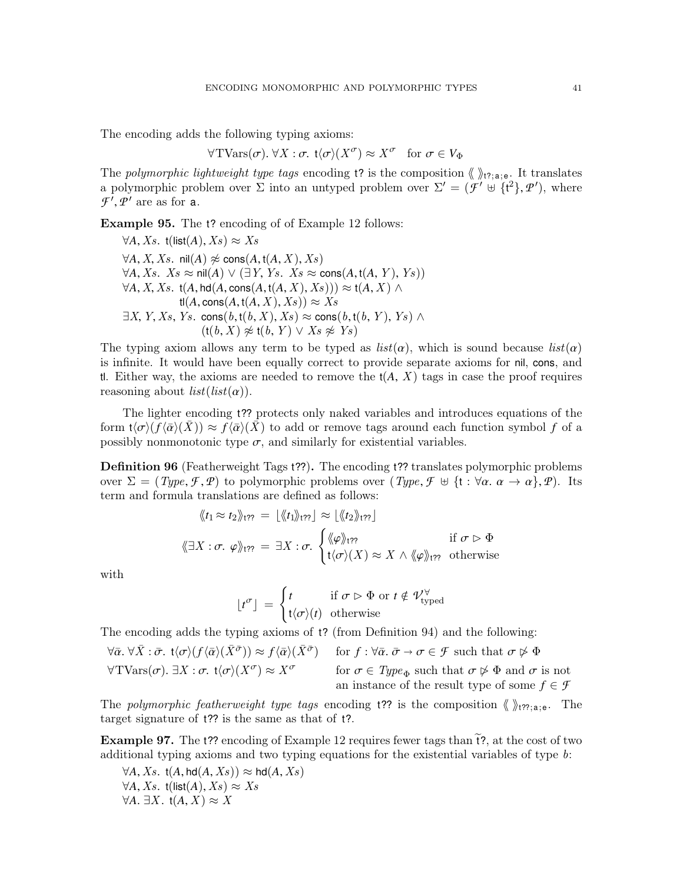The encoding adds the following typing axioms:

$$\forall \mathrm{TVars}(\sigma).\ \forall X : \sigma.\ \mathsf{t}\langle\sigma\rangle(X^\sigma) \approx X^\sigma \quad \text{for } \sigma \in V_\Phi$$

The *polymorphic lightweight type tags* encoding $\mathsf{t?}$ is the composition $\langle\!\langle\ \rangle\!\rangle_{\mathsf{t?;a;e}}$. It translates a polymorphic problem over $\Sigma$ into an untyped problem over $\Sigma' = (\mathcal{F}' \uplus \{\mathsf{t}^2\}, \mathcal{P}')$, where $\mathcal{F}', \mathcal{P}'$ are as for $\mathsf{a}$.

**Example 95.** The $\mathsf{t?}$ encoding of of Example 12 follows:

$\forall A, Xs.\ \mathsf{t}(\mathsf{list}(A), Xs) \approx Xs$
$\forall A, X, Xs.\ \mathsf{nil}(A) \not\approx \mathsf{cons}(A, \mathsf{t}(A, X), Xs)$
$\forall A, Xs.\ Xs \approx \mathsf{nil}(A) \lor (\exists Y, Ys.\ Xs \approx \mathsf{cons}(A, \mathsf{t}(A, Y), Ys))$
$\forall A, X, Xs.\ \mathsf{t}(A, \mathsf{hd}(A, \mathsf{cons}(A, \mathsf{t}(A, X), Xs))) \approx \mathsf{t}(A, X)\ \land$
$\qquad \mathsf{tl}(A, \mathsf{cons}(A, \mathsf{t}(A, X), Xs)) \approx Xs$
$\exists X, Y, Xs, Ys.\ \mathsf{cons}(b, \mathsf{t}(b, X), Xs) \approx \mathsf{cons}(b, \mathsf{t}(b, Y), Ys)\ \land$
$\qquad (\mathsf{t}(b, X) \not\approx \mathsf{t}(b, Y) \lor Xs \not\approx Ys)$

The typing axiom allows any term to be typed as $list(\alpha)$, which is sound because $list(\alpha)$ is infinite. It would have been equally correct to provide separate axioms for $\mathsf{nil}$, $\mathsf{cons}$, and $\mathsf{tl}$. Either way, the axioms are needed to remove the $\mathsf{t}(A, X)$ tags in case the proof requires reasoning about $list(list(\alpha))$.

The lighter encoding $\mathsf{t??}$ protects only naked variables and introduces equations of the form $\mathsf{t}\langle\sigma\rangle(f\langle\bar{\alpha}\rangle(\bar{X})) \approx f\langle\bar{\alpha}\rangle(\bar{X})$ to add or remove tags around each function symbol $f$ of a possibly nonmonotonic type $\sigma$, and similarly for existential variables.

**Definition 96** (Featherweight Tags $\mathsf{t??}$)**.** The encoding $\mathsf{t??}$ translates polymorphic problems over $\Sigma = (\mathit{Type}, \mathcal{F}, \mathcal{P})$ to polymorphic problems over $(\mathit{Type}, \mathcal{F} \uplus \{\mathsf{t} : \forall\alpha.\ \alpha \to \alpha\}, \mathcal{P})$. Its term and formula translations are defined as follows:

$$\langle\!\langle t_1 \approx t_2 \rangle\!\rangle_{\mathsf{t??}} = \lfloor \langle\!\langle t_1 \rangle\!\rangle_{\mathsf{t??}} \rfloor \approx \lfloor \langle\!\langle t_2 \rangle\!\rangle_{\mathsf{t??}} \rfloor$$

$$\langle\!\langle \exists X : \sigma.\ \varphi \rangle\!\rangle_{\mathsf{t??}} = \exists X : \sigma. \begin{cases} \langle\!\langle \varphi \rangle\!\rangle_{\mathsf{t??}} & \text{if } \sigma \rhd \Phi \\ \mathsf{t}\langle\sigma\rangle(X) \approx X \land \langle\!\langle \varphi \rangle\!\rangle_{\mathsf{t??}} & \text{otherwise} \end{cases}$$

with

$$\lfloor t^\sigma \rfloor = \begin{cases} t & \text{if } \sigma \rhd \Phi \text{ or } t \notin \mathcal{V}^{\forall}_{\text{typed}} \\ \mathsf{t}\langle\sigma\rangle(t) & \text{otherwise} \end{cases}$$

The encoding adds the typing axioms of $\mathsf{t?}$ (from Definition 94) and the following:

$\forall\bar{\alpha}.\ \forall\bar{X} : \bar{\sigma}.\ \mathsf{t}\langle\sigma\rangle(f\langle\bar{\alpha}\rangle(\bar{X}^{\bar{\sigma}})) \approx f\langle\bar{\alpha}\rangle(\bar{X}^{\bar{\sigma}})$ for $f : \forall\bar{\alpha}.\ \bar{\sigma} \to \sigma \in \mathcal{F}$ such that $\sigma \not\rhd \Phi$

$\forall \mathrm{TVars}(\sigma).\ \exists X : \sigma.\ \mathsf{t}\langle\sigma\rangle(X^\sigma) \approx X^\sigma$ for $\sigma \in \mathit{Type}_\Phi$ such that $\sigma \not\rhd \Phi$ and $\sigma$ is not an instance of the result type of some $f \in \mathcal{F}$

The *polymorphic featherweight type tags* encoding $\mathsf{t??}$ is the composition $\langle\!\langle\ \rangle\!\rangle_{\mathsf{t??;a;e}}$. The target signature of $\mathsf{t??}$ is the same as that of $\mathsf{t?}$.

**Example 97.** The $\mathsf{t??}$ encoding of Example 12 requires fewer tags than $\widetilde{\mathsf{t}}\mathsf{?}$, at the cost of two additional typing axioms and two typing equations for the existential variables of type $b$:

$\forall A, Xs.\ \mathsf{t}(A, \mathsf{hd}(A, Xs)) \approx \mathsf{hd}(A, Xs)$
$\forall A, Xs.\ \mathsf{t}(\mathsf{list}(A), Xs) \approx Xs$
$\forall A.\ \exists X.\ \mathsf{t}(A, X) \approx X$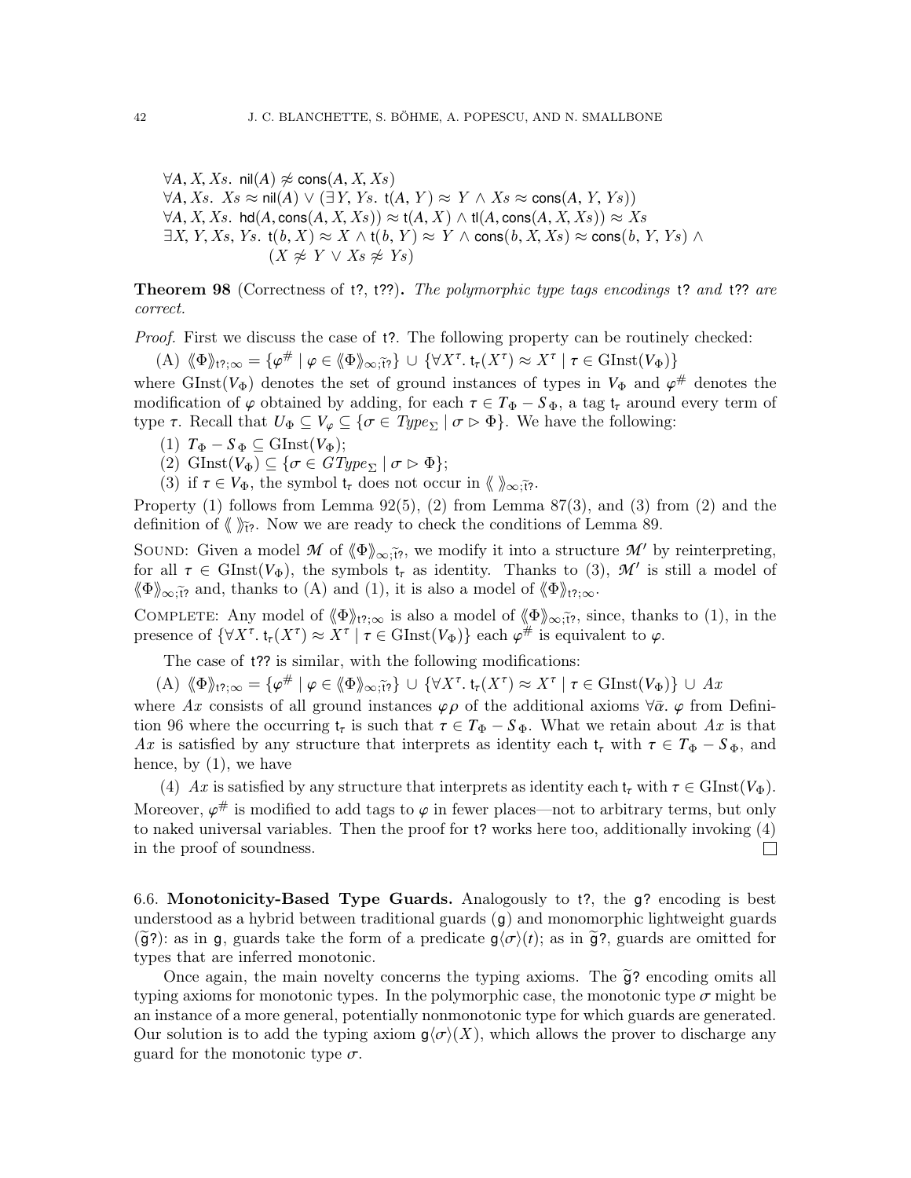$\forall A, X, Xs.\ \mathsf{nil}(A) \not\approx \mathsf{cons}(A, X, Xs)$
$\forall A, Xs.\ Xs \approx \mathsf{nil}(A) \lor (\exists Y, Ys.\ \mathsf{t}(A, Y) \approx Y \land Xs \approx \mathsf{cons}(A, Y, Ys))$
$\forall A, X, Xs.\ \mathsf{hd}(A, \mathsf{cons}(A, X, Xs)) \approx \mathsf{t}(A, X) \land \mathsf{tl}(A, \mathsf{cons}(A, X, Xs)) \approx Xs$
$\exists X, Y, Xs, Ys.\ \mathsf{t}(b, X) \approx X \land \mathsf{t}(b, Y) \approx Y \land \mathsf{cons}(b, X, Xs) \approx \mathsf{cons}(b, Y, Ys) \land$
$\quad (X \not\approx Y \lor Xs \not\approx Ys)$

**Theorem 98** (Correctness of t?, t??)**.** *The polymorphic type tags encodings* t? *and* t?? *are correct.*

*Proof.* First we discuss the case of t?. The following property can be routinely checked:

(A) $\langle\!\langle \Phi \rangle\!\rangle_{\mathsf{t?};\infty} = \{\varphi^{\#} \mid \varphi \in \langle\!\langle \Phi \rangle\!\rangle_{\infty;\widetilde{\mathsf{t}}?}\} \cup \{\forall X^{\tau}.\ \mathsf{t}_{\tau}(X^{\tau}) \approx X^{\tau} \mid \tau \in \mathrm{GInst}(V_{\Phi})\}$

where $\mathrm{GInst}(V_{\Phi})$ denotes the set of ground instances of types in $V_{\Phi}$ and $\varphi^{\#}$ denotes the modification of $\varphi$ obtained by adding, for each $\tau \in T_{\Phi} - S_{\Phi}$, a tag $\mathsf{t}_{\tau}$ around every term of type $\tau$. Recall that $U_{\Phi} \subseteq V_{\varphi} \subseteq \{\sigma \in \mathit{Type}_{\Sigma} \mid \sigma \rhd \Phi\}$. We have the following:

(1) $T_{\Phi} - S_{\Phi} \subseteq \mathrm{GInst}(V_{\Phi})$;
(2) $\mathrm{GInst}(V_{\Phi}) \subseteq \{\sigma \in \mathit{GType}_{\Sigma} \mid \sigma \rhd \Phi\}$;
(3) if $\tau \in V_{\Phi}$, the symbol $\mathsf{t}_{\tau}$ does not occur in $\langle\!\langle\ \rangle\!\rangle_{\infty;\widetilde{\mathsf{t}}?}$.

Property (1) follows from Lemma 92(5), (2) from Lemma 87(3), and (3) from (2) and the definition of $\langle\!\langle\ \rangle\!\rangle_{\widetilde{\mathsf{t}}?}$. Now we are ready to check the conditions of Lemma 89.

SOUND: Given a model $\mathcal{M}$ of $\langle\!\langle \Phi \rangle\!\rangle_{\infty;\widetilde{\mathsf{t}}?}$, we modify it into a structure $\mathcal{M}'$ by reinterpreting, for all $\tau \in \mathrm{GInst}(V_{\Phi})$, the symbols $\mathsf{t}_{\tau}$ as identity. Thanks to (3), $\mathcal{M}'$ is still a model of $\langle\!\langle \Phi \rangle\!\rangle_{\infty;\widetilde{\mathsf{t}}?}$ and, thanks to (A) and (1), it is also a model of $\langle\!\langle \Phi \rangle\!\rangle_{\mathsf{t?};\infty}$.

COMPLETE: Any model of $\langle\!\langle \Phi \rangle\!\rangle_{\mathsf{t?};\infty}$ is also a model of $\langle\!\langle \Phi \rangle\!\rangle_{\infty;\widetilde{\mathsf{t}}?}$, since, thanks to (1), in the presence of $\{\forall X^{\tau}.\ \mathsf{t}_{\tau}(X^{\tau}) \approx X^{\tau} \mid \tau \in \mathrm{GInst}(V_{\Phi})\}$ each $\varphi^{\#}$ is equivalent to $\varphi$.

The case of t?? is similar, with the following modifications:

(A) $\langle\!\langle \Phi \rangle\!\rangle_{\mathsf{t?};\infty} = \{\varphi^{\#} \mid \varphi \in \langle\!\langle \Phi \rangle\!\rangle_{\infty;\widetilde{\mathsf{t}}?}\} \cup \{\forall X^{\tau}.\ \mathsf{t}_{\tau}(X^{\tau}) \approx X^{\tau} \mid \tau \in \mathrm{GInst}(V_{\Phi})\} \cup Ax$

where $Ax$ consists of all ground instances $\varphi\rho$ of the additional axioms $\forall\bar{\alpha}.\ \varphi$ from Definition 96 where the occurring $\mathsf{t}_{\tau}$ is such that $\tau \in T_{\Phi} - S_{\Phi}$. What we retain about $Ax$ is that $Ax$ is satisfied by any structure that interprets as identity each $\mathsf{t}_{\tau}$ with $\tau \in T_{\Phi} - S_{\Phi}$, and hence, by (1), we have

(4) $Ax$ is satisfied by any structure that interprets as identity each $\mathsf{t}_{\tau}$ with $\tau \in \mathrm{GInst}(V_{\Phi})$.

Moreover, $\varphi^{\#}$ is modified to add tags to $\varphi$ in fewer places—not to arbitrary terms, but only to naked universal variables. Then the proof for t? works here too, additionally invoking (4) in the proof of soundness. ☐

### 6.6. Monotonicity-Based Type Guards.

Analogously to t?, the g? encoding is best understood as a hybrid between traditional guards (g) and monomorphic lightweight guards ($\widetilde{\mathsf{g}}$?): as in g, guards take the form of a predicate $\mathsf{g}\langle\sigma\rangle(t)$; as in $\widetilde{\mathsf{g}}$?, guards are omitted for types that are inferred monotonic.

Once again, the main novelty concerns the typing axioms. The $\widetilde{\mathsf{g}}$? encoding omits all typing axioms for monotonic types. In the polymorphic case, the monotonic type $\sigma$ might be an instance of a more general, potentially nonmonotonic type for which guards are generated. Our solution is to add the typing axiom $\mathsf{g}\langle\sigma\rangle(X)$, which allows the prover to discharge any guard for the monotonic type $\sigma$.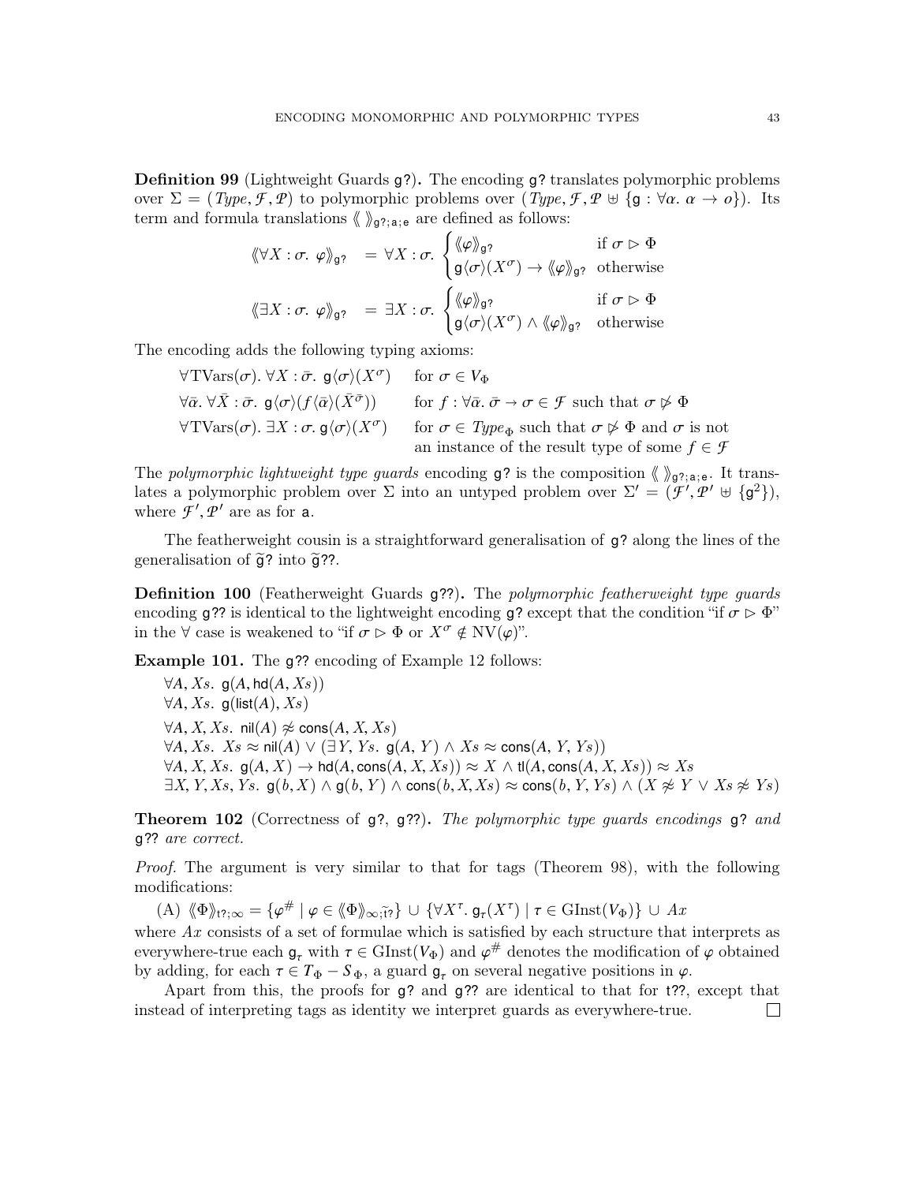**Definition 99** (Lightweight Guards $\mathsf{g?}$)**.** The encoding $\mathsf{g?}$ translates polymorphic problems over $\Sigma = (\mathit{Type}, \mathcal{F}, \mathcal{P})$ to polymorphic problems over $(\mathit{Type}, \mathcal{F}, \mathcal{P} \uplus \{\mathsf{g} : \forall\alpha.\ \alpha \to o\})$. Its term and formula translations $\langle\!\langle\ \rangle\!\rangle_{\mathsf{g?;a;e}}$ are defined as follows:

$$\langle\!\langle \forall X : \sigma.\ \varphi \rangle\!\rangle_{\mathsf{g?}} \;=\; \forall X : \sigma.\ \begin{cases} \langle\!\langle \varphi \rangle\!\rangle_{\mathsf{g?}} & \text{if } \sigma \rhd \Phi \\ \mathsf{g}\langle\sigma\rangle(X^\sigma) \to \langle\!\langle \varphi \rangle\!\rangle_{\mathsf{g?}} & \text{otherwise} \end{cases}$$

$$\langle\!\langle \exists X : \sigma.\ \varphi \rangle\!\rangle_{\mathsf{g?}} \;=\; \exists X : \sigma.\ \begin{cases} \langle\!\langle \varphi \rangle\!\rangle_{\mathsf{g?}} & \text{if } \sigma \rhd \Phi \\ \mathsf{g}\langle\sigma\rangle(X^\sigma) \wedge \langle\!\langle \varphi \rangle\!\rangle_{\mathsf{g?}} & \text{otherwise} \end{cases}$$

The encoding adds the following typing axioms:

| | |
|---|---|
| $\forall \mathrm{TVars}(\sigma).\ \forall X : \bar{\sigma}.\ \mathsf{g}\langle\sigma\rangle(X^\sigma)$ | for $\sigma \in V_\Phi$ |
| $\forall\bar{\alpha}.\ \forall \bar{X} : \bar{\sigma}.\ \mathsf{g}\langle\sigma\rangle(f\langle\bar{\alpha}\rangle(\bar{X}^{\bar{\sigma}}))$ | for $f : \forall\bar{\alpha}.\ \bar{\sigma} \to \sigma \in \mathcal{F}$ such that $\sigma \not\rhd \Phi$ |
| $\forall \mathrm{TVars}(\sigma).\ \exists X : \sigma.\ \mathsf{g}\langle\sigma\rangle(X^\sigma)$ | for $\sigma \in \mathit{Type}_\Phi$ such that $\sigma \not\rhd \Phi$ and $\sigma$ is not an instance of the result type of some $f \in \mathcal{F}$ |

The *polymorphic lightweight type guards* encoding $\mathsf{g?}$ is the composition $\langle\!\langle\ \rangle\!\rangle_{\mathsf{g?;a;e}}$. It translates a polymorphic problem over $\Sigma$ into an untyped problem over $\Sigma' = (\mathcal{F}', \mathcal{P}' \uplus \{\mathsf{g}^2\})$, where $\mathcal{F}', \mathcal{P}'$ are as for $\mathsf{a}$.

The featherweight cousin is a straightforward generalisation of $\mathsf{g?}$ along the lines of the generalisation of $\widetilde{\mathsf{g}}\mathsf{?}$ into $\widetilde{\mathsf{g}}\mathsf{??}$.

**Definition 100** (Featherweight Guards $\mathsf{g??}$)**.** The *polymorphic featherweight type guards* encoding $\mathsf{g??}$ is identical to the lightweight encoding $\mathsf{g?}$ except that the condition "if $\sigma \rhd \Phi$" in the $\forall$ case is weakened to "if $\sigma \rhd \Phi$ or $X^\sigma \notin \mathrm{NV}(\varphi)$".

**Example 101.** The $\mathsf{g??}$ encoding of Example 12 follows:

$\forall A, Xs.\ \mathsf{g}(A, \mathsf{hd}(A, Xs))$
$\forall A, Xs.\ \mathsf{g}(\mathsf{list}(A), Xs)$
$\forall A, X, Xs.\ \mathsf{nil}(A) \not\approx \mathsf{cons}(A, X, Xs)$
$\forall A, Xs.\ Xs \approx \mathsf{nil}(A) \vee (\exists Y, Ys.\ \mathsf{g}(A, Y) \wedge Xs \approx \mathsf{cons}(A, Y, Ys))$
$\forall A, X, Xs.\ \mathsf{g}(A, X) \to \mathsf{hd}(A, \mathsf{cons}(A, X, Xs)) \approx X \wedge \mathsf{tl}(A, \mathsf{cons}(A, X, Xs)) \approx Xs$
$\exists X, Y, Xs, Ys.\ \mathsf{g}(b, X) \wedge \mathsf{g}(b, Y) \wedge \mathsf{cons}(b, X, Xs) \approx \mathsf{cons}(b, Y, Ys) \wedge (X \not\approx Y \vee Xs \not\approx Ys)$

**Theorem 102** (Correctness of $\mathsf{g?}$, $\mathsf{g??}$)**.** *The polymorphic type guards encodings* $\mathsf{g?}$ *and* $\mathsf{g??}$ *are correct.*

*Proof.* The argument is very similar to that for tags (Theorem 98), with the following modifications:

(A) $\langle\!\langle\Phi\rangle\!\rangle_{\mathsf{t?};\infty} = \{\varphi^{\#} \mid \varphi \in \langle\!\langle\Phi\rangle\!\rangle_{\infty;\widetilde{\mathsf{t}}\mathsf{?}}\} \cup \{\forall X^\tau.\ \mathsf{g}_\tau(X^\tau) \mid \tau \in \mathrm{GInst}(V_\Phi)\} \cup Ax$

where $Ax$ consists of a set of formulae which is satisfied by each structure that interprets as everywhere-true each $\mathsf{g}_\tau$ with $\tau \in \mathrm{GInst}(V_\Phi)$ and $\varphi^{\#}$ denotes the modification of $\varphi$ obtained by adding, for each $\tau \in T_\Phi - S_\Phi$, a guard $\mathsf{g}_\tau$ on several negative positions in $\varphi$.

Apart from this, the proofs for $\mathsf{g?}$ and $\mathsf{g??}$ are identical to that for $\mathsf{t??}$, except that instead of interpreting tags as identity we interpret guards as everywhere-true. $\square$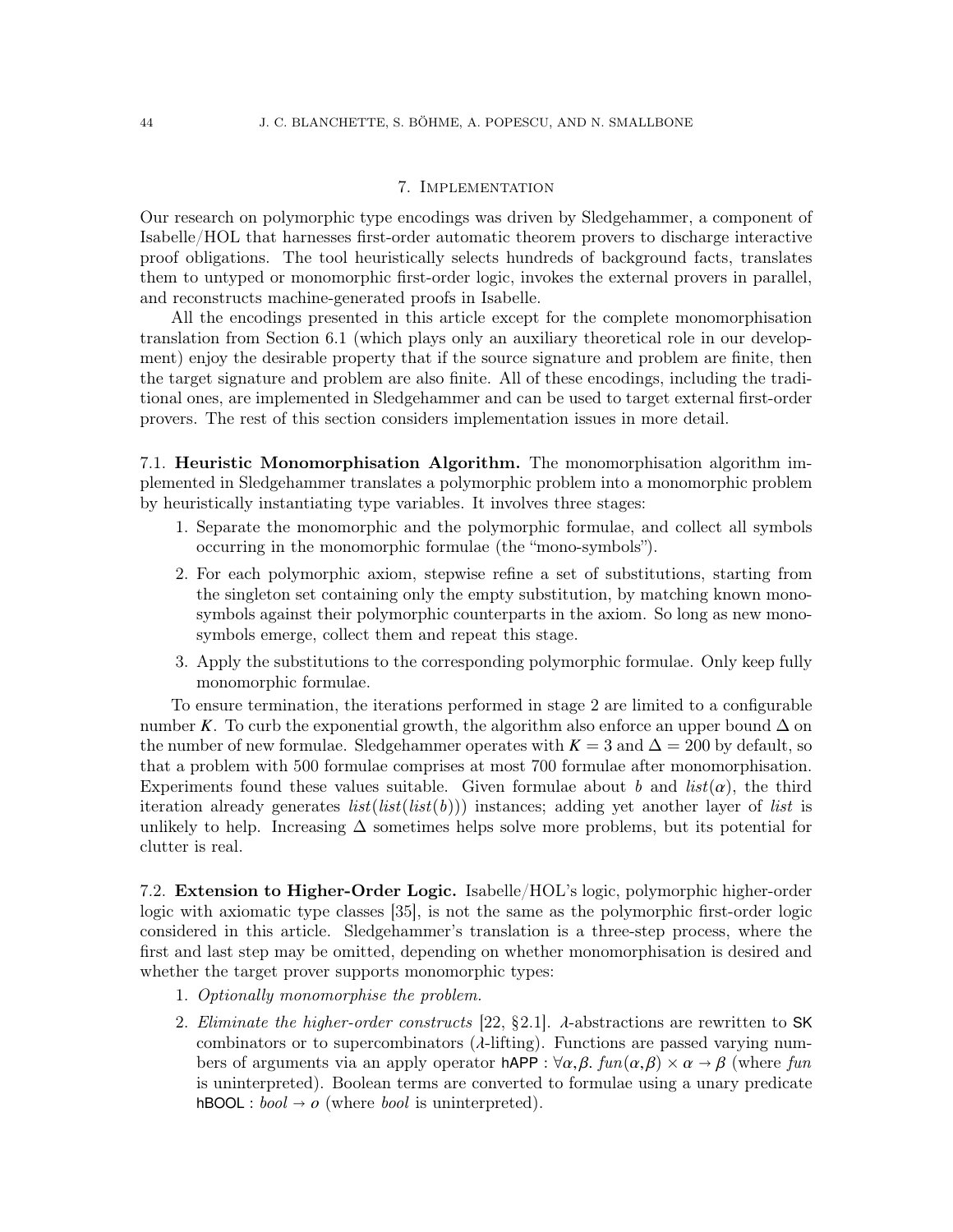## 7. Implementation

Our research on polymorphic type encodings was driven by Sledgehammer, a component of Isabelle/HOL that harnesses first-order automatic theorem provers to discharge interactive proof obligations. The tool heuristically selects hundreds of background facts, translates them to untyped or monomorphic first-order logic, invokes the external provers in parallel, and reconstructs machine-generated proofs in Isabelle.

All the encodings presented in this article except for the complete monomorphisation translation from Section 6.1 (which plays only an auxiliary theoretical role in our development) enjoy the desirable property that if the source signature and problem are finite, then the target signature and problem are also finite. All of these encodings, including the traditional ones, are implemented in Sledgehammer and can be used to target external first-order provers. The rest of this section considers implementation issues in more detail.

7.1. **Heuristic Monomorphisation Algorithm.** The monomorphisation algorithm implemented in Sledgehammer translates a polymorphic problem into a monomorphic problem by heuristically instantiating type variables. It involves three stages:

1. Separate the monomorphic and the polymorphic formulae, and collect all symbols occurring in the monomorphic formulae (the "mono-symbols").
2. For each polymorphic axiom, stepwise refine a set of substitutions, starting from the singleton set containing only the empty substitution, by matching known mono-symbols against their polymorphic counterparts in the axiom. So long as new mono-symbols emerge, collect them and repeat this stage.
3. Apply the substitutions to the corresponding polymorphic formulae. Only keep fully monomorphic formulae.

To ensure termination, the iterations performed in stage 2 are limited to a configurable number $K$. To curb the exponential growth, the algorithm also enforce an upper bound $\Delta$ on the number of new formulae. Sledgehammer operates with $K = 3$ and $\Delta = 200$ by default, so that a problem with 500 formulae comprises at most 700 formulae after monomorphisation. Experiments found these values suitable. Given formulae about $b$ and $list(\alpha)$, the third iteration already generates $list(list(list(b)))$ instances; adding yet another layer of $list$ is unlikely to help. Increasing $\Delta$ sometimes helps solve more problems, but its potential for clutter is real.

7.2. **Extension to Higher-Order Logic.** Isabelle/HOL's logic, polymorphic higher-order logic with axiomatic type classes [35], is not the same as the polymorphic first-order logic considered in this article. Sledgehammer's translation is a three-step process, where the first and last step may be omitted, depending on whether monomorphisation is desired and whether the target prover supports monomorphic types:

1. *Optionally monomorphise the problem.*
2. *Eliminate the higher-order constructs* [22, §2.1]. $\lambda$-abstractions are rewritten to $\mathsf{SK}$ combinators or to supercombinators ($\lambda$-lifting). Functions are passed varying numbers of arguments via an apply operator $\mathsf{hAPP} : \forall\alpha,\beta.\ fun(\alpha,\beta) \times \alpha \to \beta$ (where $fun$ is uninterpreted). Boolean terms are converted to formulae using a unary predicate $\mathsf{hBOOL} : bool \to o$ (where $bool$ is uninterpreted).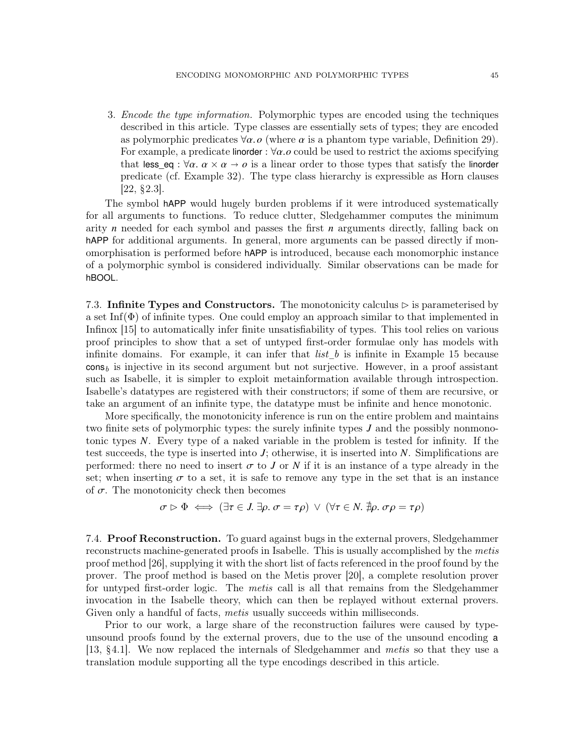3. *Encode the type information.* Polymorphic types are encoded using the techniques described in this article. Type classes are essentially sets of types; they are encoded as polymorphic predicates $\forall\alpha.\,o$ (where $\alpha$ is a phantom type variable, Definition 29). For example, a predicate $\mathsf{linorder} : \forall\alpha.\,o$ could be used to restrict the axioms specifying that $\mathsf{less\_eq} : \forall\alpha.\ \alpha \times \alpha \to o$ is a linear order to those types that satisfy the $\mathsf{linorder}$ predicate (cf. Example 32). The type class hierarchy is expressible as Horn clauses [22, §2.3].

The symbol $\mathsf{hAPP}$ would hugely burden problems if it were introduced systematically for all arguments to functions. To reduce clutter, Sledgehammer computes the minimum arity $n$ needed for each symbol and passes the first $n$ arguments directly, falling back on $\mathsf{hAPP}$ for additional arguments. In general, more arguments can be passed directly if monomorphisation is performed before $\mathsf{hAPP}$ is introduced, because each monomorphic instance of a polymorphic symbol is considered individually. Similar observations can be made for $\mathsf{hBOOL}$.

### 7.3. Infinite Types and Constructors.

The monotonicity calculus $\rhd$ is parameterised by a set $\mathrm{Inf}(\Phi)$ of infinite types. One could employ an approach similar to that implemented in Infinox [15] to automatically infer finite unsatisfiability of types. This tool relies on various proof principles to show that a set of untyped first-order formulae only has models with infinite domains. For example, it can infer that *list_b* is infinite in Example 15 because $\mathsf{cons}_b$ is injective in its second argument but not surjective. However, in a proof assistant such as Isabelle, it is simpler to exploit metainformation available through introspection. Isabelle's datatypes are registered with their constructors; if some of them are recursive, or take an argument of an infinite type, the datatype must be infinite and hence monotonic.

More specifically, the monotonicity inference is run on the entire problem and maintains two finite sets of polymorphic types: the surely infinite types $J$ and the possibly nonmonotonic types $N$. Every type of a naked variable in the problem is tested for infinity. If the test succeeds, the type is inserted into $J$; otherwise, it is inserted into $N$. Simplifications are performed: there no need to insert $\sigma$ to $J$ or $N$ if it is an instance of a type already in the set; when inserting $\sigma$ to a set, it is safe to remove any type in the set that is an instance of $\sigma$. The monotonicity check then becomes

$$\sigma \rhd \Phi \iff (\exists\tau \in J.\ \exists\rho.\ \sigma = \tau\rho)\ \vee\ (\forall\tau \in N.\ \nexists\rho.\ \sigma\rho = \tau\rho)$$

### 7.4. Proof Reconstruction.

To guard against bugs in the external provers, Sledgehammer reconstructs machine-generated proofs in Isabelle. This is usually accomplished by the *metis* proof method [26], supplying it with the short list of facts referenced in the proof found by the prover. The proof method is based on the Metis prover [20], a complete resolution prover for untyped first-order logic. The *metis* call is all that remains from the Sledgehammer invocation in the Isabelle theory, which can then be replayed without external provers. Given only a handful of facts, *metis* usually succeeds within milliseconds.

Prior to our work, a large share of the reconstruction failures were caused by type-unsound proofs found by the external provers, due to the use of the unsound encoding $\mathsf{a}$ [13, §4.1]. We now replaced the internals of Sledgehammer and *metis* so that they use a translation module supporting all the type encodings described in this article.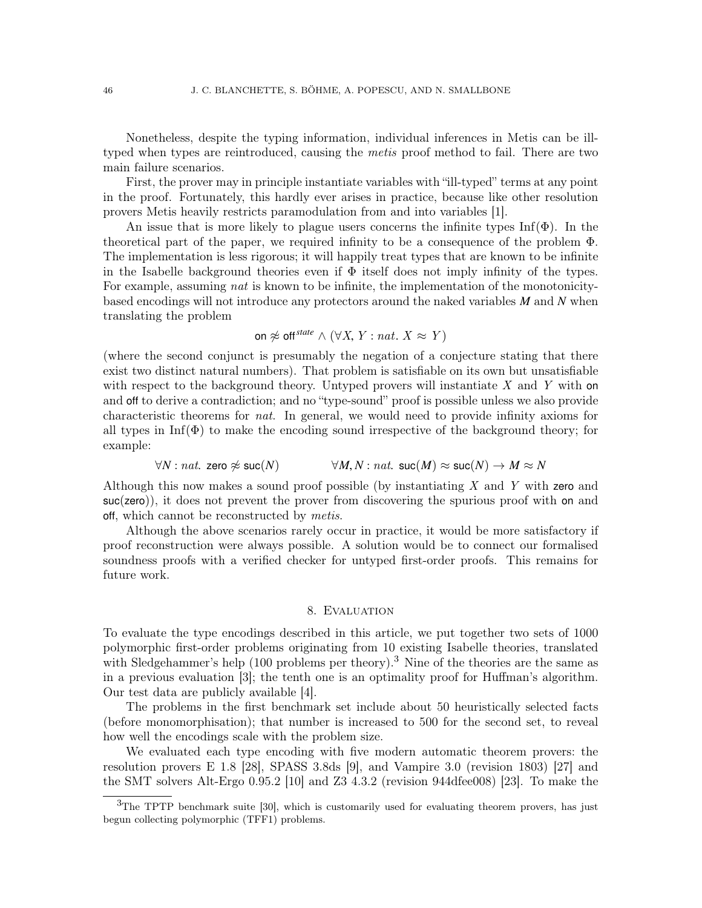Nonetheless, despite the typing information, individual inferences in Metis can be ill-typed when types are reintroduced, causing the *metis* proof method to fail. There are two main failure scenarios.

First, the prover may in principle instantiate variables with "ill-typed" terms at any point in the proof. Fortunately, this hardly ever arises in practice, because like other resolution provers Metis heavily restricts paramodulation from and into variables [1].

An issue that is more likely to plague users concerns the infinite types $\mathrm{Inf}(\Phi)$. In the theoretical part of the paper, we required infinity to be a consequence of the problem $\Phi$. The implementation is less rigorous; it will happily treat types that are known to be infinite in the Isabelle background theories even if $\Phi$ itself does not imply infinity of the types. For example, assuming *nat* is known to be infinite, the implementation of the monotonicity-based encodings will not introduce any protectors around the naked variables $\boldsymbol{M}$ and $\boldsymbol{N}$ when translating the problem

$$\mathsf{on} \not\approx \mathsf{off}^{\mathit{state}} \wedge (\forall X, Y : \mathit{nat}.\ X \approx Y)$$

(where the second conjunct is presumably the negation of a conjecture stating that there exist two distinct natural numbers). That problem is satisfiable on its own but unsatisfiable with respect to the background theory. Untyped provers will instantiate $X$ and $Y$ with $\mathsf{on}$ and $\mathsf{off}$ to derive a contradiction; and no "type-sound" proof is possible unless we also provide characteristic theorems for *nat*. In general, we would need to provide infinity axioms for all types in $\mathrm{Inf}(\Phi)$ to make the encoding sound irrespective of the background theory; for example:

$$\forall N : \mathit{nat}.\ \mathsf{zero} \not\approx \mathsf{suc}(N) \qquad\qquad \forall \boldsymbol{M}, N : \mathit{nat}.\ \mathsf{suc}(\boldsymbol{M}) \approx \mathsf{suc}(N) \rightarrow \boldsymbol{M} \approx N$$

Although this now makes a sound proof possible (by instantiating $X$ and $Y$ with $\mathsf{zero}$ and $\mathsf{suc}(\mathsf{zero})$), it does not prevent the prover from discovering the spurious proof with $\mathsf{on}$ and $\mathsf{off}$, which cannot be reconstructed by *metis*.

Although the above scenarios rarely occur in practice, it would be more satisfactory if proof reconstruction were always possible. A solution would be to connect our formalised soundness proofs with a verified checker for untyped first-order proofs. This remains for future work.

## 8. Evaluation

To evaluate the type encodings described in this article, we put together two sets of 1000 polymorphic first-order problems originating from 10 existing Isabelle theories, translated with Sledgehammer's help (100 problems per theory).[3] Nine of the theories are the same as in a previous evaluation [3]; the tenth one is an optimality proof for Huffman's algorithm. Our test data are publicly available [4].

The problems in the first benchmark set include about 50 heuristically selected facts (before monomorphisation); that number is increased to 500 for the second set, to reveal how well the encodings scale with the problem size.

We evaluated each type encoding with five modern automatic theorem provers: the resolution provers E 1.8 [28], SPASS 3.8ds [9], and Vampire 3.0 (revision 1803) [27] and the SMT solvers Alt-Ergo 0.95.2 [10] and Z3 4.3.2 (revision 944dfee008) [23]. To make the

[3] The TPTP benchmark suite [30], which is customarily used for evaluating theorem provers, has just begun collecting polymorphic (TFF1) problems.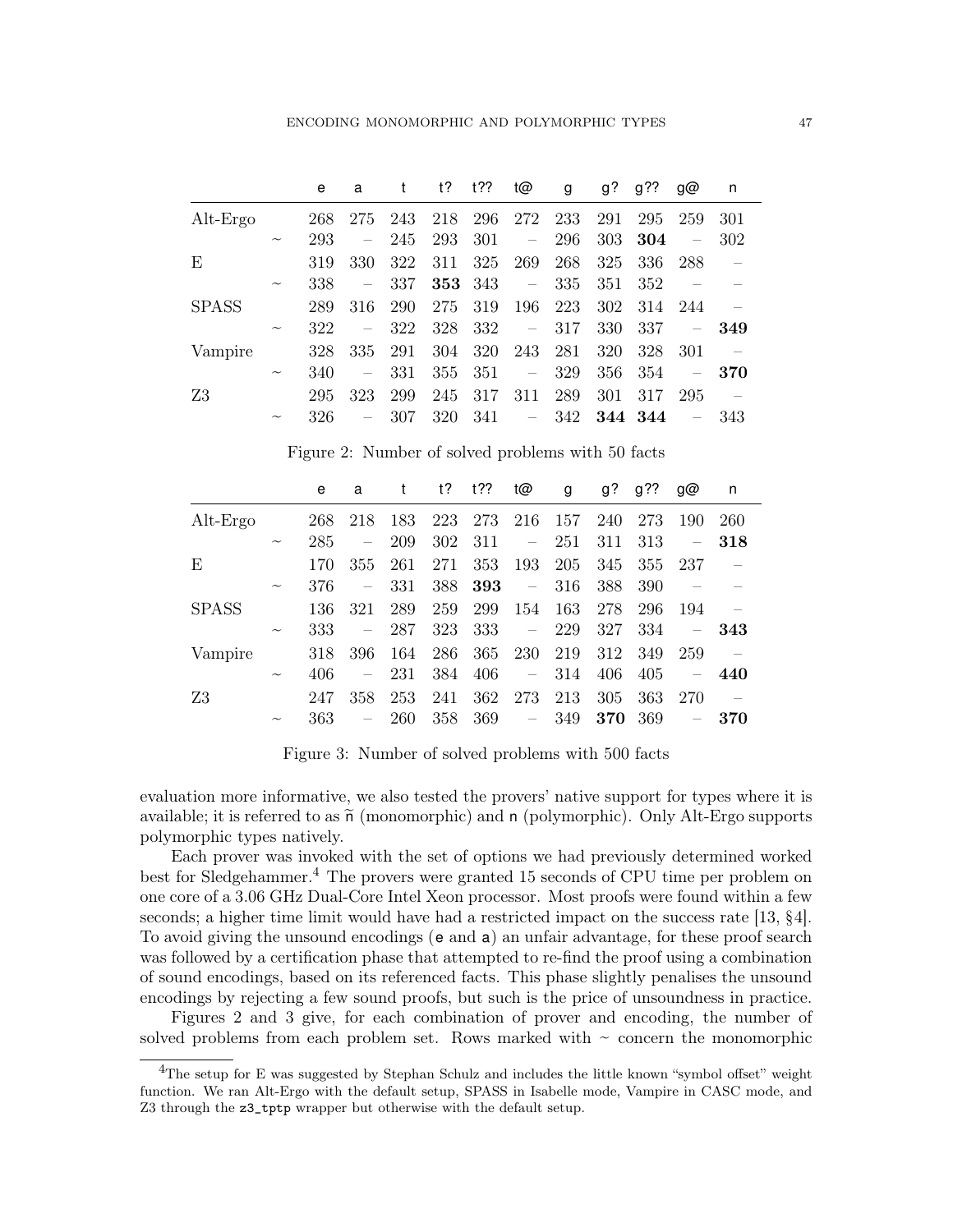| | | e | a | t | t? | t?? | t@ | g | g? | g?? | g@ | n |
|---|---|---|---|---|---|---|---|---|---|---|---|---|
| Alt-Ergo | | 268 | 275 | 243 | 218 | 296 | 272 | 233 | 291 | 295 | 259 | 301 |
| | ~ | 293 | – | 245 | 293 | 301 | – | 296 | 303 | **304** | – | 302 |
| E | | 319 | 330 | 322 | 311 | 325 | 269 | 268 | 325 | 336 | 288 | – |
| | ~ | 338 | – | 337 | **353** | 343 | – | 335 | 351 | 352 | – | – |
| SPASS | | 289 | 316 | 290 | 275 | 319 | 196 | 223 | 302 | 314 | 244 | – |
| | ~ | 322 | – | 322 | 328 | 332 | – | 317 | 330 | 337 | – | **349** |
| Vampire | | 328 | 335 | 291 | 304 | 320 | 243 | 281 | 320 | 328 | 301 | – |
| | ~ | 340 | – | 331 | 355 | 351 | – | 329 | 356 | 354 | – | **370** |
| Z3 | | 295 | 323 | 299 | 245 | 317 | 311 | 289 | 301 | 317 | 295 | – |
| | ~ | 326 | – | 307 | 320 | 341 | – | 342 | **344** | **344** | – | 343 |

Figure 2: Number of solved problems with 50 facts

| | | e | a | t | t? | t?? | t@ | g | g? | g?? | g@ | n |
|---|---|---|---|---|---|---|---|---|---|---|---|---|
| Alt-Ergo | | 268 | 218 | 183 | 223 | 273 | 216 | 157 | 240 | 273 | 190 | 260 |
| | ~ | 285 | – | 209 | 302 | 311 | – | 251 | 311 | 313 | – | **318** |
| E | | 170 | 355 | 261 | 271 | 353 | 193 | 205 | 345 | 355 | 237 | – |
| | ~ | 376 | – | 331 | 388 | **393** | – | 316 | 388 | 390 | – | – |
| SPASS | | 136 | 321 | 289 | 259 | 299 | 154 | 163 | 278 | 296 | 194 | – |
| | ~ | 333 | – | 287 | 323 | 333 | – | 229 | 327 | 334 | – | **343** |
| Vampire | | 318 | 396 | 164 | 286 | 365 | 230 | 219 | 312 | 349 | 259 | – |
| | ~ | 406 | – | 231 | 384 | 406 | – | 314 | 406 | 405 | – | **440** |
| Z3 | | 247 | 358 | 253 | 241 | 362 | 273 | 213 | 305 | 363 | 270 | – |
| | ~ | 363 | – | 260 | 358 | 369 | – | 349 | **370** | 369 | – | **370** |

Figure 3: Number of solved problems with 500 facts

evaluation more informative, we also tested the provers' native support for types where it is available; it is referred to as $\widetilde{\mathsf{n}}$ (monomorphic) and n (polymorphic). Only Alt-Ergo supports polymorphic types natively.

Each prover was invoked with the set of options we had previously determined worked best for Sledgehammer.[4] The provers were granted 15 seconds of CPU time per problem on one core of a 3.06 GHz Dual-Core Intel Xeon processor. Most proofs were found within a few seconds; a higher time limit would have had a restricted impact on the success rate [13, §4]. To avoid giving the unsound encodings (e and a) an unfair advantage, for these proof search was followed by a certification phase that attempted to re-find the proof using a combination of sound encodings, based on its referenced facts. This phase slightly penalises the unsound encodings by rejecting a few sound proofs, but such is the price of unsoundness in practice.

Figures 2 and 3 give, for each combination of prover and encoding, the number of solved problems from each problem set. Rows marked with ~ concern the monomorphic

[4] The setup for E was suggested by Stephan Schulz and includes the little known "symbol offset" weight function. We ran Alt-Ergo with the default setup, SPASS in Isabelle mode, Vampire in CASC mode, and Z3 through the `z3_tptp` wrapper but otherwise with the default setup.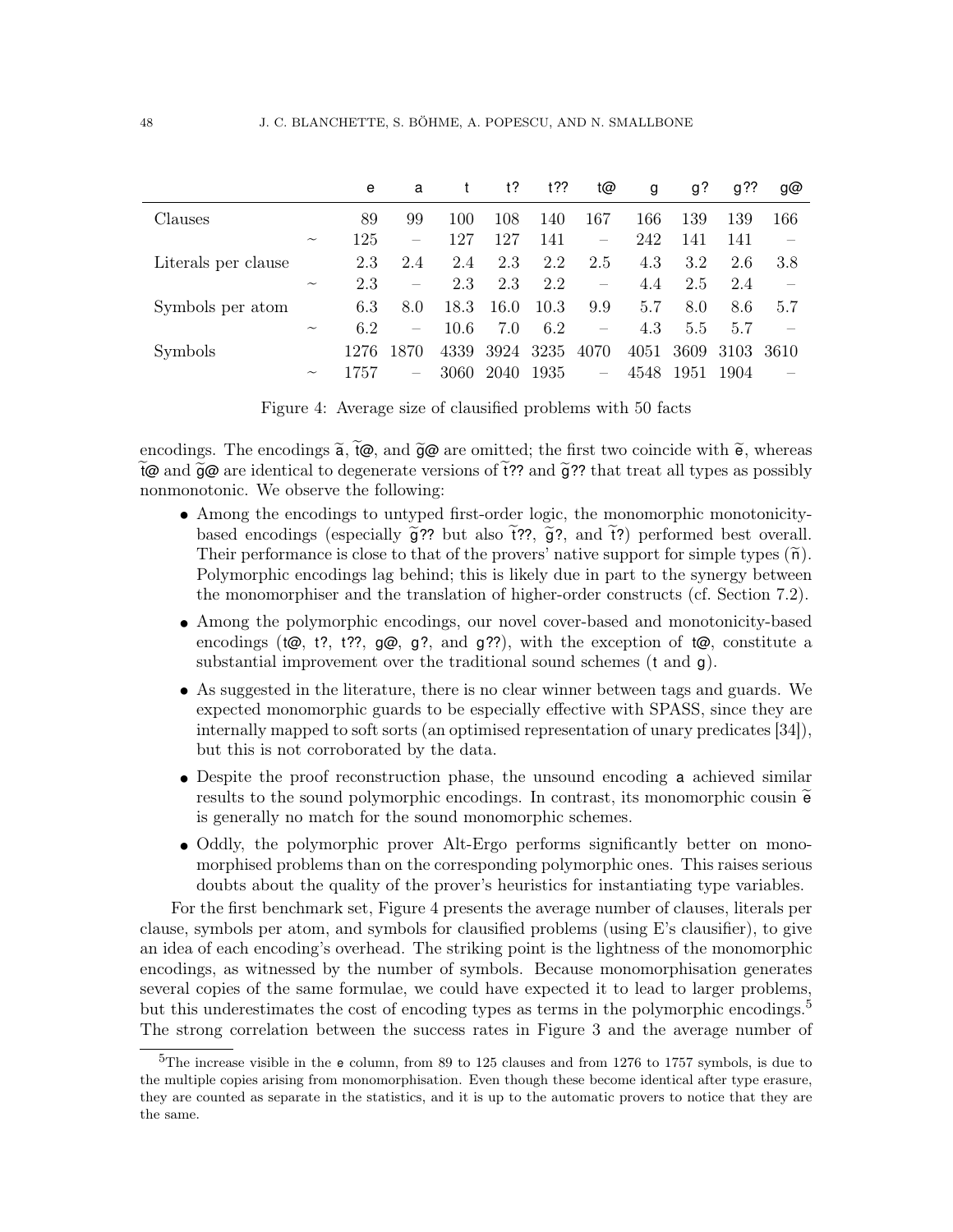|  |  | e | a | t | t? | t?? | t@ | g | g? | g?? | g@ |
|---|---|---|---|---|---|---|---|---|---|---|---|
| Clauses |  | 89 | 99 | 100 | 108 | 140 | 167 | 166 | 139 | 139 | 166 |
|  | ~ | 125 | – | 127 | 127 | 141 | – | 242 | 141 | 141 | – |
| Literals per clause |  | 2.3 | 2.4 | 2.4 | 2.3 | 2.2 | 2.5 | 4.3 | 3.2 | 2.6 | 3.8 |
|  | ~ | 2.3 | – | 2.3 | 2.3 | 2.2 | – | 4.4 | 2.5 | 2.4 | – |
| Symbols per atom |  | 6.3 | 8.0 | 18.3 | 16.0 | 10.3 | 9.9 | 5.7 | 8.0 | 8.6 | 5.7 |
|  | ~ | 6.2 | – | 10.6 | 7.0 | 6.2 | – | 4.3 | 5.5 | 5.7 | – |
| Symbols |  | 1276 | 1870 | 4339 | 3924 | 3235 | 4070 | 4051 | 3609 | 3103 | 3610 |
|  | ~ | 1757 | – | 3060 | 2040 | 1935 | – | 4548 | 1951 | 1904 | – |

Figure 4: Average size of clausified problems with 50 facts

encodings. The encodings $\widetilde{\mathsf{a}}$, $\widetilde{\mathsf{t}}$@, and $\widetilde{\mathsf{g}}$@ are omitted; the first two coincide with $\widetilde{\mathsf{e}}$, whereas $\widetilde{\mathsf{t}}$@ and $\widetilde{\mathsf{g}}$@ are identical to degenerate versions of $\widetilde{\mathsf{t}}$?? and $\widetilde{\mathsf{g}}$?? that treat all types as possibly nonmonotonic. We observe the following:

- Among the encodings to untyped first-order logic, the monomorphic monotonicity-based encodings (especially $\widetilde{\mathsf{g}}$?? but also $\widetilde{\mathsf{t}}$??, $\widetilde{\mathsf{g}}$?, and $\widetilde{\mathsf{t}}$?) performed best overall. Their performance is close to that of the provers' native support for simple types ($\widetilde{\mathsf{n}}$). Polymorphic encodings lag behind; this is likely due in part to the synergy between the monomorphiser and the translation of higher-order constructs (cf. Section 7.2).
- Among the polymorphic encodings, our novel cover-based and monotonicity-based encodings (t@, t?, t??, g@, g?, and g??), with the exception of t@, constitute a substantial improvement over the traditional sound schemes (t and g).
- As suggested in the literature, there is no clear winner between tags and guards. We expected monomorphic guards to be especially effective with SPASS, since they are internally mapped to soft sorts (an optimised representation of unary predicates [34]), but this is not corroborated by the data.
- Despite the proof reconstruction phase, the unsound encoding a achieved similar results to the sound polymorphic encodings. In contrast, its monomorphic cousin $\widetilde{\mathsf{e}}$ is generally no match for the sound monomorphic schemes.
- Oddly, the polymorphic prover Alt-Ergo performs significantly better on monomorphised problems than on the corresponding polymorphic ones. This raises serious doubts about the quality of the prover's heuristics for instantiating type variables.

For the first benchmark set, Figure 4 presents the average number of clauses, literals per clause, symbols per atom, and symbols for clausified problems (using E's clausifier), to give an idea of each encoding's overhead. The striking point is the lightness of the monomorphic encodings, as witnessed by the number of symbols. Because monomorphisation generates several copies of the same formulae, we could have expected it to lead to larger problems, but this underestimates the cost of encoding types as terms in the polymorphic encodings.[5] The strong correlation between the success rates in Figure 3 and the average number of

[5] The increase visible in the e column, from 89 to 125 clauses and from 1276 to 1757 symbols, is due to the multiple copies arising from monomorphisation. Even though these become identical after type erasure, they are counted as separate in the statistics, and it is up to the automatic provers to notice that they are the same.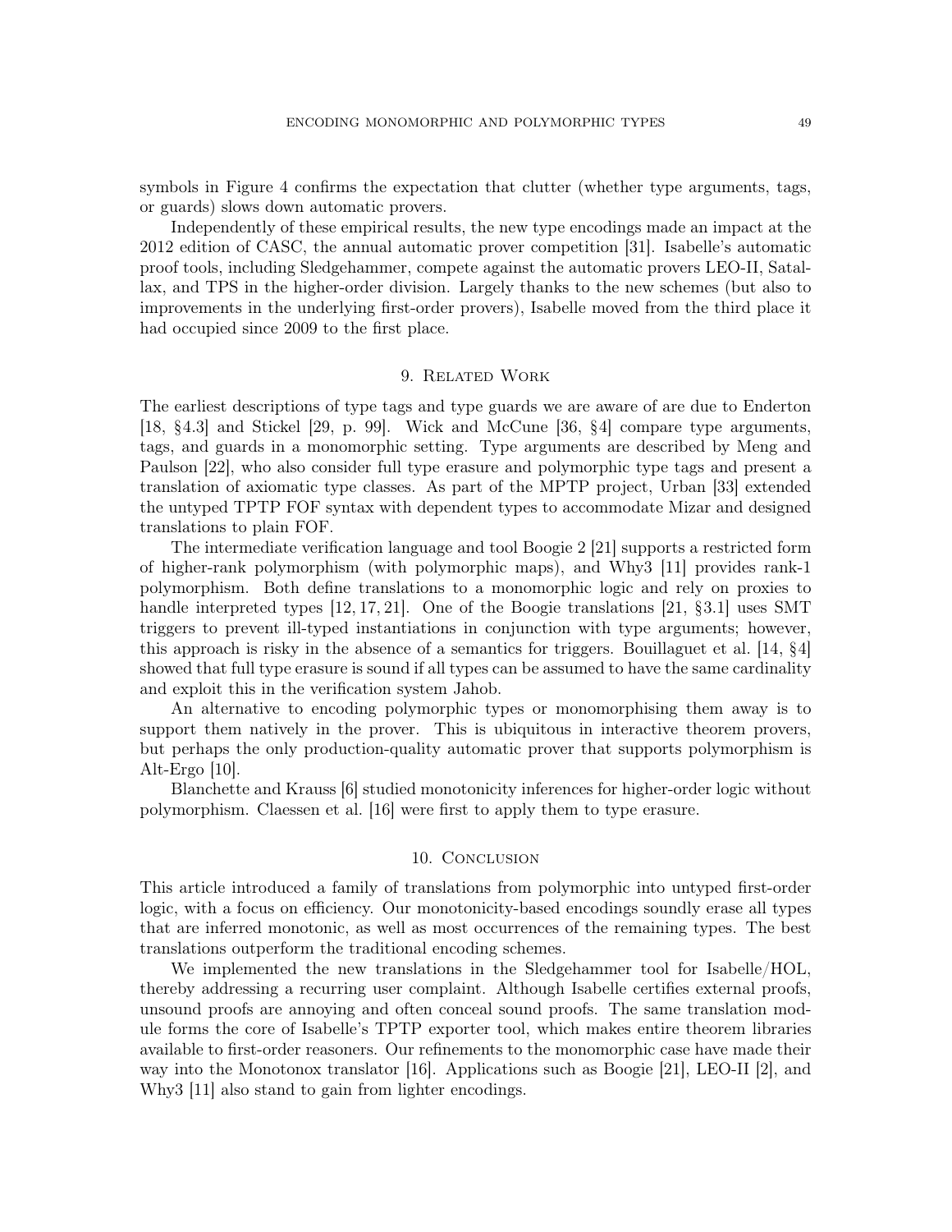symbols in Figure 4 confirms the expectation that clutter (whether type arguments, tags, or guards) slows down automatic provers.

Independently of these empirical results, the new type encodings made an impact at the 2012 edition of CASC, the annual automatic prover competition [31]. Isabelle's automatic proof tools, including Sledgehammer, compete against the automatic provers LEO-II, Satallax, and TPS in the higher-order division. Largely thanks to the new schemes (but also to improvements in the underlying first-order provers), Isabelle moved from the third place it had occupied since 2009 to the first place.

## 9. Related Work

The earliest descriptions of type tags and type guards we are aware of are due to Enderton [18, §4.3] and Stickel [29, p. 99]. Wick and McCune [36, §4] compare type arguments, tags, and guards in a monomorphic setting. Type arguments are described by Meng and Paulson [22], who also consider full type erasure and polymorphic type tags and present a translation of axiomatic type classes. As part of the MPTP project, Urban [33] extended the untyped TPTP FOF syntax with dependent types to accommodate Mizar and designed translations to plain FOF.

The intermediate verification language and tool Boogie 2 [21] supports a restricted form of higher-rank polymorphism (with polymorphic maps), and Why3 [11] provides rank-1 polymorphism. Both define translations to a monomorphic logic and rely on proxies to handle interpreted types [12, 17, 21]. One of the Boogie translations [21, §3.1] uses SMT triggers to prevent ill-typed instantiations in conjunction with type arguments; however, this approach is risky in the absence of a semantics for triggers. Bouillaguet et al. [14, §4] showed that full type erasure is sound if all types can be assumed to have the same cardinality and exploit this in the verification system Jahob.

An alternative to encoding polymorphic types or monomorphising them away is to support them natively in the prover. This is ubiquitous in interactive theorem provers, but perhaps the only production-quality automatic prover that supports polymorphism is Alt-Ergo [10].

Blanchette and Krauss [6] studied monotonicity inferences for higher-order logic without polymorphism. Claessen et al. [16] were first to apply them to type erasure.

## 10. Conclusion

This article introduced a family of translations from polymorphic into untyped first-order logic, with a focus on efficiency. Our monotonicity-based encodings soundly erase all types that are inferred monotonic, as well as most occurrences of the remaining types. The best translations outperform the traditional encoding schemes.

We implemented the new translations in the Sledgehammer tool for Isabelle/HOL, thereby addressing a recurring user complaint. Although Isabelle certifies external proofs, unsound proofs are annoying and often conceal sound proofs. The same translation module forms the core of Isabelle's TPTP exporter tool, which makes entire theorem libraries available to first-order reasoners. Our refinements to the monomorphic case have made their way into the Monotonox translator [16]. Applications such as Boogie [21], LEO-II [2], and Why3 [11] also stand to gain from lighter encodings.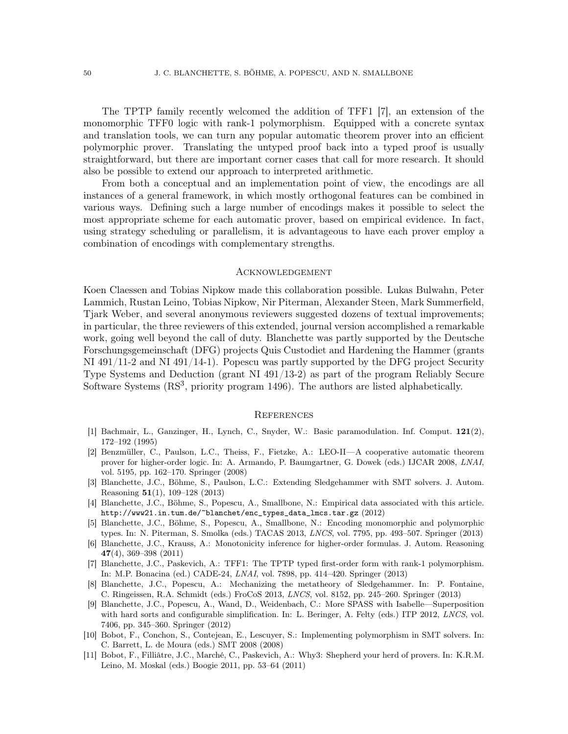The TPTP family recently welcomed the addition of TFF1 [7], an extension of the monomorphic TFF0 logic with rank-1 polymorphism. Equipped with a concrete syntax and translation tools, we can turn any popular automatic theorem prover into an efficient polymorphic prover. Translating the untyped proof back into a typed proof is usually straightforward, but there are important corner cases that call for more research. It should also be possible to extend our approach to interpreted arithmetic.

From both a conceptual and an implementation point of view, the encodings are all instances of a general framework, in which mostly orthogonal features can be combined in various ways. Defining such a large number of encodings makes it possible to select the most appropriate scheme for each automatic prover, based on empirical evidence. In fact, using strategy scheduling or parallelism, it is advantageous to have each prover employ a combination of encodings with complementary strengths.

## Acknowledgement

Koen Claessen and Tobias Nipkow made this collaboration possible. Lukas Bulwahn, Peter Lammich, Rustan Leino, Tobias Nipkow, Nir Piterman, Alexander Steen, Mark Summerfield, Tjark Weber, and several anonymous reviewers suggested dozens of textual improvements; in particular, the three reviewers of this extended, journal version accomplished a remarkable work, going well beyond the call of duty. Blanchette was partly supported by the Deutsche Forschungsgemeinschaft (DFG) projects Quis Custodiet and Hardening the Hammer (grants NI 491/11-2 and NI 491/14-1). Popescu was partly supported by the DFG project Security Type Systems and Deduction (grant NI 491/13-2) as part of the program Reliably Secure Software Systems ($\text{RS}^3$, priority program 1496). The authors are listed alphabetically.

## References

[1] Bachmair, L., Ganzinger, H., Lynch, C., Snyder, W.: Basic paramodulation. Inf. Comput. **121**(2), 172–192 (1995)

[2] Benzmüller, C., Paulson, L.C., Theiss, F., Fietzke, A.: LEO-II—A cooperative automatic theorem prover for higher-order logic. In: A. Armando, P. Baumgartner, G. Dowek (eds.) IJCAR 2008, *LNAI*, vol. 5195, pp. 162–170. Springer (2008)

[3] Blanchette, J.C., Böhme, S., Paulson, L.C.: Extending Sledgehammer with SMT solvers. J. Autom. Reasoning **51**(1), 109–128 (2013)

[4] Blanchette, J.C., Böhme, S., Popescu, A., Smallbone, N.: Empirical data associated with this article. `http://www21.in.tum.de/~blanchet/enc_types_data_lmcs.tar.gz` (2012)

[5] Blanchette, J.C., Böhme, S., Popescu, A., Smallbone, N.: Encoding monomorphic and polymorphic types. In: N. Piterman, S. Smolka (eds.) TACAS 2013, *LNCS*, vol. 7795, pp. 493–507. Springer (2013)

[6] Blanchette, J.C., Krauss, A.: Monotonicity inference for higher-order formulas. J. Autom. Reasoning **47**(4), 369–398 (2011)

[7] Blanchette, J.C., Paskevich, A.: TFF1: The TPTP typed first-order form with rank-1 polymorphism. In: M.P. Bonacina (ed.) CADE-24, *LNAI*, vol. 7898, pp. 414–420. Springer (2013)

[8] Blanchette, J.C., Popescu, A.: Mechanizing the metatheory of Sledgehammer. In: P. Fontaine, C. Ringeissen, R.A. Schmidt (eds.) FroCoS 2013, *LNCS*, vol. 8152, pp. 245–260. Springer (2013)

[9] Blanchette, J.C., Popescu, A., Wand, D., Weidenbach, C.: More SPASS with Isabelle—Superposition with hard sorts and configurable simplification. In: L. Beringer, A. Felty (eds.) ITP 2012, *LNCS*, vol. 7406, pp. 345–360. Springer (2012)

[10] Bobot, F., Conchon, S., Contejean, E., Lescuyer, S.: Implementing polymorphism in SMT solvers. In: C. Barrett, L. de Moura (eds.) SMT 2008 (2008)

[11] Bobot, F., Filliâtre, J.C., Marché, C., Paskevich, A.: Why3: Shepherd your herd of provers. In: K.R.M. Leino, M. Moskal (eds.) Boogie 2011, pp. 53–64 (2011)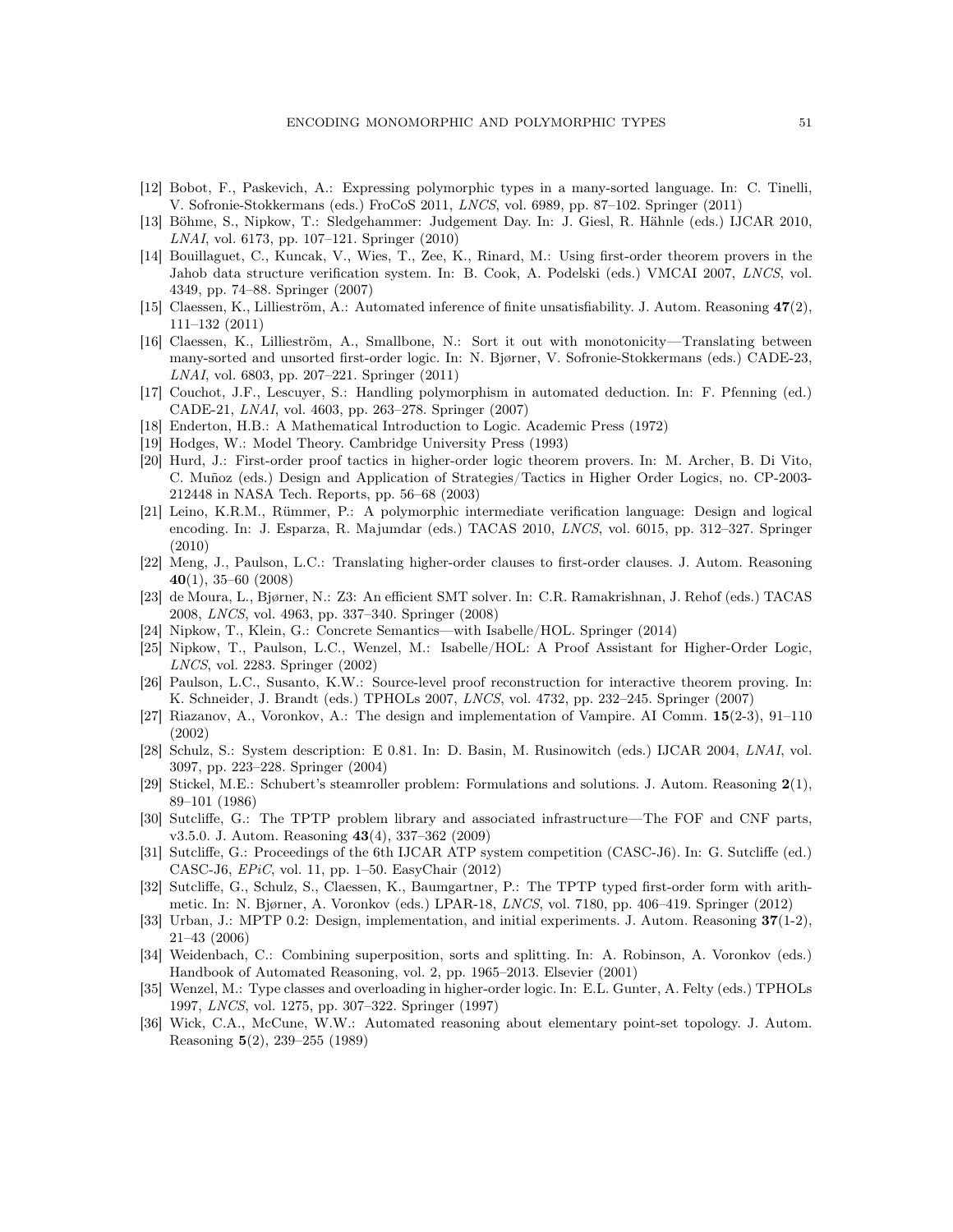[12] Bobot, F., Paskevich, A.: Expressing polymorphic types in a many-sorted language. In: C. Tinelli, V. Sofronie-Stokkermans (eds.) FroCoS 2011, *LNCS*, vol. 6989, pp. 87–102. Springer (2011)

[13] Böhme, S., Nipkow, T.: Sledgehammer: Judgement Day. In: J. Giesl, R. Hähnle (eds.) IJCAR 2010, *LNAI*, vol. 6173, pp. 107–121. Springer (2010)

[14] Bouillaguet, C., Kuncak, V., Wies, T., Zee, K., Rinard, M.: Using first-order theorem provers in the Jahob data structure verification system. In: B. Cook, A. Podelski (eds.) VMCAI 2007, *LNCS*, vol. 4349, pp. 74–88. Springer (2007)

[15] Claessen, K., Lillieström, A.: Automated inference of finite unsatisfiability. J. Autom. Reasoning **47**(2), 111–132 (2011)

[16] Claessen, K., Lillieström, A., Smallbone, N.: Sort it out with monotonicity—Translating between many-sorted and unsorted first-order logic. In: N. Bjørner, V. Sofronie-Stokkermans (eds.) CADE-23, *LNAI*, vol. 6803, pp. 207–221. Springer (2011)

[17] Couchot, J.F., Lescuyer, S.: Handling polymorphism in automated deduction. In: F. Pfenning (ed.) CADE-21, *LNAI*, vol. 4603, pp. 263–278. Springer (2007)

[18] Enderton, H.B.: A Mathematical Introduction to Logic. Academic Press (1972)

[19] Hodges, W.: Model Theory. Cambridge University Press (1993)

[20] Hurd, J.: First-order proof tactics in higher-order logic theorem provers. In: M. Archer, B. Di Vito, C. Muñoz (eds.) Design and Application of Strategies/Tactics in Higher Order Logics, no. CP-2003-212448 in NASA Tech. Reports, pp. 56–68 (2003)

[21] Leino, K.R.M., Rümmer, P.: A polymorphic intermediate verification language: Design and logical encoding. In: J. Esparza, R. Majumdar (eds.) TACAS 2010, *LNCS*, vol. 6015, pp. 312–327. Springer (2010)

[22] Meng, J., Paulson, L.C.: Translating higher-order clauses to first-order clauses. J. Autom. Reasoning **40**(1), 35–60 (2008)

[23] de Moura, L., Bjørner, N.: Z3: An efficient SMT solver. In: C.R. Ramakrishnan, J. Rehof (eds.) TACAS 2008, *LNCS*, vol. 4963, pp. 337–340. Springer (2008)

[24] Nipkow, T., Klein, G.: Concrete Semantics—with Isabelle/HOL. Springer (2014)

[25] Nipkow, T., Paulson, L.C., Wenzel, M.: Isabelle/HOL: A Proof Assistant for Higher-Order Logic, *LNCS*, vol. 2283. Springer (2002)

[26] Paulson, L.C., Susanto, K.W.: Source-level proof reconstruction for interactive theorem proving. In: K. Schneider, J. Brandt (eds.) TPHOLs 2007, *LNCS*, vol. 4732, pp. 232–245. Springer (2007)

[27] Riazanov, A., Voronkov, A.: The design and implementation of Vampire. AI Comm. **15**(2-3), 91–110 (2002)

[28] Schulz, S.: System description: E 0.81. In: D. Basin, M. Rusinowitch (eds.) IJCAR 2004, *LNAI*, vol. 3097, pp. 223–228. Springer (2004)

[29] Stickel, M.E.: Schubert's steamroller problem: Formulations and solutions. J. Autom. Reasoning **2**(1), 89–101 (1986)

[30] Sutcliffe, G.: The TPTP problem library and associated infrastructure—The FOF and CNF parts, v3.5.0. J. Autom. Reasoning **43**(4), 337–362 (2009)

[31] Sutcliffe, G.: Proceedings of the 6th IJCAR ATP system competition (CASC-J6). In: G. Sutcliffe (ed.) CASC-J6, *EPiC*, vol. 11, pp. 1–50. EasyChair (2012)

[32] Sutcliffe, G., Schulz, S., Claessen, K., Baumgartner, P.: The TPTP typed first-order form with arithmetic. In: N. Bjørner, A. Voronkov (eds.) LPAR-18, *LNCS*, vol. 7180, pp. 406–419. Springer (2012)

[33] Urban, J.: MPTP 0.2: Design, implementation, and initial experiments. J. Autom. Reasoning **37**(1-2), 21–43 (2006)

[34] Weidenbach, C.: Combining superposition, sorts and splitting. In: A. Robinson, A. Voronkov (eds.) Handbook of Automated Reasoning, vol. 2, pp. 1965–2013. Elsevier (2001)

[35] Wenzel, M.: Type classes and overloading in higher-order logic. In: E.L. Gunter, A. Felty (eds.) TPHOLs 1997, *LNCS*, vol. 1275, pp. 307–322. Springer (1997)

[36] Wick, C.A., McCune, W.W.: Automated reasoning about elementary point-set topology. J. Autom. Reasoning **5**(2), 239–255 (1989)